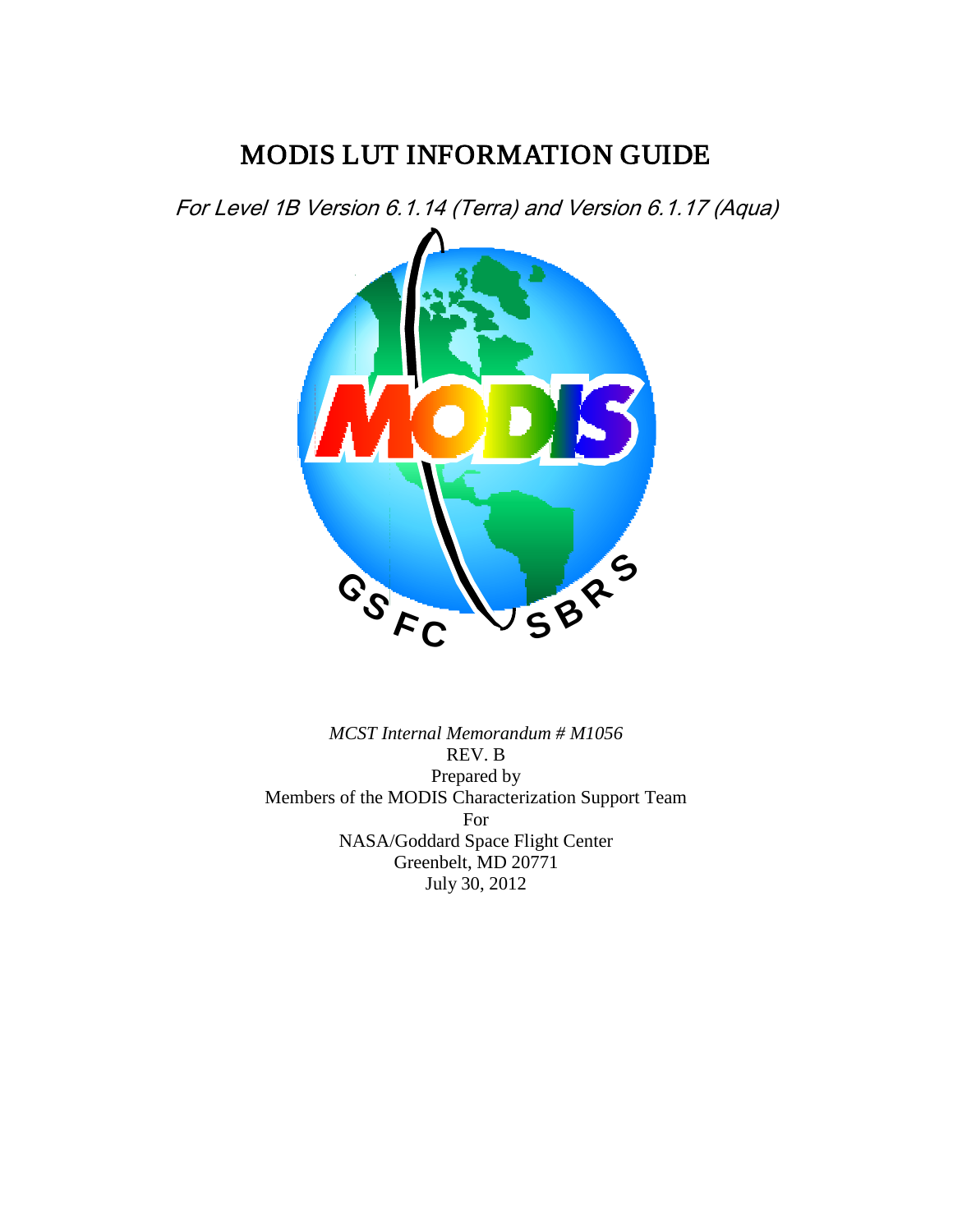# MODIS LUT INFORMATION GUIDE

*For Level 1B Version 6.1.14 (Terra) and Version 6.1.17 (Aqua)*

*MCST Internal Memorandum # M1056*
REV. B
Prepared by
Members of the MODIS Characterization Support Team
For
NASA/Goddard Space Flight Center
Greenbelt, MD 20771
July 30, 2012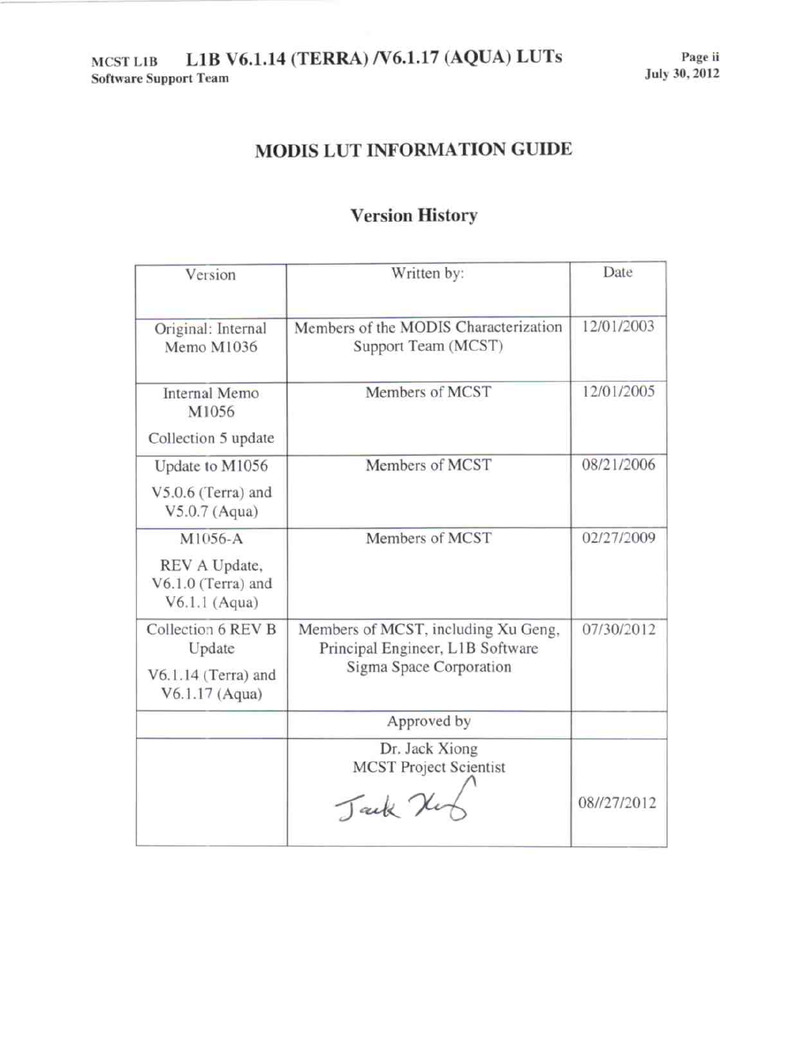# MODIS LUT INFORMATION GUIDE

## Version History

| Version | Written by: | Date |
|---|---|---|
| Original: Internal Memo M1036 | Members of the MODIS Characterization Support Team (MCST) | 12/01/2003 |
| Internal Memo M1056<br>Collection 5 update | Members of MCST | 12/01/2005 |
| Update to M1056<br>V5.0.6 (Terra) and V5.0.7 (Aqua) | Members of MCST | 08/21/2006 |
| M1056-A<br>REV A Update, V6.1.0 (Terra) and V6.1.1 (Aqua) | Members of MCST | 02/27/2009 |
| Collection 6 REV B Update<br>V6.1.14 (Terra) and V6.1.17 (Aqua) | Members of MCST, including Xu Geng, Principal Engineer, L1B Software Sigma Space Corporation | 07/30/2012 |
| | Approved by | |
| | Dr. Jack Xiong<br>MCST Project Scientist<br>Jack Xiong | 08//27/2012 |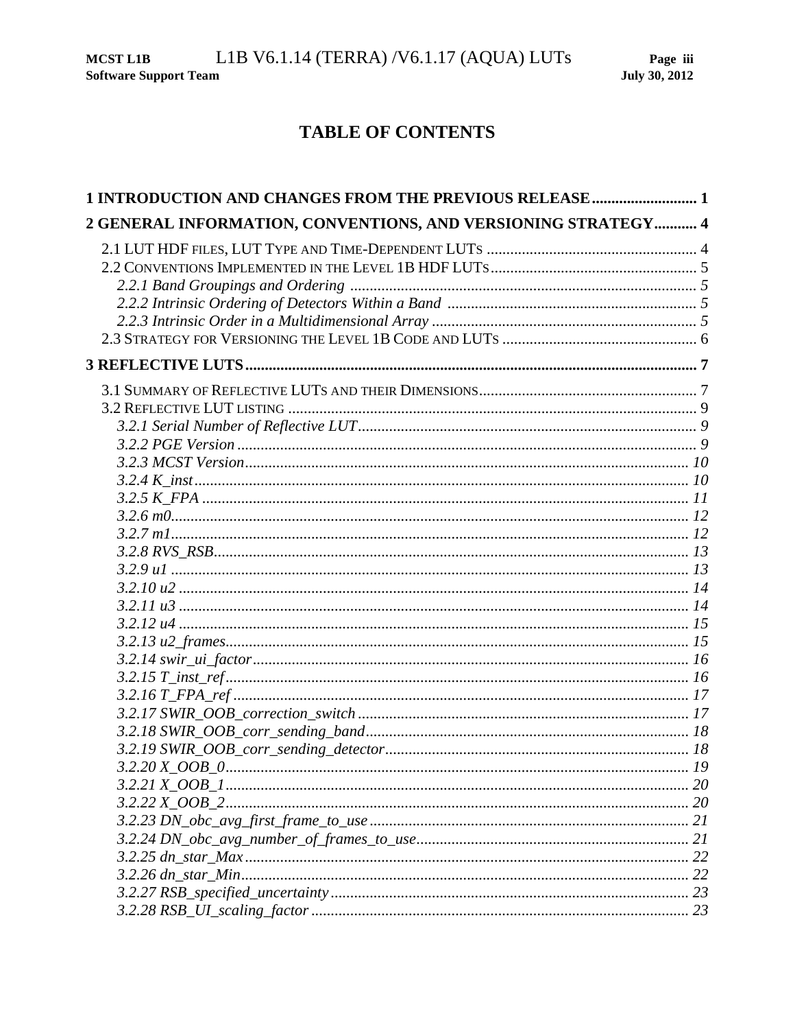# TABLE OF CONTENTS

**1 INTRODUCTION AND CHANGES FROM THE PREVIOUS RELEASE** .......................... 1

**2 GENERAL INFORMATION, CONVENTIONS, AND VERSIONING STRATEGY** .......... 4

- 2.1 LUT HDF FILES, LUT TYPE AND TIME-DEPENDENT LUTS ...................................................... 4
- 2.2 CONVENTIONS IMPLEMENTED IN THE LEVEL 1B HDF LUTS .................................................... 5
  - *2.2.1 Band Groupings and Ordering* ........................................................................ 5
  - *2.2.2 Intrinsic Ordering of Detectors Within a Band* ................................................ 5
  - *2.2.3 Intrinsic Order in a Multidimensional Array* .................................................... 5
- 2.3 STRATEGY FOR VERSIONING THE LEVEL 1B CODE AND LUTS ................................................. 6

**3 REFLECTIVE LUTS** ................................................................................................. 7

- 3.1 SUMMARY OF REFLECTIVE LUTS AND THEIR DIMENSIONS ........................................................ 7
- 3.2 REFLECTIVE LUT LISTING ........................................................................................ 9
  - *3.2.1 Serial Number of Reflective LUT* ...................................................................... 9
  - *3.2.2 PGE Version* ................................................................................................... 9
  - *3.2.3 MCST Version* ................................................................................................ 10
  - *3.2.4 K_inst* ............................................................................................................ 10
  - *3.2.5 K_FPA* ........................................................................................................... 11
  - *3.2.6 m0* ................................................................................................................. 12
  - *3.2.7 m1* ................................................................................................................. 12
  - *3.2.8 RVS_RSB* ....................................................................................................... 13
  - *3.2.9 u1* .................................................................................................................. 13
  - *3.2.10 u2* ................................................................................................................ 14
  - *3.2.11 u3* ................................................................................................................ 14
  - *3.2.12 u4* ................................................................................................................ 15
  - *3.2.13 u2_frames* .................................................................................................... 15
  - *3.2.14 swir_ui_factor* ............................................................................................... 16
  - *3.2.15 T_inst_ref* ..................................................................................................... 16
  - *3.2.16 T_FPA_ref* .................................................................................................... 17
  - *3.2.17 SWIR_OOB_correction_switch* ..................................................................... 17
  - *3.2.18 SWIR_OOB_corr_sending_band* ................................................................... 18
  - *3.2.19 SWIR_OOB_corr_sending_detector* .............................................................. 18
  - *3.2.20 X_OOB_0* ...................................................................................................... 19
  - *3.2.21 X_OOB_1* ...................................................................................................... 20
  - *3.2.22 X_OOB_2* ...................................................................................................... 20
  - *3.2.23 DN_obc_avg_first_frame_to_use* ................................................................... 21
  - *3.2.24 DN_obc_avg_number_of_frames_to_use* ...................................................... 21
  - *3.2.25 dn_star_Max* .................................................................................................. 22
  - *3.2.26 dn_star_Min* ................................................................................................... 22
  - *3.2.27 RSB_specified_uncertainty* ............................................................................ 23
  - *3.2.28 RSB_UI_scaling_factor* .................................................................................. 23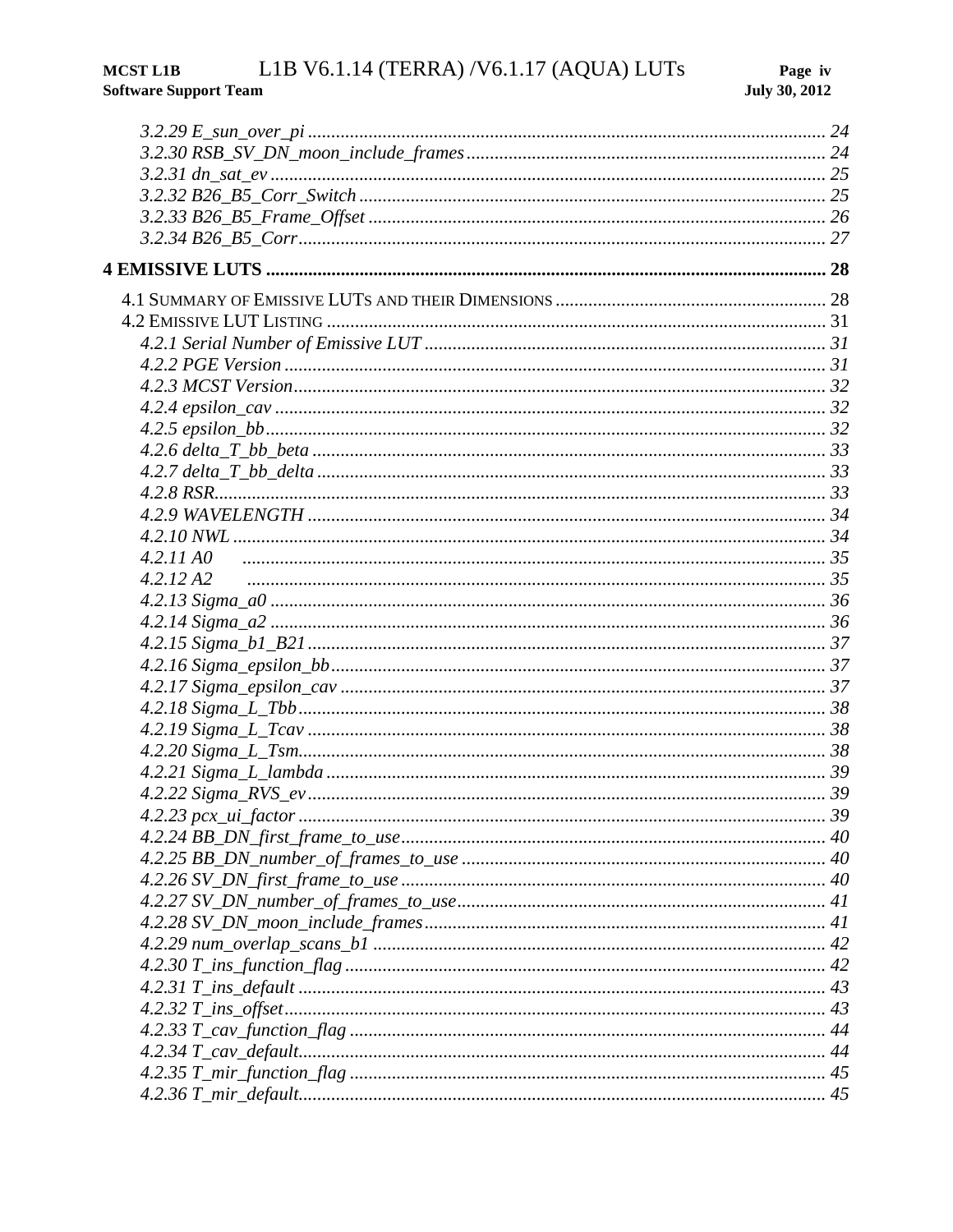*3.2.29 E_sun_over_pi* ........................................ 24
*3.2.30 RSB_SV_DN_moon_include_frames* ........................................ 24
*3.2.31 dn_sat_ev* ........................................ 25
*3.2.32 B26_B5_Corr_Switch* ........................................ 25
*3.2.33 B26_B5_Frame_Offset* ........................................ 26
*3.2.34 B26_B5_Corr* ........................................ 27

**4 EMISSIVE LUTS** ........................................ **28**

4.1 SUMMARY OF EMISSIVE LUTS AND THEIR DIMENSIONS ........................................ 28
4.2 EMISSIVE LUT LISTING ........................................ 31
*4.2.1 Serial Number of Emissive LUT* ........................................ 31
*4.2.2 PGE Version* ........................................ 31
*4.2.3 MCST Version* ........................................ 32
*4.2.4 epsilon_cav* ........................................ 32
*4.2.5 epsilon_bb* ........................................ 32
*4.2.6 delta_T_bb_beta* ........................................ 33
*4.2.7 delta_T_bb_delta* ........................................ 33
*4.2.8 RSR* ........................................ 33
*4.2.9 WAVELENGTH* ........................................ 34
*4.2.10 NWL* ........................................ 34
*4.2.11 A0* ........................................ 35
*4.2.12 A2* ........................................ 35
*4.2.13 Sigma_a0* ........................................ 36
*4.2.14 Sigma_a2* ........................................ 36
*4.2.15 Sigma_b1_B21* ........................................ 37
*4.2.16 Sigma_epsilon_bb* ........................................ 37
*4.2.17 Sigma_epsilon_cav* ........................................ 37
*4.2.18 Sigma_L_Tbb* ........................................ 38
*4.2.19 Sigma_L_Tcav* ........................................ 38
*4.2.20 Sigma_L_Tsm* ........................................ 38
*4.2.21 Sigma_L_lambda* ........................................ 39
*4.2.22 Sigma_RVS_ev* ........................................ 39
*4.2.23 pcx_ui_factor* ........................................ 39
*4.2.24 BB_DN_first_frame_to_use* ........................................ 40
*4.2.25 BB_DN_number_of_frames_to_use* ........................................ 40
*4.2.26 SV_DN_first_frame_to_use* ........................................ 40
*4.2.27 SV_DN_number_of_frames_to_use* ........................................ 41
*4.2.28 SV_DN_moon_include_frames* ........................................ 41
*4.2.29 num_overlap_scans_b1* ........................................ 42
*4.2.30 T_ins_function_flag* ........................................ 42
*4.2.31 T_ins_default* ........................................ 43
*4.2.32 T_ins_offset* ........................................ 43
*4.2.33 T_cav_function_flag* ........................................ 44
*4.2.34 T_cav_default* ........................................ 44
*4.2.35 T_mir_function_flag* ........................................ 45
*4.2.36 T_mir_default* ........................................ 45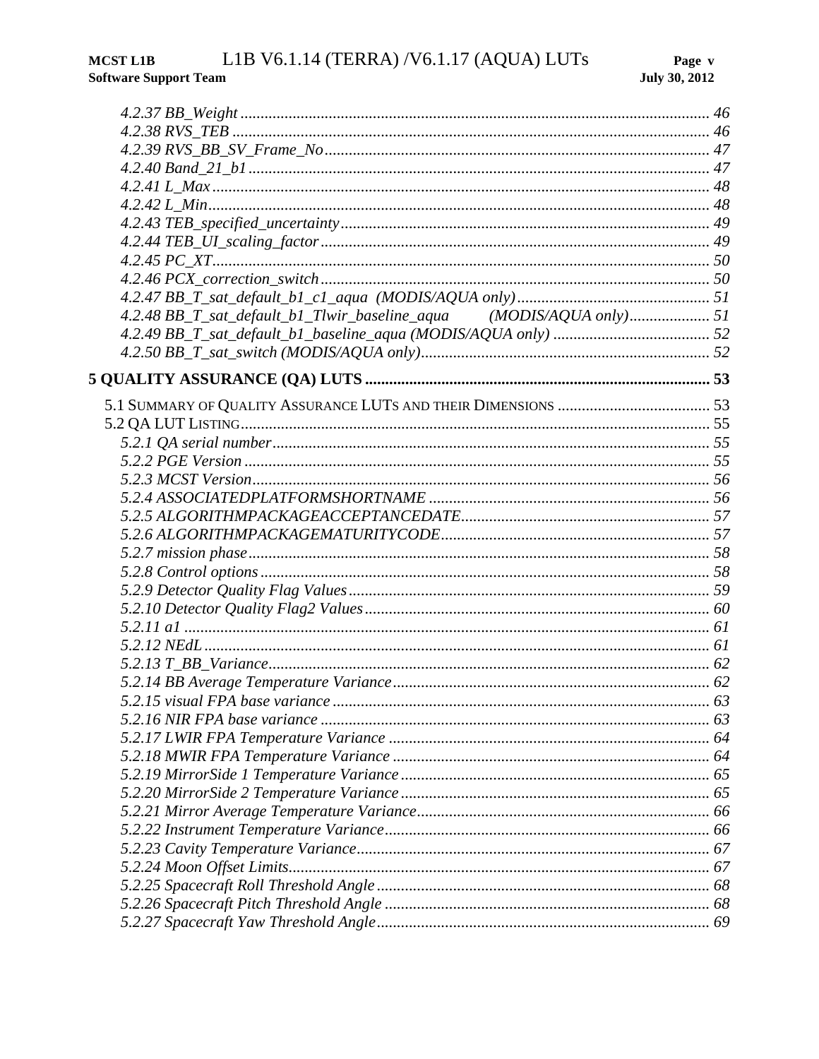*4.2.37 BB_Weight* ........................................................................................................ 46
*4.2.38 RVS_TEB* ........................................................................................................ 46
*4.2.39 RVS_BB_SV_Frame_No* ................................................................................... 47
*4.2.40 Band_21_b1* ...................................................................................................... 47
*4.2.41 L_Max* ............................................................................................................... 48
*4.2.42 L_Min* ................................................................................................................ 48
*4.2.43 TEB_specified_uncertainty* ............................................................................... 49
*4.2.44 TEB_UI_scaling_factor* .................................................................................... 49
*4.2.45 PC_XT* ............................................................................................................... 50
*4.2.46 PCX_correction_switch* ................................................................................... 50
*4.2.47 BB_T_sat_default_b1_c1_aqua (MODIS/AQUA only)* ................................... 51
*4.2.48 BB_T_sat_default_b1_Tlwir_baseline_aqua (MODIS/AQUA only)* ................... 51
*4.2.49 BB_T_sat_default_b1_baseline_aqua (MODIS/AQUA only)* ........................... 52
*4.2.50 BB_T_sat_switch (MODIS/AQUA only)* ........................................................... 52

**5 QUALITY ASSURANCE (QA) LUTS** ........................................................................ 53

5.1 SUMMARY OF QUALITY ASSURANCE LUTS AND THEIR DIMENSIONS ........................ 53
5.2 QA LUT LISTING ......................................................................................................... 55
*5.2.1 QA serial number* ............................................................................................... 55
*5.2.2 PGE Version* ....................................................................................................... 55
*5.2.3 MCST Version* ..................................................................................................... 56
*5.2.4 ASSOCIATEDPLATFORMSHORTNAME* ......................................................... 56
*5.2.5 ALGORITHMPACKAGEACCEPTANCEDATE* .................................................. 57
*5.2.6 ALGORITHMPACKAGEMATURITYCODE* ...................................................... 57
*5.2.7 mission phase* .................................................................................................... 58
*5.2.8 Control options* .................................................................................................. 58
*5.2.9 Detector Quality Flag Values* ............................................................................. 59
*5.2.10 Detector Quality Flag2 Values* ......................................................................... 60
*5.2.11 a1* ..................................................................................................................... 61
*5.2.12 NEdL* ................................................................................................................ 61
*5.2.13 T_BB_Variance* .................................................................................................. 62
*5.2.14 BB Average Temperature Variance* .................................................................... 62
*5.2.15 visual FPA base variance* .................................................................................. 63
*5.2.16 NIR FPA base variance* ..................................................................................... 63
*5.2.17 LWIR FPA Temperature Variance* ...................................................................... 64
*5.2.18 MWIR FPA Temperature Variance* ..................................................................... 64
*5.2.19 MirrorSide 1 Temperature Variance* .................................................................. 65
*5.2.20 MirrorSide 2 Temperature Variance* .................................................................. 65
*5.2.21 Mirror Average Temperature Variance* .............................................................. 66
*5.2.22 Instrument Temperature Variance* ..................................................................... 66
*5.2.23 Cavity Temperature Variance* ............................................................................ 67
*5.2.24 Moon Offset Limits* ............................................................................................ 67
*5.2.25 Spacecraft Roll Threshold Angle* ....................................................................... 68
*5.2.26 Spacecraft Pitch Threshold Angle* ..................................................................... 68
*5.2.27 Spacecraft Yaw Threshold Angle* ....................................................................... 69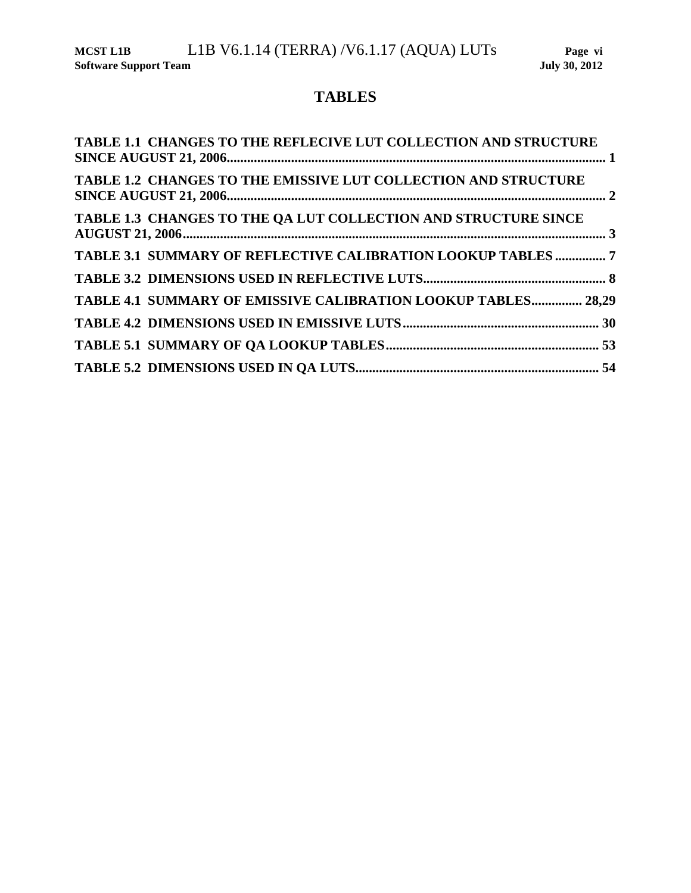# TABLES

**TABLE 1.1 CHANGES TO THE REFLECIVE LUT COLLECTION AND STRUCTURE SINCE AUGUST 21, 2006..... 1**

**TABLE 1.2 CHANGES TO THE EMISSIVE LUT COLLECTION AND STRUCTURE SINCE AUGUST 21, 2006..... 2**

**TABLE 1.3 CHANGES TO THE QA LUT COLLECTION AND STRUCTURE SINCE AUGUST 21, 2006..... 3**

**TABLE 3.1 SUMMARY OF REFLECTIVE CALIBRATION LOOKUP TABLES..... 7**

**TABLE 3.2 DIMENSIONS USED IN REFLECTIVE LUTS..... 8**

**TABLE 4.1 SUMMARY OF EMISSIVE CALIBRATION LOOKUP TABLES..... 28,29**

**TABLE 4.2 DIMENSIONS USED IN EMISSIVE LUTS..... 30**

**TABLE 5.1 SUMMARY OF QA LOOKUP TABLES..... 53**

**TABLE 5.2 DIMENSIONS USED IN QA LUTS..... 54**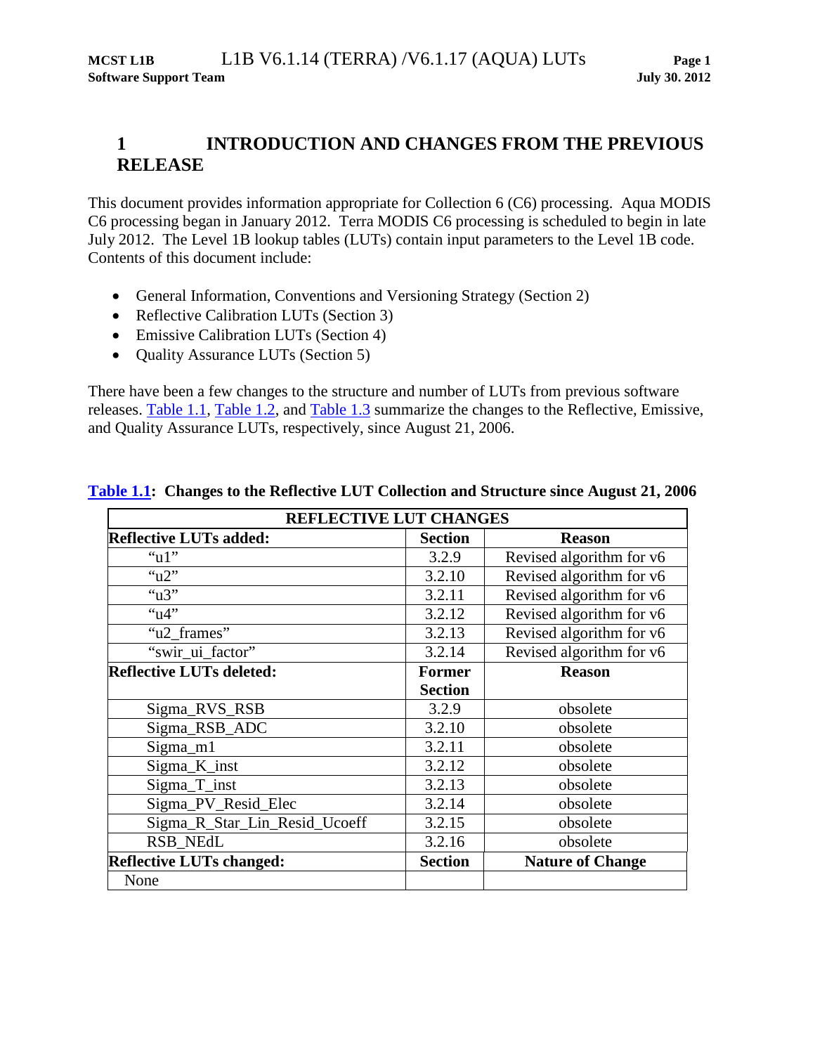# 1 INTRODUCTION AND CHANGES FROM THE PREVIOUS RELEASE

This document provides information appropriate for Collection 6 (C6) processing. Aqua MODIS C6 processing began in January 2012. Terra MODIS C6 processing is scheduled to begin in late July 2012. The Level 1B lookup tables (LUTs) contain input parameters to the Level 1B code. Contents of this document include:

- General Information, Conventions and Versioning Strategy (Section 2)
- Reflective Calibration LUTs (Section 3)
- Emissive Calibration LUTs (Section 4)
- Quality Assurance LUTs (Section 5)

There have been a few changes to the structure and number of LUTs from previous software releases. Table 1.1, Table 1.2, and Table 1.3 summarize the changes to the Reflective, Emissive, and Quality Assurance LUTs, respectively, since August 21, 2006.

**Table 1.1: Changes to the Reflective LUT Collection and Structure since August 21, 2006**

| REFLECTIVE LUT CHANGES | | |
|---|---|---|
| **Reflective LUTs added:** | **Section** | **Reason** |
| “u1” | 3.2.9 | Revised algorithm for v6 |
| “u2” | 3.2.10 | Revised algorithm for v6 |
| “u3” | 3.2.11 | Revised algorithm for v6 |
| “u4” | 3.2.12 | Revised algorithm for v6 |
| “u2_frames” | 3.2.13 | Revised algorithm for v6 |
| “swir_ui_factor” | 3.2.14 | Revised algorithm for v6 |
| **Reflective LUTs deleted:** | **Former Section** | **Reason** |
| Sigma_RVS_RSB | 3.2.9 | obsolete |
| Sigma_RSB_ADC | 3.2.10 | obsolete |
| Sigma_m1 | 3.2.11 | obsolete |
| Sigma_K_inst | 3.2.12 | obsolete |
| Sigma_T_inst | 3.2.13 | obsolete |
| Sigma_PV_Resid_Elec | 3.2.14 | obsolete |
| Sigma_R_Star_Lin_Resid_Ucoeff | 3.2.15 | obsolete |
| RSB_NEdL | 3.2.16 | obsolete |
| **Reflective LUTs changed:** | **Section** | **Nature of Change** |
| None | | |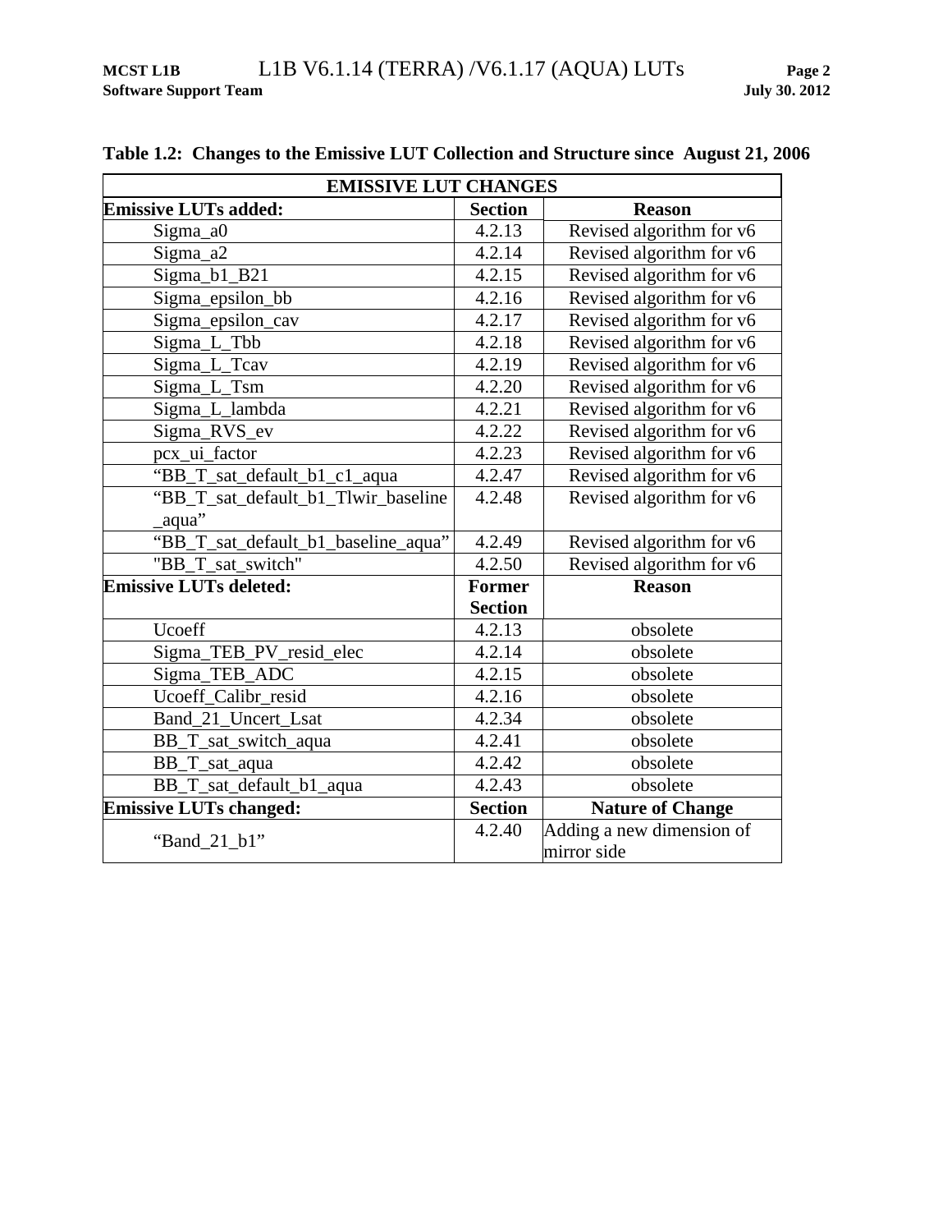**Table 1.2: Changes to the Emissive LUT Collection and Structure since August 21, 2006**

| EMISSIVE LUT CHANGES | | |
|---|---|---|
| **Emissive LUTs added:** | **Section** | **Reason** |
| Sigma_a0 | 4.2.13 | Revised algorithm for v6 |
| Sigma_a2 | 4.2.14 | Revised algorithm for v6 |
| Sigma_b1_B21 | 4.2.15 | Revised algorithm for v6 |
| Sigma_epsilon_bb | 4.2.16 | Revised algorithm for v6 |
| Sigma_epsilon_cav | 4.2.17 | Revised algorithm for v6 |
| Sigma_L_Tbb | 4.2.18 | Revised algorithm for v6 |
| Sigma_L_Tcav | 4.2.19 | Revised algorithm for v6 |
| Sigma_L_Tsm | 4.2.20 | Revised algorithm for v6 |
| Sigma_L_lambda | 4.2.21 | Revised algorithm for v6 |
| Sigma_RVS_ev | 4.2.22 | Revised algorithm for v6 |
| pcx_ui_factor | 4.2.23 | Revised algorithm for v6 |
| “BB_T_sat_default_b1_c1_aqua | 4.2.47 | Revised algorithm for v6 |
| “BB_T_sat_default_b1_Tlwir_baseline_aqua” | 4.2.48 | Revised algorithm for v6 |
| “BB_T_sat_default_b1_baseline_aqua” | 4.2.49 | Revised algorithm for v6 |
| "BB_T_sat_switch" | 4.2.50 | Revised algorithm for v6 |
| **Emissive LUTs deleted:** | **Former Section** | **Reason** |
| Ucoeff | 4.2.13 | obsolete |
| Sigma_TEB_PV_resid_elec | 4.2.14 | obsolete |
| Sigma_TEB_ADC | 4.2.15 | obsolete |
| Ucoeff_Calibr_resid | 4.2.16 | obsolete |
| Band_21_Uncert_Lsat | 4.2.34 | obsolete |
| BB_T_sat_switch_aqua | 4.2.41 | obsolete |
| BB_T_sat_aqua | 4.2.42 | obsolete |
| BB_T_sat_default_b1_aqua | 4.2.43 | obsolete |
| **Emissive LUTs changed:** | **Section** | **Nature of Change** |
| “Band_21_b1” | 4.2.40 | Adding a new dimension of mirror side |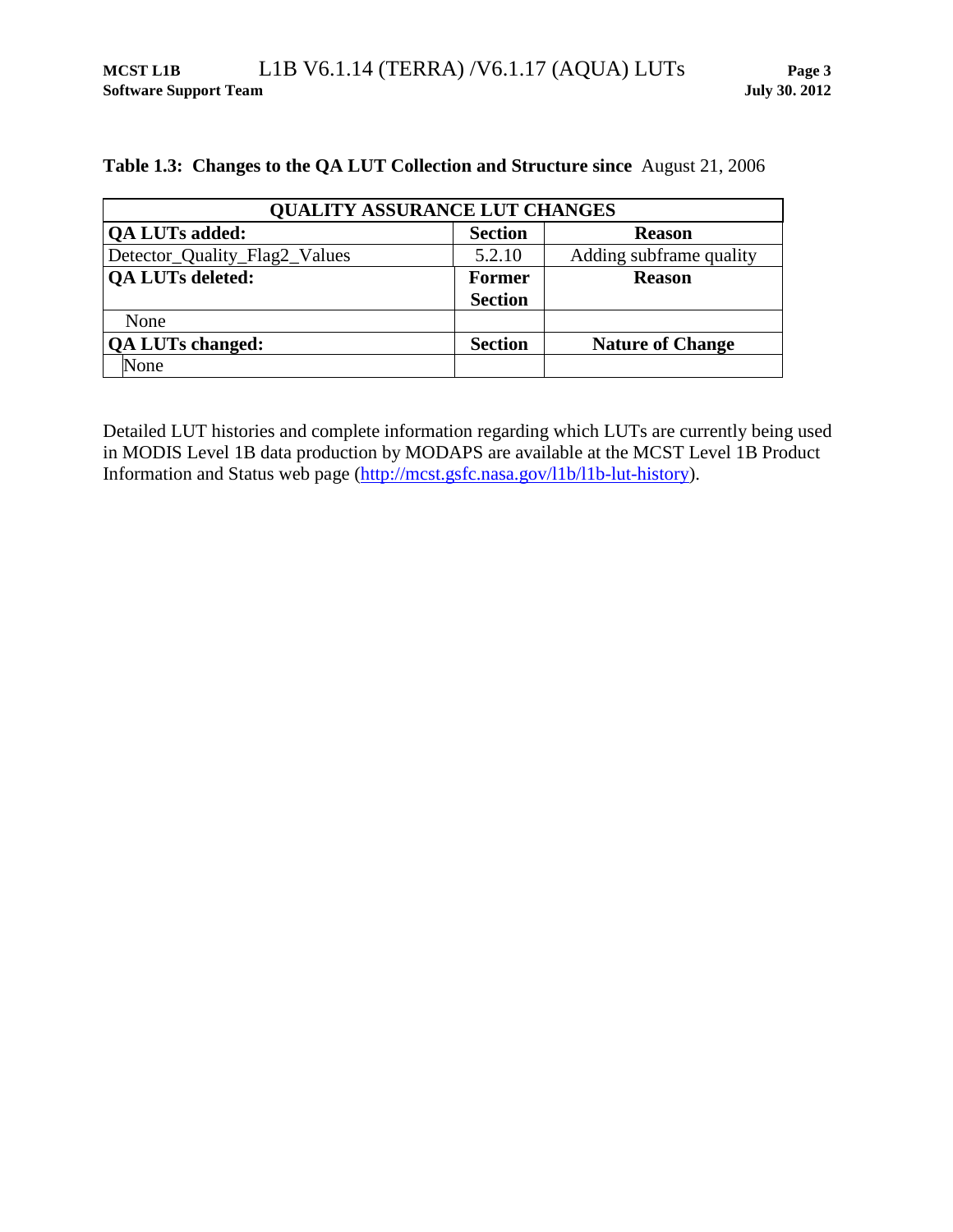**Table 1.3: Changes to the QA LUT Collection and Structure since** August 21, 2006

| QUALITY ASSURANCE LUT CHANGES | | |
|---|---|---|
| **QA LUTs added:** | **Section** | **Reason** |
| Detector_Quality_Flag2_Values | 5.2.10 | Adding subframe quality |
| **QA LUTs deleted:** | **Former Section** | **Reason** |
| None | | |
| **QA LUTs changed:** | **Section** | **Nature of Change** |
| None | | |

Detailed LUT histories and complete information regarding which LUTs are currently being used in MODIS Level 1B data production by MODAPS are available at the MCST Level 1B Product Information and Status web page (http://mcst.gsfc.nasa.gov/l1b/l1b-lut-history).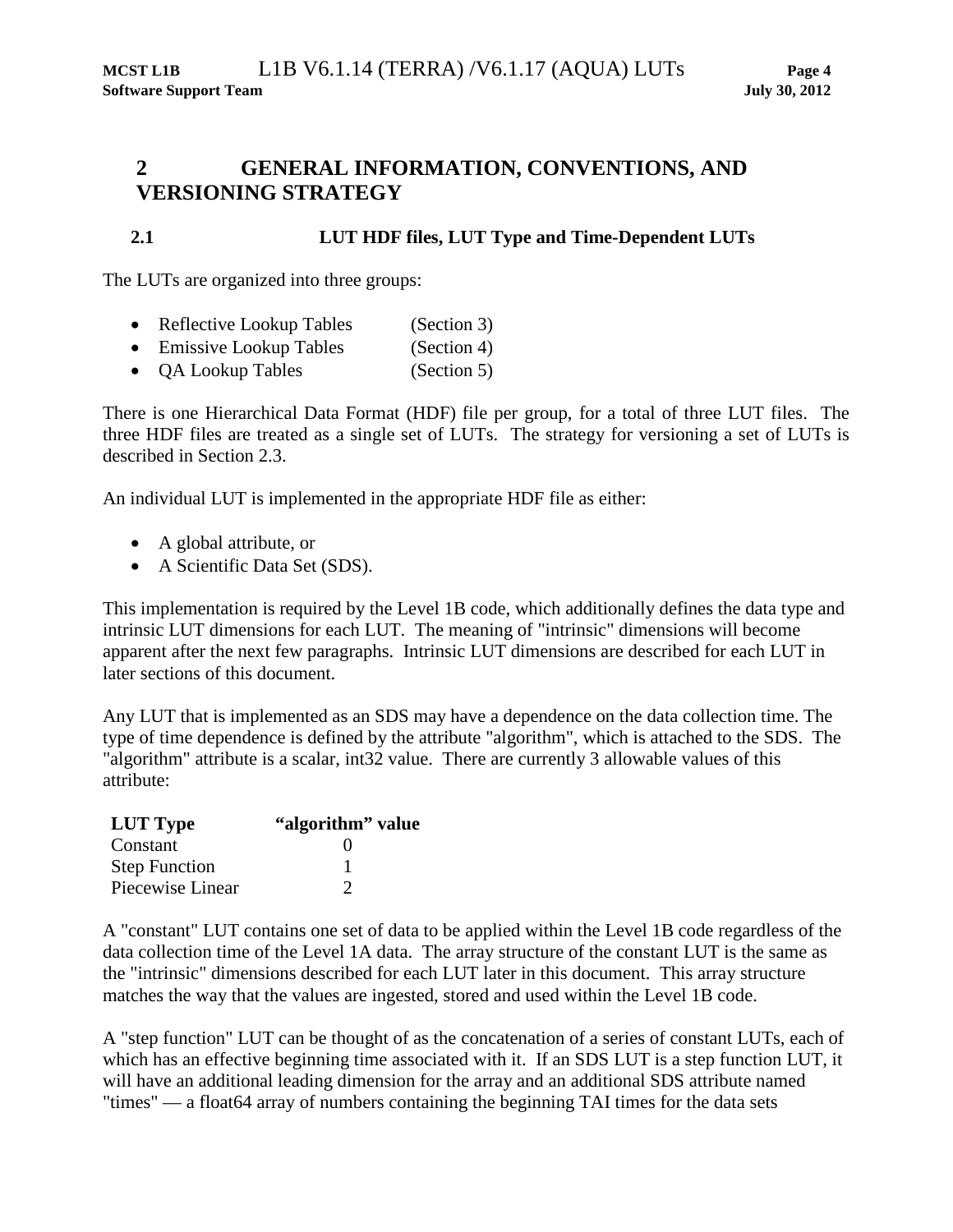# 2 GENERAL INFORMATION, CONVENTIONS, AND VERSIONING STRATEGY

## 2.1 LUT HDF files, LUT Type and Time-Dependent LUTs

The LUTs are organized into three groups:

- Reflective Lookup Tables (Section 3)
- Emissive Lookup Tables (Section 4)
- QA Lookup Tables (Section 5)

There is one Hierarchical Data Format (HDF) file per group, for a total of three LUT files. The three HDF files are treated as a single set of LUTs. The strategy for versioning a set of LUTs is described in Section 2.3.

An individual LUT is implemented in the appropriate HDF file as either:

- A global attribute, or
- A Scientific Data Set (SDS).

This implementation is required by the Level 1B code, which additionally defines the data type and intrinsic LUT dimensions for each LUT. The meaning of "intrinsic" dimensions will become apparent after the next few paragraphs. Intrinsic LUT dimensions are described for each LUT in later sections of this document.

Any LUT that is implemented as an SDS may have a dependence on the data collection time. The type of time dependence is defined by the attribute "algorithm", which is attached to the SDS. The "algorithm" attribute is a scalar, int32 value. There are currently 3 allowable values of this attribute:

| LUT Type | "algorithm" value |
|---|---|
| Constant | 0 |
| Step Function | 1 |
| Piecewise Linear | 2 |

A "constant" LUT contains one set of data to be applied within the Level 1B code regardless of the data collection time of the Level 1A data. The array structure of the constant LUT is the same as the "intrinsic" dimensions described for each LUT later in this document. This array structure matches the way that the values are ingested, stored and used within the Level 1B code.

A "step function" LUT can be thought of as the concatenation of a series of constant LUTs, each of which has an effective beginning time associated with it. If an SDS LUT is a step function LUT, it will have an additional leading dimension for the array and an additional SDS attribute named "times" — a float64 array of numbers containing the beginning TAI times for the data sets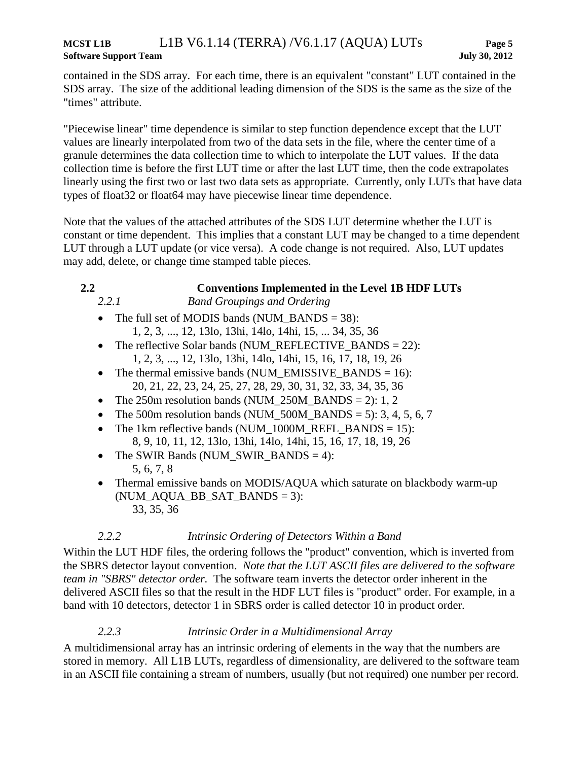contained in the SDS array. For each time, there is an equivalent "constant" LUT contained in the SDS array. The size of the additional leading dimension of the SDS is the same as the size of the "times" attribute.

"Piecewise linear" time dependence is similar to step function dependence except that the LUT values are linearly interpolated from two of the data sets in the file, where the center time of a granule determines the data collection time to which to interpolate the LUT values. If the data collection time is before the first LUT time or after the last LUT time, then the code extrapolates linearly using the first two or last two data sets as appropriate. Currently, only LUTs that have data types of float32 or float64 may have piecewise linear time dependence.

Note that the values of the attached attributes of the SDS LUT determine whether the LUT is constant or time dependent. This implies that a constant LUT may be changed to a time dependent LUT through a LUT update (or vice versa). A code change is not required. Also, LUT updates may add, delete, or change time stamped table pieces.

## 2.2 Conventions Implemented in the Level 1B HDF LUTs

### *2.2.1 Band Groupings and Ordering*

- The full set of MODIS bands (NUM_BANDS = 38):
  1, 2, 3, ..., 12, 13lo, 13hi, 14lo, 14hi, 15, ... 34, 35, 36
- The reflective Solar bands (NUM_REFLECTIVE_BANDS = 22):
  1, 2, 3, ..., 12, 13lo, 13hi, 14lo, 14hi, 15, 16, 17, 18, 19, 26
- The thermal emissive bands (NUM_EMISSIVE_BANDS = 16):
  20, 21, 22, 23, 24, 25, 27, 28, 29, 30, 31, 32, 33, 34, 35, 36
- The 250m resolution bands (NUM_250M_BANDS = 2): 1, 2
- The 500m resolution bands (NUM_500M_BANDS = 5): 3, 4, 5, 6, 7
- The 1km reflective bands (NUM_1000M_REFL_BANDS = 15):
  8, 9, 10, 11, 12, 13lo, 13hi, 14lo, 14hi, 15, 16, 17, 18, 19, 26
- The SWIR Bands (NUM_SWIR_BANDS = 4):
  5, 6, 7, 8
- Thermal emissive bands on MODIS/AQUA which saturate on blackbody warm-up (NUM_AQUA_BB_SAT_BANDS = 3):
  33, 35, 36

### *2.2.2 Intrinsic Ordering of Detectors Within a Band*

Within the LUT HDF files, the ordering follows the "product" convention, which is inverted from the SBRS detector layout convention. *Note that the LUT ASCII files are delivered to the software team in "SBRS" detector order.* The software team inverts the detector order inherent in the delivered ASCII files so that the result in the HDF LUT files is "product" order. For example, in a band with 10 detectors, detector 1 in SBRS order is called detector 10 in product order.

### *2.2.3 Intrinsic Order in a Multidimensional Array*

A multidimensional array has an intrinsic ordering of elements in the way that the numbers are stored in memory. All L1B LUTs, regardless of dimensionality, are delivered to the software team in an ASCII file containing a stream of numbers, usually (but not required) one number per record.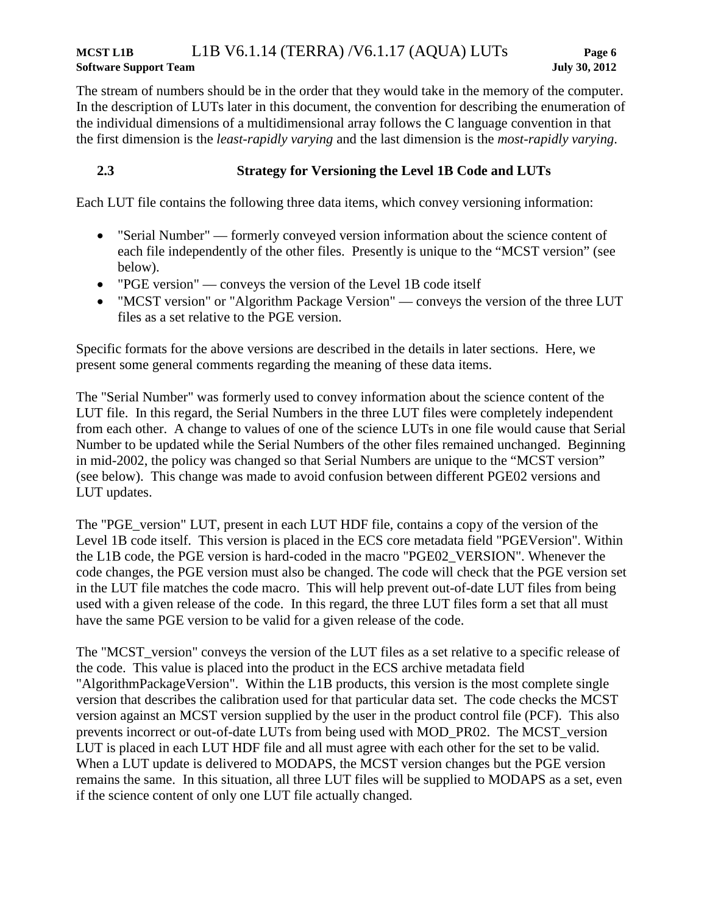The stream of numbers should be in the order that they would take in the memory of the computer. In the description of LUTs later in this document, the convention for describing the enumeration of the individual dimensions of a multidimensional array follows the C language convention in that the first dimension is the *least-rapidly varying* and the last dimension is the *most-rapidly varying*.

## 2.3 Strategy for Versioning the Level 1B Code and LUTs

Each LUT file contains the following three data items, which convey versioning information:

- "Serial Number" — formerly conveyed version information about the science content of each file independently of the other files. Presently is unique to the "MCST version" (see below).
- "PGE version" — conveys the version of the Level 1B code itself
- "MCST version" or "Algorithm Package Version" — conveys the version of the three LUT files as a set relative to the PGE version.

Specific formats for the above versions are described in the details in later sections. Here, we present some general comments regarding the meaning of these data items.

The "Serial Number" was formerly used to convey information about the science content of the LUT file. In this regard, the Serial Numbers in the three LUT files were completely independent from each other. A change to values of one of the science LUTs in one file would cause that Serial Number to be updated while the Serial Numbers of the other files remained unchanged. Beginning in mid-2002, the policy was changed so that Serial Numbers are unique to the "MCST version" (see below). This change was made to avoid confusion between different PGE02 versions and LUT updates.

The "PGE_version" LUT, present in each LUT HDF file, contains a copy of the version of the Level 1B code itself. This version is placed in the ECS core metadata field "PGEVersion". Within the L1B code, the PGE version is hard-coded in the macro "PGE02_VERSION". Whenever the code changes, the PGE version must also be changed. The code will check that the PGE version set in the LUT file matches the code macro. This will help prevent out-of-date LUT files from being used with a given release of the code. In this regard, the three LUT files form a set that all must have the same PGE version to be valid for a given release of the code.

The "MCST_version" conveys the version of the LUT files as a set relative to a specific release of the code. This value is placed into the product in the ECS archive metadata field "AlgorithmPackageVersion". Within the L1B products, this version is the most complete single version that describes the calibration used for that particular data set. The code checks the MCST version against an MCST version supplied by the user in the product control file (PCF). This also prevents incorrect or out-of-date LUTs from being used with MOD_PR02. The MCST_version LUT is placed in each LUT HDF file and all must agree with each other for the set to be valid. When a LUT update is delivered to MODAPS, the MCST version changes but the PGE version remains the same. In this situation, all three LUT files will be supplied to MODAPS as a set, even if the science content of only one LUT file actually changed.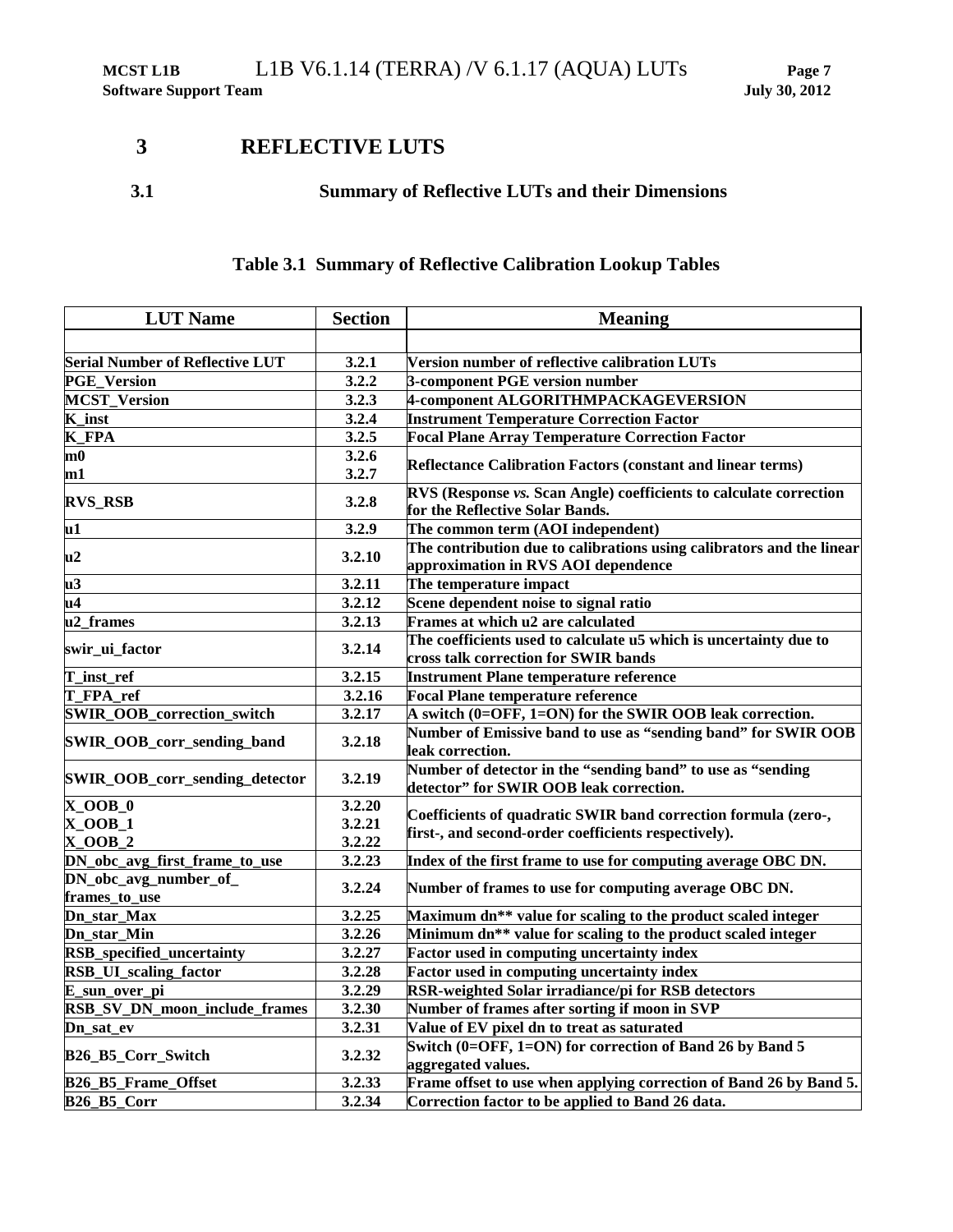# 3 REFLECTIVE LUTS

## 3.1 Summary of Reflective LUTs and their Dimensions

**Table 3.1 Summary of Reflective Calibration Lookup Tables**

| LUT Name | Section | Meaning |
|---|---|---|
| | | |
| Serial Number of Reflective LUT | 3.2.1 | Version number of reflective calibration LUTs |
| PGE_Version | 3.2.2 | 3-component PGE version number |
| MCST_Version | 3.2.3 | 4-component ALGORITHMPACKAGEVERSION |
| K_inst | 3.2.4 | Instrument Temperature Correction Factor |
| K_FPA | 3.2.5 | Focal Plane Array Temperature Correction Factor |
| m0<br>m1 | 3.2.6<br>3.2.7 | Reflectance Calibration Factors (constant and linear terms) |
| RVS_RSB | 3.2.8 | RVS (Response *vs.* Scan Angle) coefficients to calculate correction for the Reflective Solar Bands. |
| u1 | 3.2.9 | The common term (AOI independent) |
| u2 | 3.2.10 | The contribution due to calibrations using calibrators and the linear approximation in RVS AOI dependence |
| u3 | 3.2.11 | The temperature impact |
| u4 | 3.2.12 | Scene dependent noise to signal ratio |
| u2_frames | 3.2.13 | Frames at which u2 are calculated |
| swir_ui_factor | 3.2.14 | The coefficients used to calculate u5 which is uncertainty due to cross talk correction for SWIR bands |
| T_inst_ref | 3.2.15 | Instrument Plane temperature reference |
| T_FPA_ref | 3.2.16 | Focal Plane temperature reference |
| SWIR_OOB_correction_switch | 3.2.17 | A switch (0=OFF, 1=ON) for the SWIR OOB leak correction. |
| SWIR_OOB_corr_sending_band | 3.2.18 | Number of Emissive band to use as “sending band” for SWIR OOB leak correction. |
| SWIR_OOB_corr_sending_detector | 3.2.19 | Number of detector in the “sending band” to use as “sending detector” for SWIR OOB leak correction. |
| X_OOB_0<br>X_OOB_1<br>X_OOB_2 | 3.2.20<br>3.2.21<br>3.2.22 | Coefficients of quadratic SWIR band correction formula (zero-, first-, and second-order coefficients respectively). |
| DN_obc_avg_first_frame_to_use | 3.2.23 | Index of the first frame to use for computing average OBC DN. |
| DN_obc_avg_number_of_frames_to_use | 3.2.24 | Number of frames to use for computing average OBC DN. |
| Dn_star_Max | 3.2.25 | Maximum dn** value for scaling to the product scaled integer |
| Dn_star_Min | 3.2.26 | Minimum dn** value for scaling to the product scaled integer |
| RSB_specified_uncertainty | 3.2.27 | Factor used in computing uncertainty index |
| RSB_UI_scaling_factor | 3.2.28 | Factor used in computing uncertainty index |
| E_sun_over_pi | 3.2.29 | RSR-weighted Solar irradiance/pi for RSB detectors |
| RSB_SV_DN_moon_include_frames | 3.2.30 | Number of frames after sorting if moon in SVP |
| Dn_sat_ev | 3.2.31 | Value of EV pixel dn to treat as saturated |
| B26_B5_Corr_Switch | 3.2.32 | Switch (0=OFF, 1=ON) for correction of Band 26 by Band 5 aggregated values. |
| B26_B5_Frame_Offset | 3.2.33 | Frame offset to use when applying correction of Band 26 by Band 5. |
| B26_B5_Corr | 3.2.34 | Correction factor to be applied to Band 26 data. |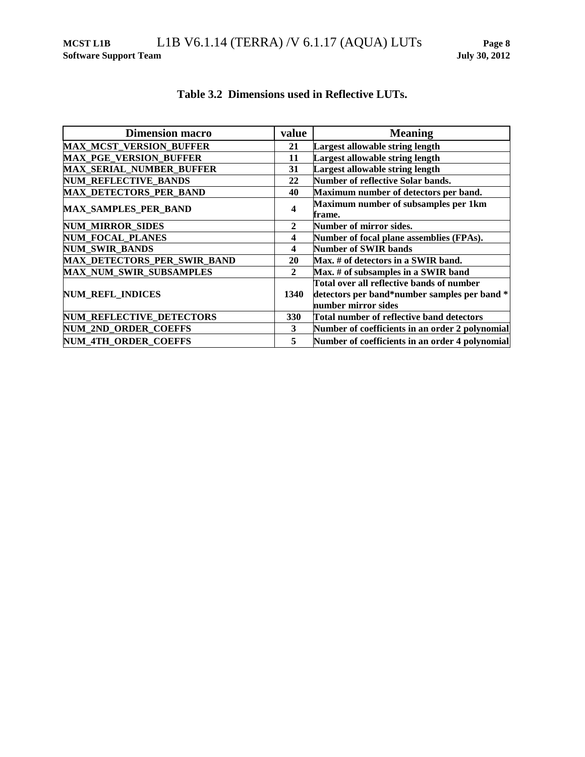### Table 3.2 Dimensions used in Reflective LUTs.

| Dimension macro | value | Meaning |
|---|---|---|
| MAX_MCST_VERSION_BUFFER | 21 | Largest allowable string length |
| MAX_PGE_VERSION_BUFFER | 11 | Largest allowable string length |
| MAX_SERIAL_NUMBER_BUFFER | 31 | Largest allowable string length |
| NUM_REFLECTIVE_BANDS | 22 | Number of reflective Solar bands. |
| MAX_DETECTORS_PER_BAND | 40 | Maximum number of detectors per band. |
| MAX_SAMPLES_PER_BAND | 4 | Maximum number of subsamples per 1km frame. |
| NUM_MIRROR_SIDES | 2 | Number of mirror sides. |
| NUM_FOCAL_PLANES | 4 | Number of focal plane assemblies (FPAs). |
| NUM_SWIR_BANDS | 4 | Number of SWIR bands |
| MAX_DETECTORS_PER_SWIR_BAND | 20 | Max. # of detectors in a SWIR band. |
| MAX_NUM_SWIR_SUBSAMPLES | 2 | Max. # of subsamples in a SWIR band |
| NUM_REFL_INDICES | 1340 | Total over all reflective bands of number detectors per band*number samples per band * number mirror sides |
| NUM_REFLECTIVE_DETECTORS | 330 | Total number of reflective band detectors |
| NUM_2ND_ORDER_COEFFS | 3 | Number of coefficients in an order 2 polynomial |
| NUM_4TH_ORDER_COEFFS | 5 | Number of coefficients in an order 4 polynomial |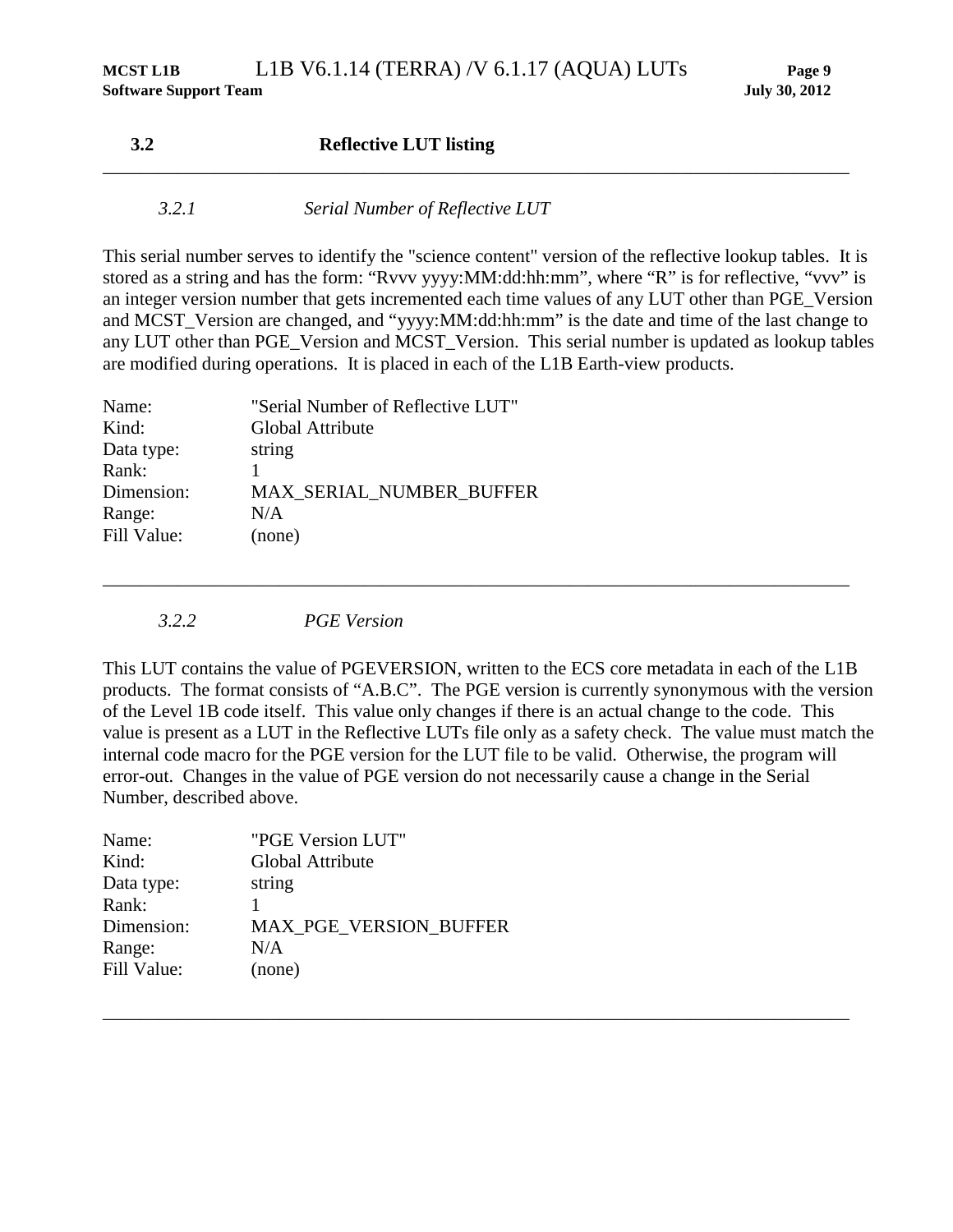## 3.2 Reflective LUT listing

---

### *3.2.1 Serial Number of Reflective LUT*

This serial number serves to identify the "science content" version of the reflective lookup tables. It is stored as a string and has the form: “Rvvv yyyy:MM:dd:hh:mm”, where “R” is for reflective, “vvv” is an integer version number that gets incremented each time values of any LUT other than PGE_Version and MCST_Version are changed, and “yyyy:MM:dd:hh:mm” is the date and time of the last change to any LUT other than PGE_Version and MCST_Version. This serial number is updated as lookup tables are modified during operations. It is placed in each of the L1B Earth-view products.

| | |
|---|---|
| Name: | "Serial Number of Reflective LUT" |
| Kind: | Global Attribute |
| Data type: | string |
| Rank: | 1 |
| Dimension: | MAX_SERIAL_NUMBER_BUFFER |
| Range: | N/A |
| Fill Value: | (none) |

---

### *3.2.2 PGE Version*

This LUT contains the value of PGEVERSION, written to the ECS core metadata in each of the L1B products. The format consists of “A.B.C”. The PGE version is currently synonymous with the version of the Level 1B code itself. This value only changes if there is an actual change to the code. This value is present as a LUT in the Reflective LUTs file only as a safety check. The value must match the internal code macro for the PGE version for the LUT file to be valid. Otherwise, the program will error-out. Changes in the value of PGE version do not necessarily cause a change in the Serial Number, described above.

| | |
|---|---|
| Name: | "PGE Version LUT" |
| Kind: | Global Attribute |
| Data type: | string |
| Rank: | 1 |
| Dimension: | MAX_PGE_VERSION_BUFFER |
| Range: | N/A |
| Fill Value: | (none) |

---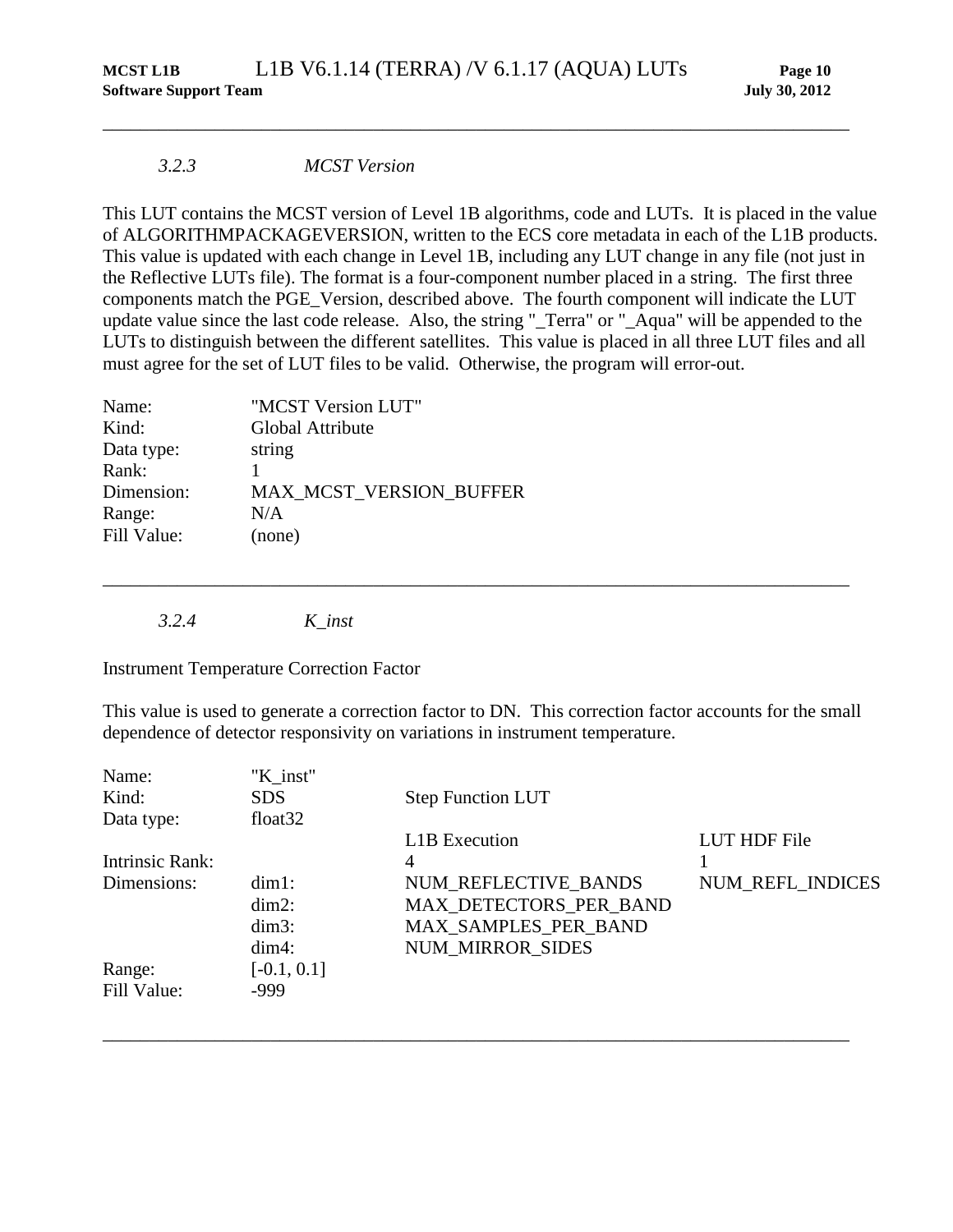### *3.2.3 MCST Version*

This LUT contains the MCST version of Level 1B algorithms, code and LUTs. It is placed in the value of ALGORITHMPACKAGEVERSION, written to the ECS core metadata in each of the L1B products. This value is updated with each change in Level 1B, including any LUT change in any file (not just in the Reflective LUTs file). The format is a four-component number placed in a string. The first three components match the PGE_Version, described above. The fourth component will indicate the LUT update value since the last code release. Also, the string "_Terra" or "_Aqua" will be appended to the LUTs to distinguish between the different satellites. This value is placed in all three LUT files and all must agree for the set of LUT files to be valid. Otherwise, the program will error-out.

| | |
|---|---|
| Name: | "MCST Version LUT" |
| Kind: | Global Attribute |
| Data type: | string |
| Rank: | 1 |
| Dimension: | MAX_MCST_VERSION_BUFFER |
| Range: | N/A |
| Fill Value: | (none) |

---

### *3.2.4 K_inst*

Instrument Temperature Correction Factor

This value is used to generate a correction factor to DN. This correction factor accounts for the small dependence of detector responsivity on variations in instrument temperature.

| | | | |
|---|---|---|---|
| Name: | "K_inst" | | |
| Kind: | SDS | Step Function LUT | |
| Data type: | float32 | | |
| | | L1B Execution | LUT HDF File |
| Intrinsic Rank: | | 4 | 1 |
| Dimensions: | dim1: | NUM_REFLECTIVE_BANDS | NUM_REFL_INDICES |
| | dim2: | MAX_DETECTORS_PER_BAND | |
| | dim3: | MAX_SAMPLES_PER_BAND | |
| | dim4: | NUM_MIRROR_SIDES | |
| Range: | [-0.1, 0.1] | | |
| Fill Value: | -999 | | |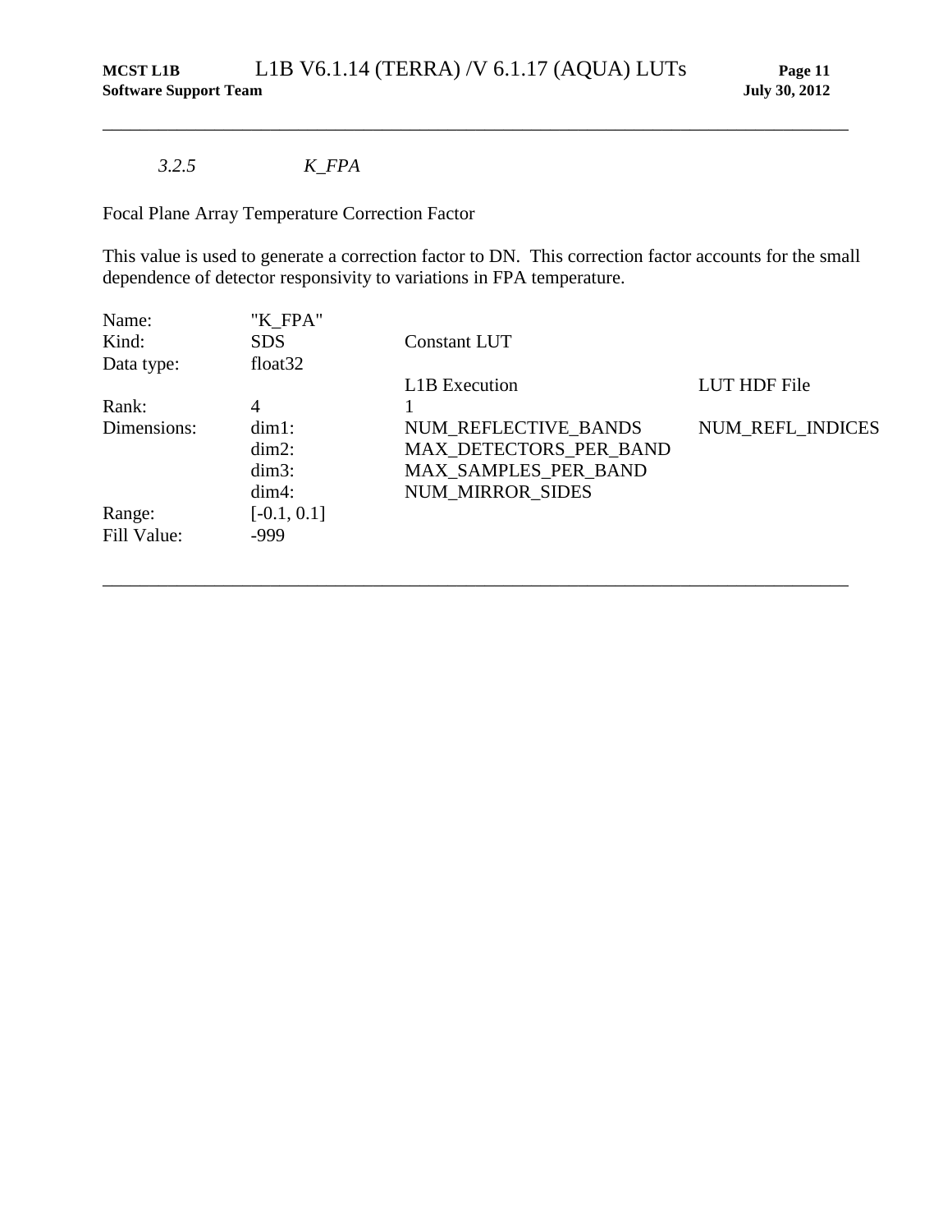### *3.2.5 K_FPA*

Focal Plane Array Temperature Correction Factor

This value is used to generate a correction factor to DN. This correction factor accounts for the small dependence of detector responsivity to variations in FPA temperature.

| | | | |
|---|---|---|---|
| Name: | "K_FPA" | | |
| Kind: | SDS | Constant LUT | |
| Data type: | float32 | | |
| | | L1B Execution | LUT HDF File |
| Rank: | 4 | 1 | |
| Dimensions: | dim1: | NUM_REFLECTIVE_BANDS | NUM_REFL_INDICES |
| | dim2: | MAX_DETECTORS_PER_BAND | |
| | dim3: | MAX_SAMPLES_PER_BAND | |
| | dim4: | NUM_MIRROR_SIDES | |
| Range: | [-0.1, 0.1] | | |
| Fill Value: | -999 | | |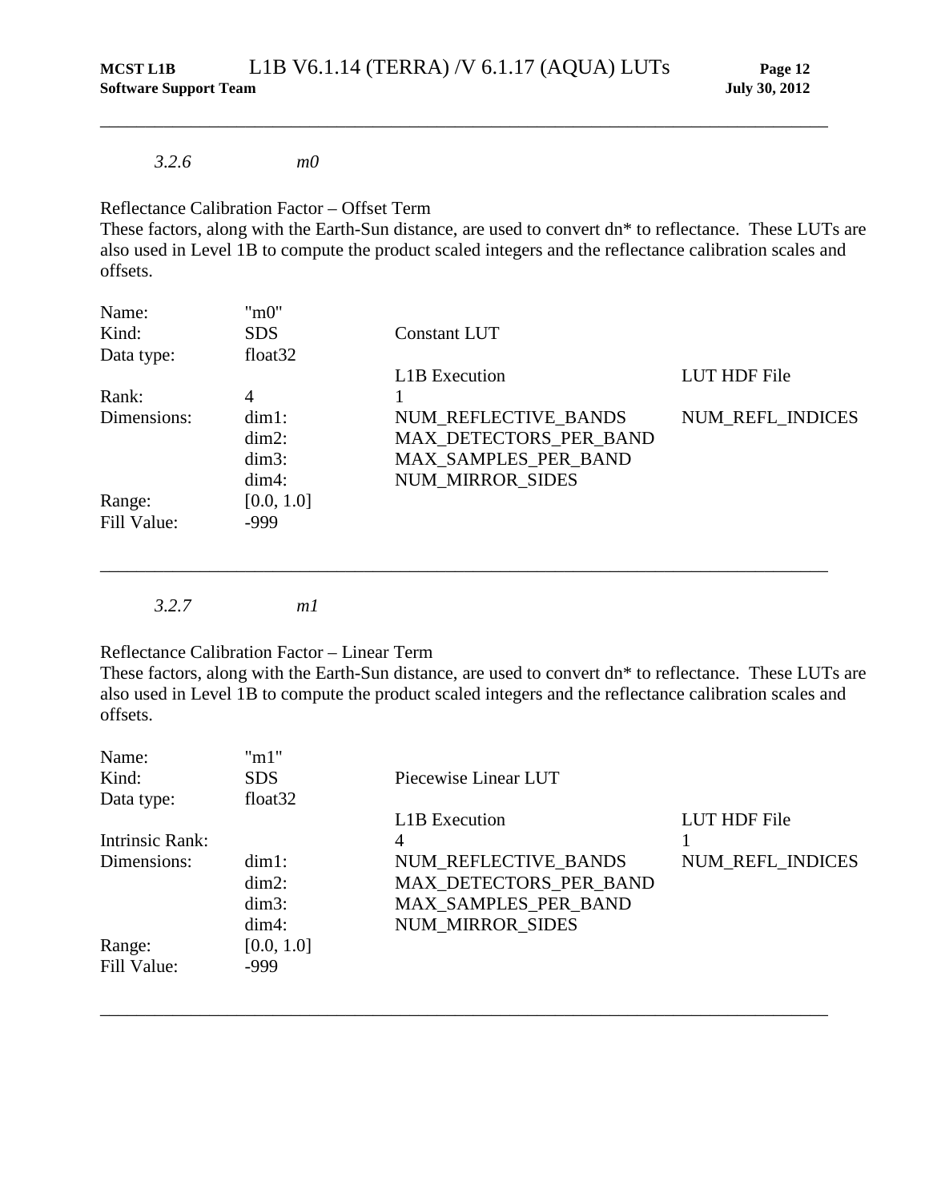### *3.2.6 m0*

Reflectance Calibration Factor – Offset Term
These factors, along with the Earth-Sun distance, are used to convert dn* to reflectance. These LUTs are also used in Level 1B to compute the product scaled integers and the reflectance calibration scales and offsets.

| | | | |
|---|---|---|---|
| Name: | "m0" | | |
| Kind: | SDS | Constant LUT | |
| Data type: | float32 | | |
| | | L1B Execution | LUT HDF File |
| Rank: | 4 | 1 | |
| Dimensions: | dim1: | NUM_REFLECTIVE_BANDS | NUM_REFL_INDICES |
| | dim2: | MAX_DETECTORS_PER_BAND | |
| | dim3: | MAX_SAMPLES_PER_BAND | |
| | dim4: | NUM_MIRROR_SIDES | |
| Range: | [0.0, 1.0] | | |
| Fill Value: | -999 | | |

---

### *3.2.7 m1*

Reflectance Calibration Factor – Linear Term
These factors, along with the Earth-Sun distance, are used to convert dn* to reflectance. These LUTs are also used in Level 1B to compute the product scaled integers and the reflectance calibration scales and offsets.

| | | | |
|---|---|---|---|
| Name: | "m1" | | |
| Kind: | SDS | Piecewise Linear LUT | |
| Data type: | float32 | | |
| | | L1B Execution | LUT HDF File |
| Intrinsic Rank: | | 4 | 1 |
| Dimensions: | dim1: | NUM_REFLECTIVE_BANDS | NUM_REFL_INDICES |
| | dim2: | MAX_DETECTORS_PER_BAND | |
| | dim3: | MAX_SAMPLES_PER_BAND | |
| | dim4: | NUM_MIRROR_SIDES | |
| Range: | [0.0, 1.0] | | |
| Fill Value: | -999 | | |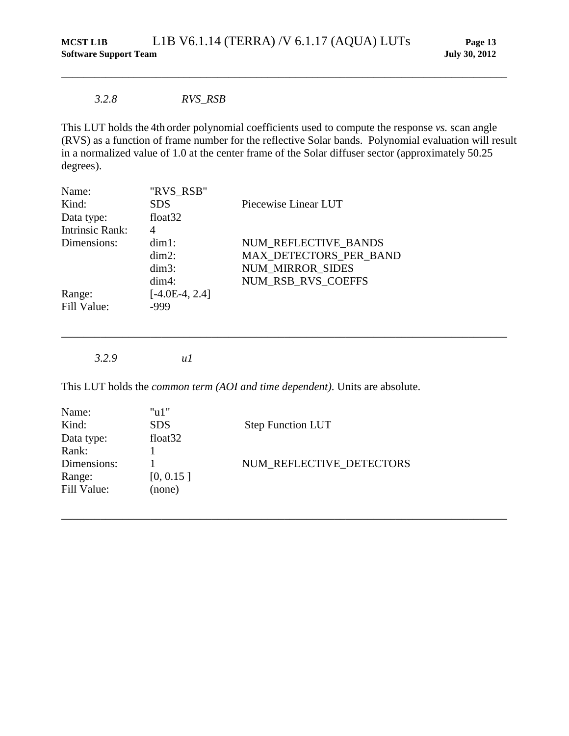### *3.2.8 RVS_RSB*

This LUT holds the 4th order polynomial coefficients used to compute the response *vs.* scan angle (RVS) as a function of frame number for the reflective Solar bands. Polynomial evaluation will result in a normalized value of 1.0 at the center frame of the Solar diffuser sector (approximately 50.25 degrees).

| | | |
|---|---|---|
| Name: | "RVS_RSB" | |
| Kind: | SDS | Piecewise Linear LUT |
| Data type: | float32 | |
| Intrinsic Rank: | 4 | |
| Dimensions: | dim1: | NUM_REFLECTIVE_BANDS |
| | dim2: | MAX_DETECTORS_PER_BAND |
| | dim3: | NUM_MIRROR_SIDES |
| | dim4: | NUM_RSB_RVS_COEFFS |
| Range: | [-4.0E-4, 2.4] | |
| Fill Value: | -999 | |

---

### *3.2.9 u1*

This LUT holds the *common term (AOI and time dependent)*. Units are absolute.

| | | |
|---|---|---|
| Name: | "u1" | |
| Kind: | SDS | Step Function LUT |
| Data type: | float32 | |
| Rank: | 1 | |
| Dimensions: | 1 | NUM_REFLECTIVE_DETECTORS |
| Range: | [0, 0.15 ] | |
| Fill Value: | (none) | |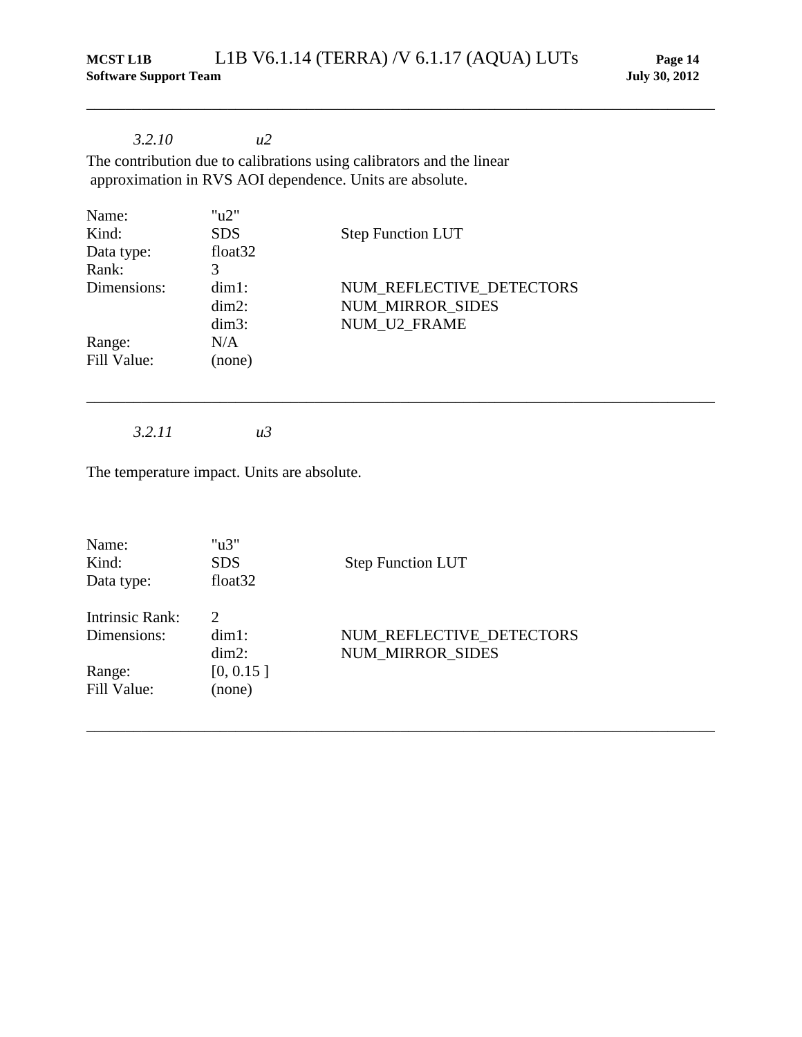### *3.2.10 u2*

The contribution due to calibrations using calibrators and the linear approximation in RVS AOI dependence. Units are absolute.

| | | |
|---|---|---|
| Name: | "u2" | |
| Kind: | SDS | Step Function LUT |
| Data type: | float32 | |
| Rank: | 3 | |
| Dimensions: | dim1: | NUM_REFLECTIVE_DETECTORS |
| | dim2: | NUM_MIRROR_SIDES |
| | dim3: | NUM_U2_FRAME |
| Range: | N/A | |
| Fill Value: | (none) | |

---

### *3.2.11 u3*

The temperature impact. Units are absolute.

| | | |
|---|---|---|
| Name: | "u3" | |
| Kind: | SDS | Step Function LUT |
| Data type: | float32 | |
| Intrinsic Rank: | 2 | |
| Dimensions: | dim1: | NUM_REFLECTIVE_DETECTORS |
| | dim2: | NUM_MIRROR_SIDES |
| Range: | [0, 0.15 ] | |
| Fill Value: | (none) | |

---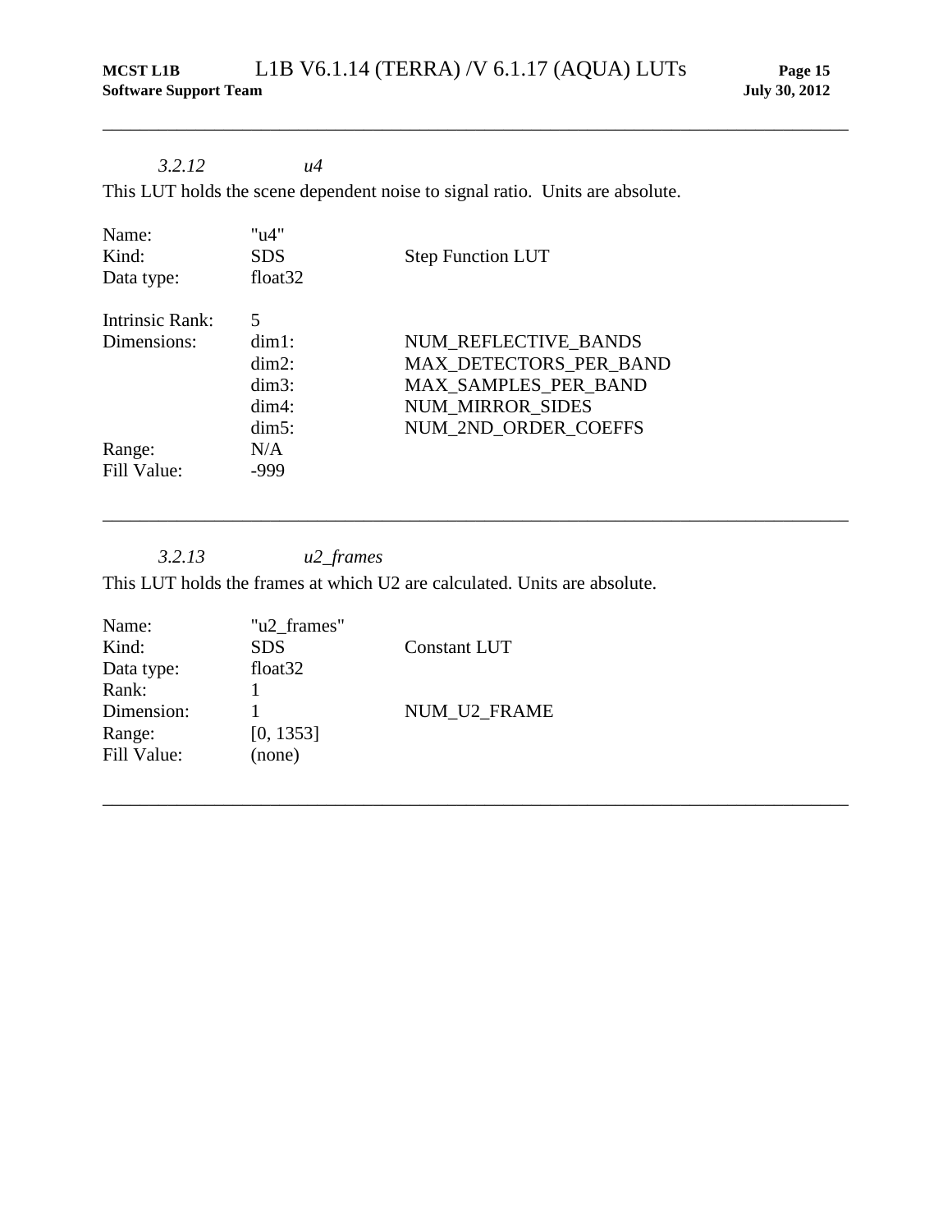### *3.2.12 u4*

This LUT holds the scene dependent noise to signal ratio. Units are absolute.

| | | |
|---|---|---|
| Name: | "u4" | |
| Kind: | SDS | Step Function LUT |
| Data type: | float32 | |
| Intrinsic Rank: | 5 | |
| Dimensions: | dim1: | NUM_REFLECTIVE_BANDS |
| | dim2: | MAX_DETECTORS_PER_BAND |
| | dim3: | MAX_SAMPLES_PER_BAND |
| | dim4: | NUM_MIRROR_SIDES |
| | dim5: | NUM_2ND_ORDER_COEFFS |
| Range: | N/A | |
| Fill Value: | -999 | |

---

### *3.2.13 u2_frames*

This LUT holds the frames at which U2 are calculated. Units are absolute.

| | | |
|---|---|---|
| Name: | "u2_frames" | |
| Kind: | SDS | Constant LUT |
| Data type: | float32 | |
| Rank: | 1 | |
| Dimension: | 1 | NUM_U2_FRAME |
| Range: | [0, 1353] | |
| Fill Value: | (none) | |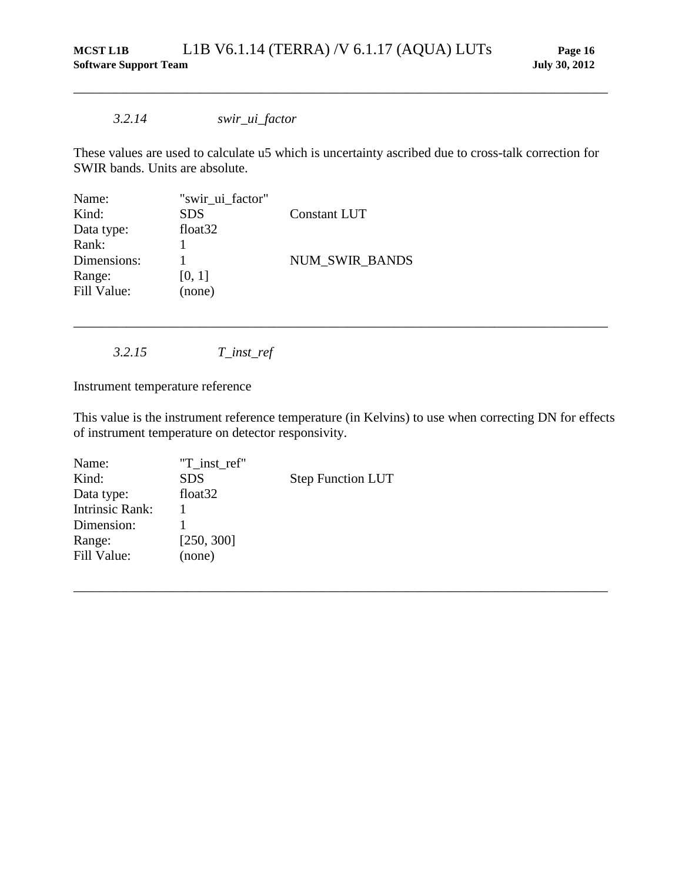---

### *3.2.14 swir_ui_factor*

These values are used to calculate u5 which is uncertainty ascribed due to cross-talk correction for SWIR bands. Units are absolute.

| | | |
|---|---|---|
| Name: | "swir_ui_factor" | |
| Kind: | SDS | Constant LUT |
| Data type: | float32 | |
| Rank: | 1 | |
| Dimensions: | 1 | NUM_SWIR_BANDS |
| Range: | [0, 1] | |
| Fill Value: | (none) | |

---

### *3.2.15 T_inst_ref*

Instrument temperature reference

This value is the instrument reference temperature (in Kelvins) to use when correcting DN for effects of instrument temperature on detector responsivity.

| | | |
|---|---|---|
| Name: | "T_inst_ref" | |
| Kind: | SDS | Step Function LUT |
| Data type: | float32 | |
| Intrinsic Rank: | 1 | |
| Dimension: | 1 | |
| Range: | [250, 300] | |
| Fill Value: | (none) | |

---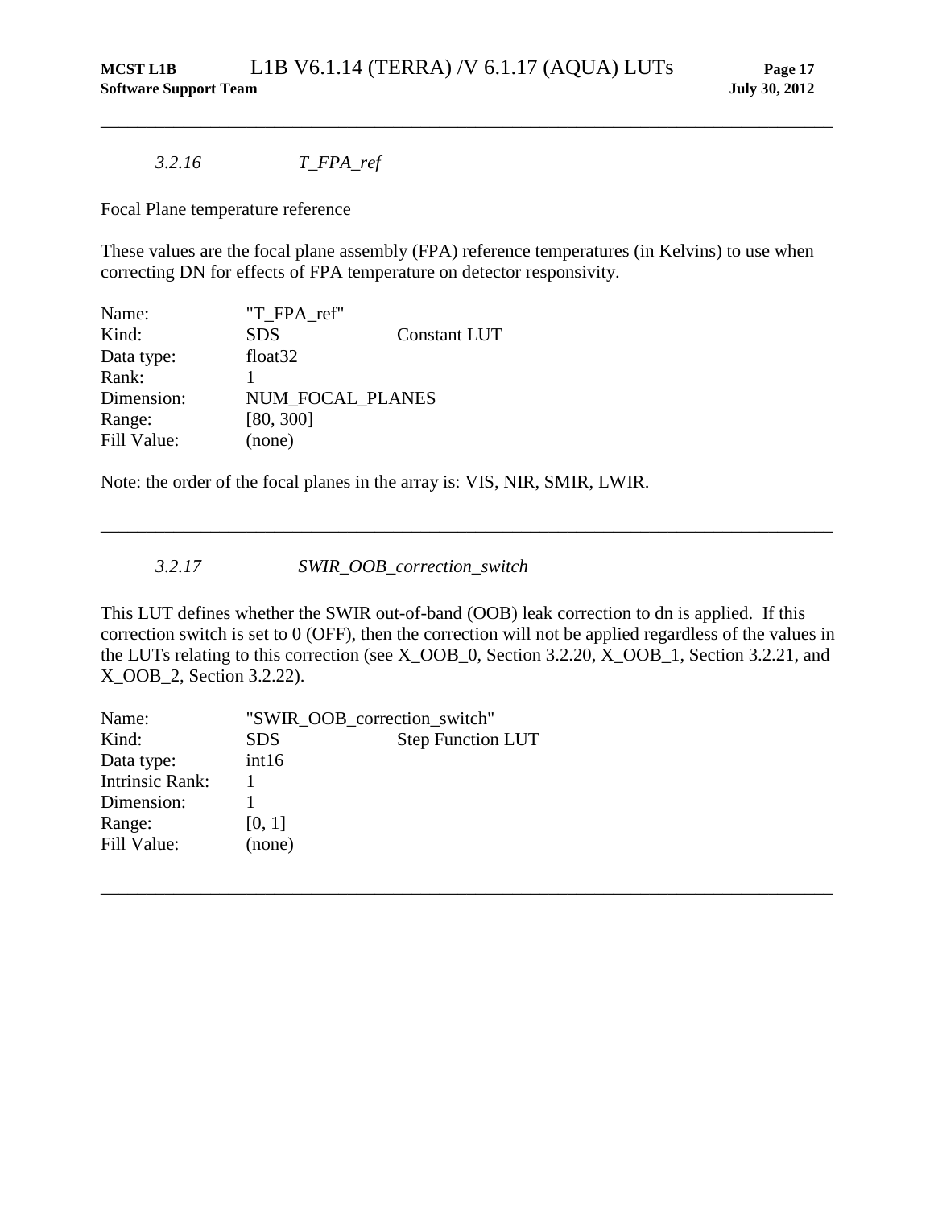### *3.2.16 T_FPA_ref*

Focal Plane temperature reference

These values are the focal plane assembly (FPA) reference temperatures (in Kelvins) to use when correcting DN for effects of FPA temperature on detector responsivity.

| | | |
|---|---|---|
| Name: | "T_FPA_ref" | |
| Kind: | SDS | Constant LUT |
| Data type: | float32 | |
| Rank: | 1 | |
| Dimension: | NUM_FOCAL_PLANES | |
| Range: | [80, 300] | |
| Fill Value: | (none) | |

Note: the order of the focal planes in the array is: VIS, NIR, SMIR, LWIR.

---

### *3.2.17 SWIR_OOB_correction_switch*

This LUT defines whether the SWIR out-of-band (OOB) leak correction to dn is applied. If this correction switch is set to 0 (OFF), then the correction will not be applied regardless of the values in the LUTs relating to this correction (see X_OOB_0, Section 3.2.20, X_OOB_1, Section 3.2.21, and X_OOB_2, Section 3.2.22).

| | | |
|---|---|---|
| Name: | "SWIR_OOB_correction_switch" | |
| Kind: | SDS | Step Function LUT |
| Data type: | int16 | |
| Intrinsic Rank: | 1 | |
| Dimension: | 1 | |
| Range: | [0, 1] | |
| Fill Value: | (none) | |

---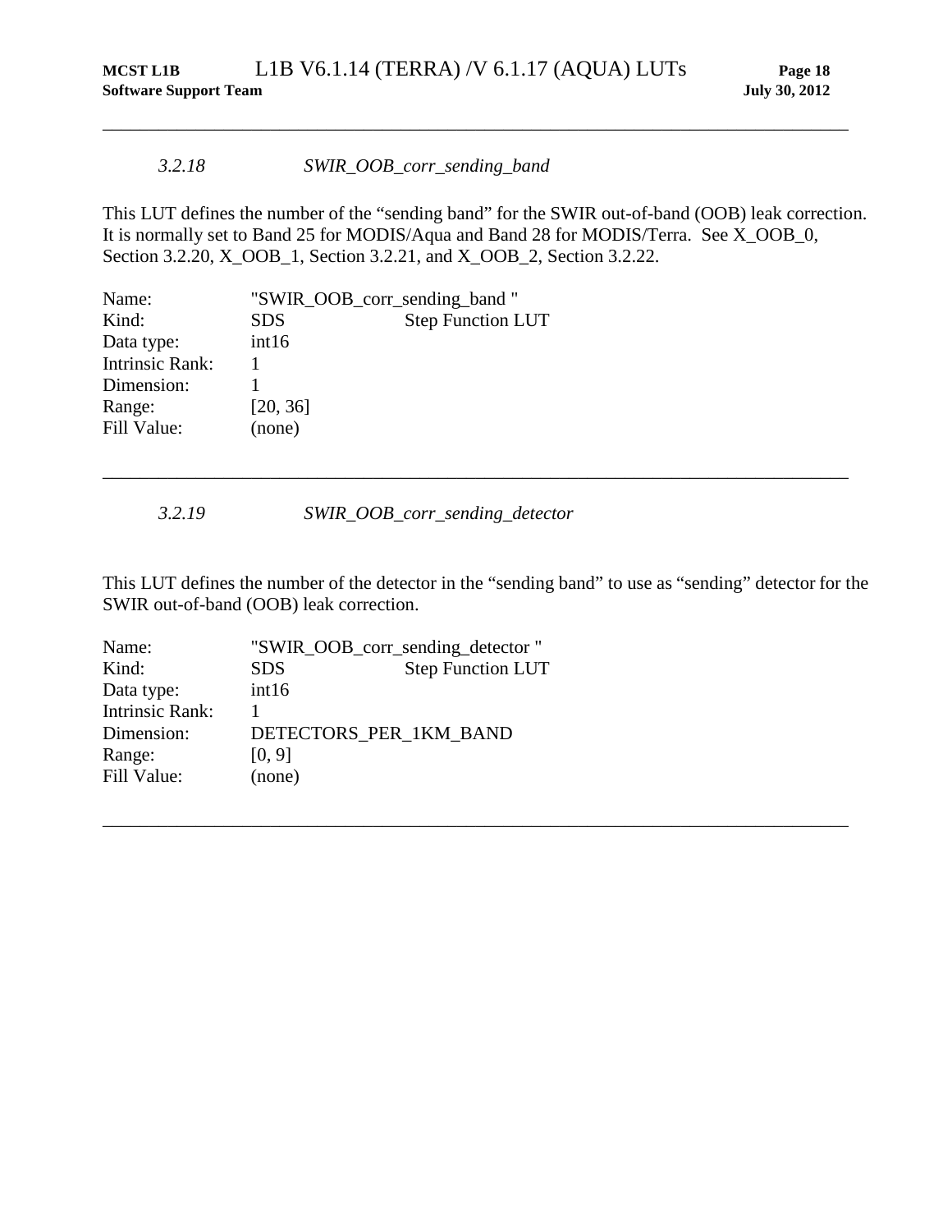### *3.2.18 SWIR_OOB_corr_sending_band*

This LUT defines the number of the "sending band" for the SWIR out-of-band (OOB) leak correction. It is normally set to Band 25 for MODIS/Aqua and Band 28 for MODIS/Terra. See X_OOB_0, Section 3.2.20, X_OOB_1, Section 3.2.21, and X_OOB_2, Section 3.2.22.

| | | |
|---|---|---|
| Name: | "SWIR_OOB_corr_sending_band " | |
| Kind: | SDS | Step Function LUT |
| Data type: | int16 | |
| Intrinsic Rank: | 1 | |
| Dimension: | 1 | |
| Range: | [20, 36] | |
| Fill Value: | (none) | |

---

### *3.2.19 SWIR_OOB_corr_sending_detector*

This LUT defines the number of the detector in the "sending band" to use as "sending" detector for the SWIR out-of-band (OOB) leak correction.

| | | |
|---|---|---|
| Name: | "SWIR_OOB_corr_sending_detector " | |
| Kind: | SDS | Step Function LUT |
| Data type: | int16 | |
| Intrinsic Rank: | 1 | |
| Dimension: | DETECTORS_PER_1KM_BAND | |
| Range: | [0, 9] | |
| Fill Value: | (none) | |

---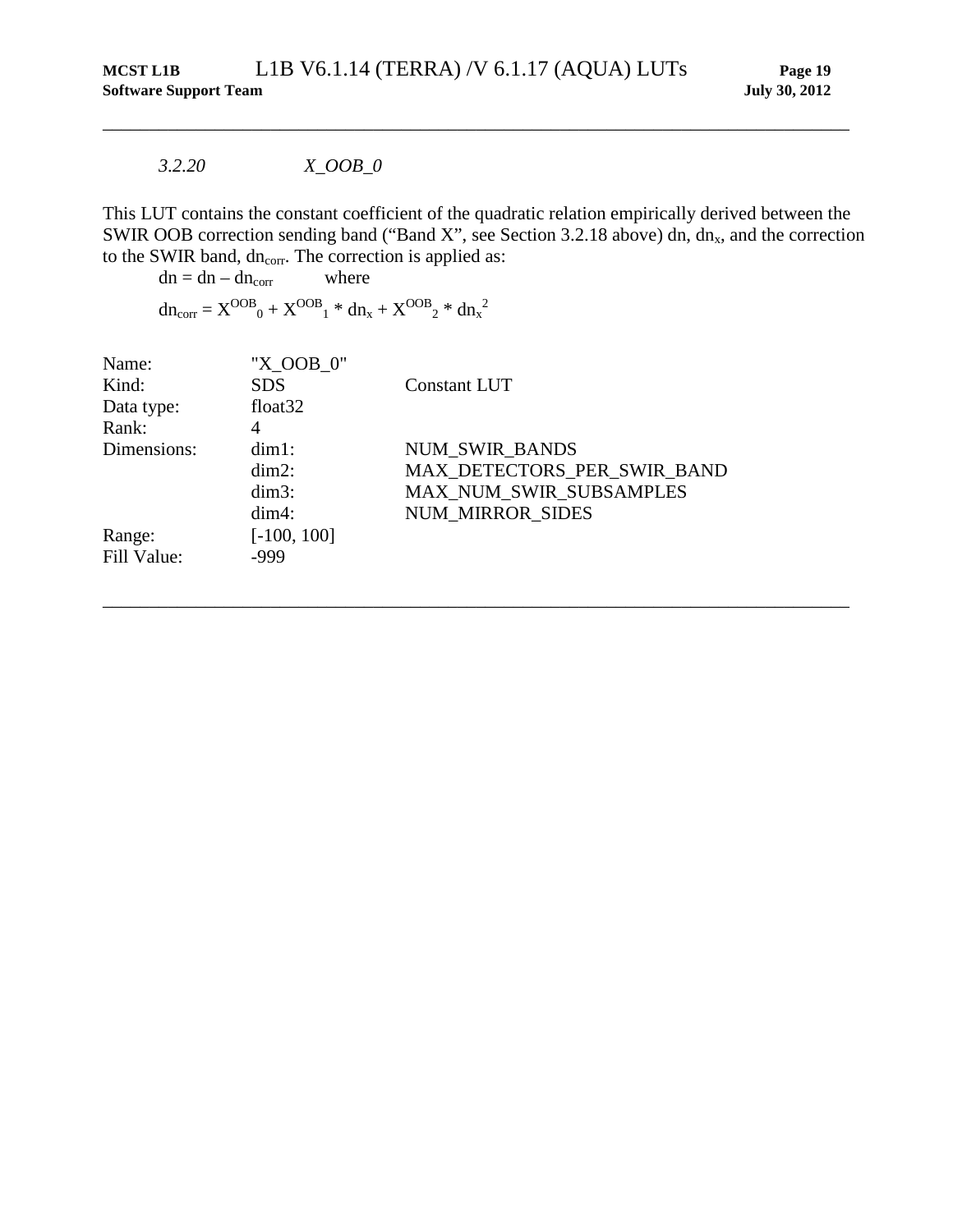### *3.2.20 X_OOB_0*

This LUT contains the constant coefficient of the quadratic relation empirically derived between the SWIR OOB correction sending band ("Band X", see Section 3.2.18 above) dn, $dn_x$, and the correction to the SWIR band, $dn_{corr}$. The correction is applied as:

$dn = dn - dn_{corr}$ where

$dn_{corr} = X^{OOB}_0 + X^{OOB}_1 * dn_x + X^{OOB}_2 * dn_x^2$

| | | |
|---|---|---|
| Name: | "X_OOB_0" | |
| Kind: | SDS | Constant LUT |
| Data type: | float32 | |
| Rank: | 4 | |
| Dimensions: | dim1: | NUM_SWIR_BANDS |
| | dim2: | MAX_DETECTORS_PER_SWIR_BAND |
| | dim3: | MAX_NUM_SWIR_SUBSAMPLES |
| | dim4: | NUM_MIRROR_SIDES |
| Range: | [-100, 100] | |
| Fill Value: | -999 | |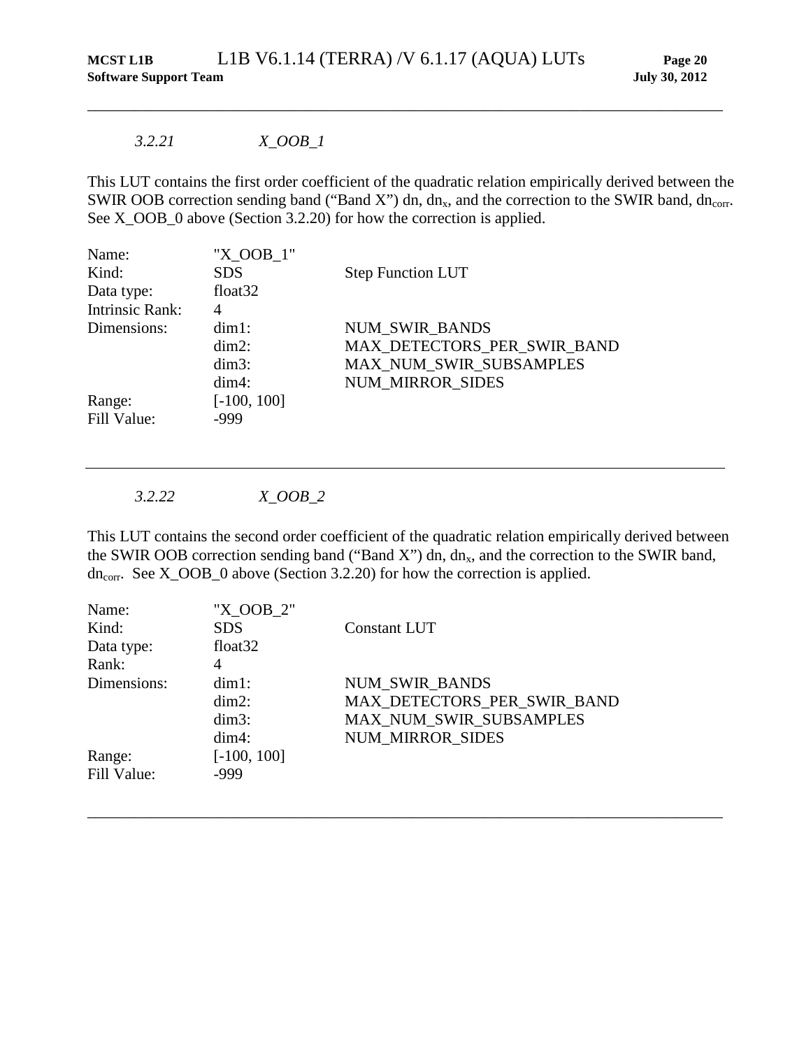### *3.2.21 X_OOB_1*

This LUT contains the first order coefficient of the quadratic relation empirically derived between the SWIR OOB correction sending band ("Band X") dn, $dn_x$, and the correction to the SWIR band, $dn_{corr}$. See X_OOB_0 above (Section 3.2.20) for how the correction is applied.

| | | |
|---|---|---|
| Name: | "X_OOB_1" | |
| Kind: | SDS | Step Function LUT |
| Data type: | float32 | |
| Intrinsic Rank: | 4 | |
| Dimensions: | dim1: | NUM_SWIR_BANDS |
| | dim2: | MAX_DETECTORS_PER_SWIR_BAND |
| | dim3: | MAX_NUM_SWIR_SUBSAMPLES |
| | dim4: | NUM_MIRROR_SIDES |
| Range: | [-100, 100] | |
| Fill Value: | -999 | |

---

### *3.2.22 X_OOB_2*

This LUT contains the second order coefficient of the quadratic relation empirically derived between the SWIR OOB correction sending band ("Band X") dn, $dn_x$, and the correction to the SWIR band, $dn_{corr}$. See X_OOB_0 above (Section 3.2.20) for how the correction is applied.

| | | |
|---|---|---|
| Name: | "X_OOB_2" | |
| Kind: | SDS | Constant LUT |
| Data type: | float32 | |
| Rank: | 4 | |
| Dimensions: | dim1: | NUM_SWIR_BANDS |
| | dim2: | MAX_DETECTORS_PER_SWIR_BAND |
| | dim3: | MAX_NUM_SWIR_SUBSAMPLES |
| | dim4: | NUM_MIRROR_SIDES |
| Range: | [-100, 100] | |
| Fill Value: | -999 | |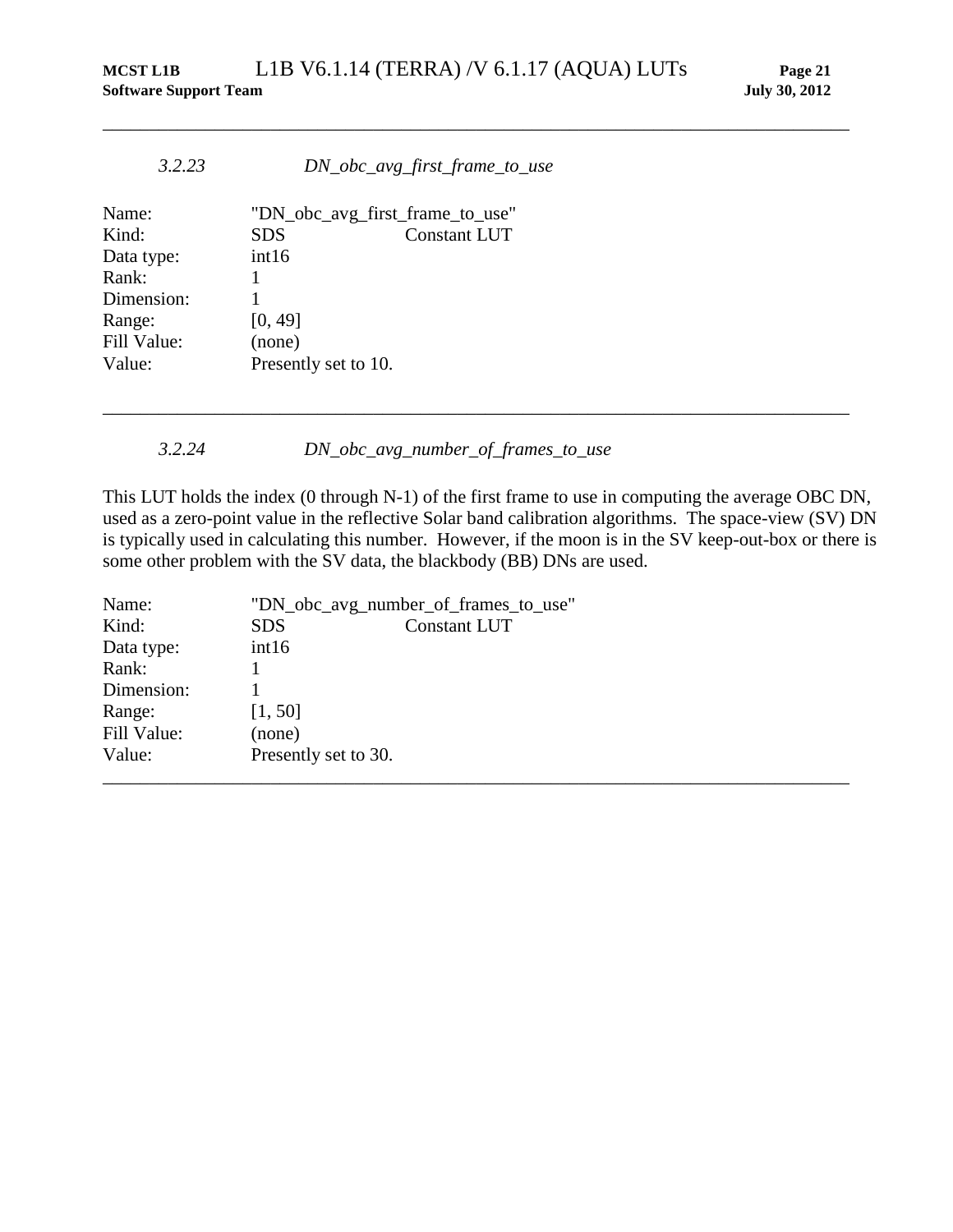### 3.2.23 DN_obc_avg_first_frame_to_use

| | | |
|---|---|---|
| Name: | "DN_obc_avg_first_frame_to_use" | |
| Kind: | SDS | Constant LUT |
| Data type: | int16 | |
| Rank: | 1 | |
| Dimension: | 1 | |
| Range: | [0, 49] | |
| Fill Value: | (none) | |
| Value: | Presently set to 10. | |

---

### 3.2.24 DN_obc_avg_number_of_frames_to_use

This LUT holds the index (0 through N-1) of the first frame to use in computing the average OBC DN, used as a zero-point value in the reflective Solar band calibration algorithms. The space-view (SV) DN is typically used in calculating this number. However, if the moon is in the SV keep-out-box or there is some other problem with the SV data, the blackbody (BB) DNs are used.

| | | |
|---|---|---|
| Name: | "DN_obc_avg_number_of_frames_to_use" | |
| Kind: | SDS | Constant LUT |
| Data type: | int16 | |
| Rank: | 1 | |
| Dimension: | 1 | |
| Range: | [1, 50] | |
| Fill Value: | (none) | |
| Value: | Presently set to 30. | |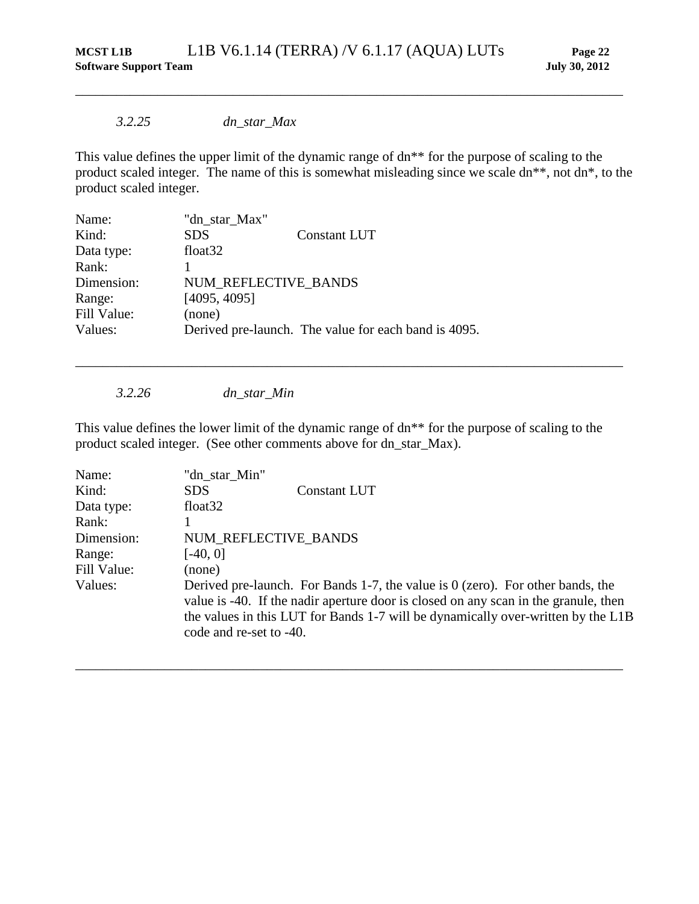### *3.2.25 dn_star_Max*

This value defines the upper limit of the dynamic range of dn** for the purpose of scaling to the product scaled integer. The name of this is somewhat misleading since we scale dn**, not dn*, to the product scaled integer.

| | | |
|---|---|---|
| Name: | "dn_star_Max" | |
| Kind: | SDS | Constant LUT |
| Data type: | float32 | |
| Rank: | 1 | |
| Dimension: | NUM_REFLECTIVE_BANDS | |
| Range: | [4095, 4095] | |
| Fill Value: | (none) | |
| Values: | Derived pre-launch. The value for each band is 4095. | |

---

### *3.2.26 dn_star_Min*

This value defines the lower limit of the dynamic range of dn** for the purpose of scaling to the product scaled integer. (See other comments above for dn_star_Max).

| | | |
|---|---|---|
| Name: | "dn_star_Min" | |
| Kind: | SDS | Constant LUT |
| Data type: | float32 | |
| Rank: | 1 | |
| Dimension: | NUM_REFLECTIVE_BANDS | |
| Range: | [-40, 0] | |
| Fill Value: | (none) | |
| Values: | Derived pre-launch. For Bands 1-7, the value is 0 (zero). For other bands, the value is -40. If the nadir aperture door is closed on any scan in the granule, then the values in this LUT for Bands 1-7 will be dynamically over-written by the L1B code and re-set to -40. | |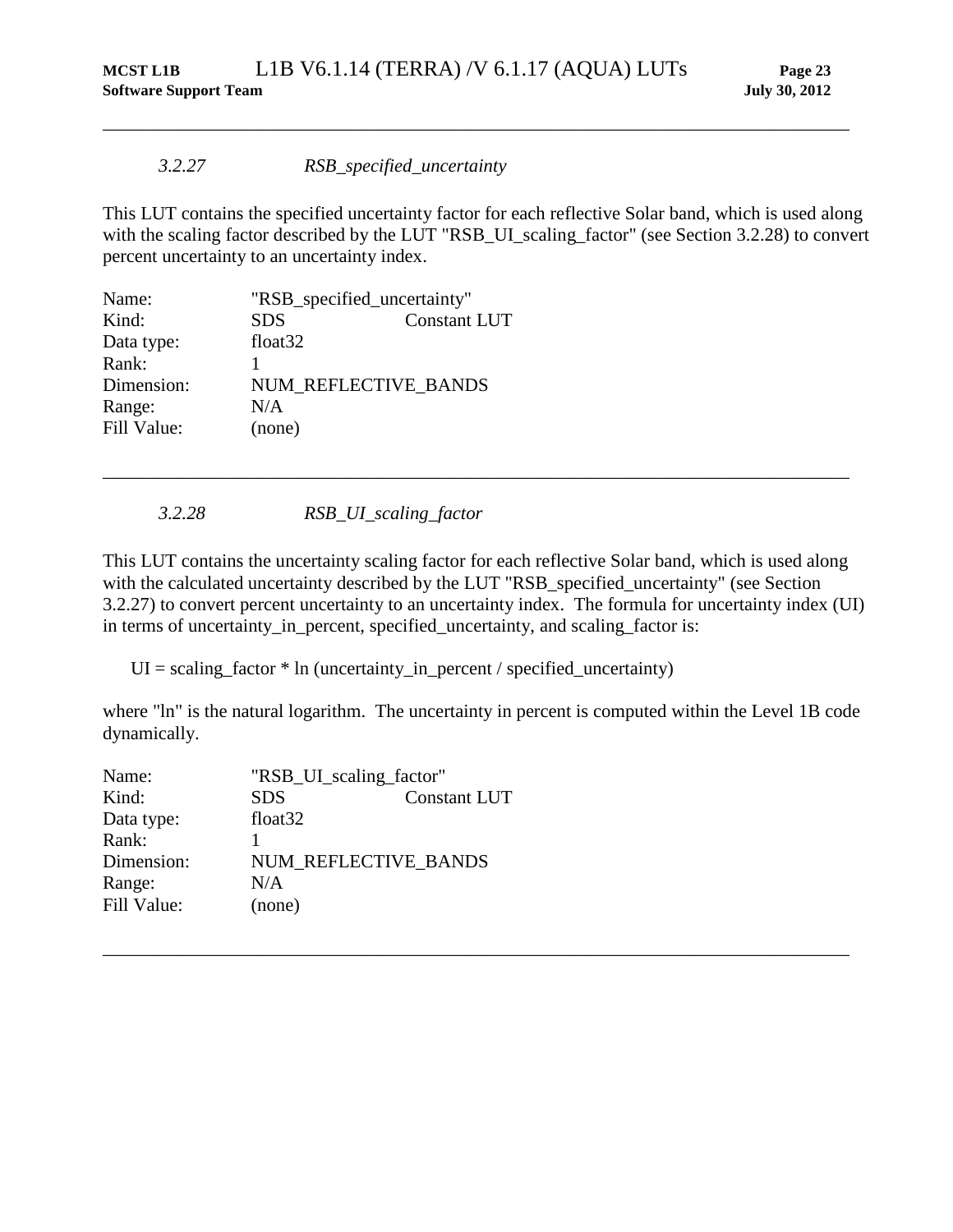### 3.2.27 RSB_specified_uncertainty

This LUT contains the specified uncertainty factor for each reflective Solar band, which is used along with the scaling factor described by the LUT "RSB_UI_scaling_factor" (see Section 3.2.28) to convert percent uncertainty to an uncertainty index.

| | | |
|---|---|---|
| Name: | "RSB_specified_uncertainty" | |
| Kind: | SDS | Constant LUT |
| Data type: | float32 | |
| Rank: | 1 | |
| Dimension: | NUM_REFLECTIVE_BANDS | |
| Range: | N/A | |
| Fill Value: | (none) | |

---

### 3.2.28 RSB_UI_scaling_factor

This LUT contains the uncertainty scaling factor for each reflective Solar band, which is used along with the calculated uncertainty described by the LUT "RSB_specified_uncertainty" (see Section 3.2.27) to convert percent uncertainty to an uncertainty index. The formula for uncertainty index (UI) in terms of uncertainty_in_percent, specified_uncertainty, and scaling_factor is:

UI = scaling_factor * ln (uncertainty_in_percent / specified_uncertainty)

where "ln" is the natural logarithm. The uncertainty in percent is computed within the Level 1B code dynamically.

| | | |
|---|---|---|
| Name: | "RSB_UI_scaling_factor" | |
| Kind: | SDS | Constant LUT |
| Data type: | float32 | |
| Rank: | 1 | |
| Dimension: | NUM_REFLECTIVE_BANDS | |
| Range: | N/A | |
| Fill Value: | (none) | |

---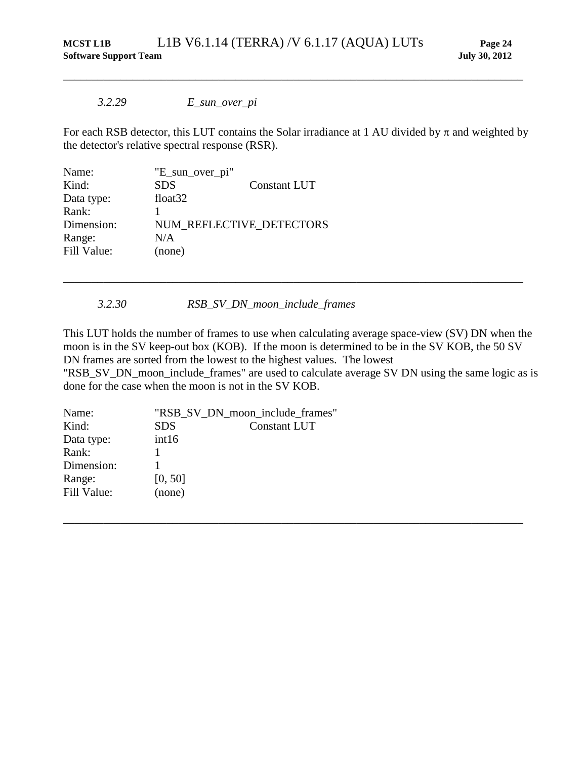---

### *3.2.29 E_sun_over_pi*

For each RSB detector, this LUT contains the Solar irradiance at 1 AU divided by π and weighted by the detector's relative spectral response (RSR).

| | | |
|---|---|---|
| Name: | "E_sun_over_pi" | |
| Kind: | SDS | Constant LUT |
| Data type: | float32 | |
| Rank: | 1 | |
| Dimension: | NUM_REFLECTIVE_DETECTORS | |
| Range: | N/A | |
| Fill Value: | (none) | |

---

### *3.2.30 RSB_SV_DN_moon_include_frames*

This LUT holds the number of frames to use when calculating average space-view (SV) DN when the moon is in the SV keep-out box (KOB). If the moon is determined to be in the SV KOB, the 50 SV DN frames are sorted from the lowest to the highest values. The lowest "RSB_SV_DN_moon_include_frames" are used to calculate average SV DN using the same logic as is done for the case when the moon is not in the SV KOB.

| | | |
|---|---|---|
| Name: | "RSB_SV_DN_moon_include_frames" | |
| Kind: | SDS | Constant LUT |
| Data type: | int16 | |
| Rank: | 1 | |
| Dimension: | 1 | |
| Range: | [0, 50] | |
| Fill Value: | (none) | |

---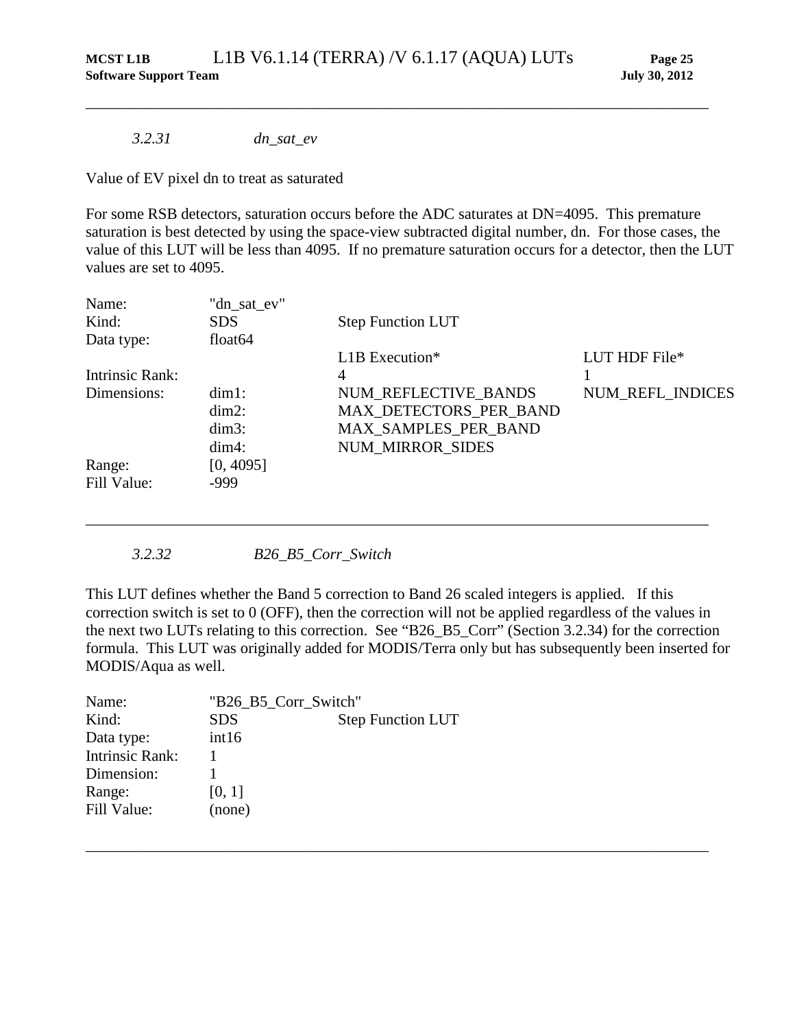### *3.2.31 dn_sat_ev*

Value of EV pixel dn to treat as saturated

For some RSB detectors, saturation occurs before the ADC saturates at DN=4095. This premature saturation is best detected by using the space-view subtracted digital number, dn. For those cases, the value of this LUT will be less than 4095. If no premature saturation occurs for a detector, then the LUT values are set to 4095.

| | | | |
|---|---|---|---|
| Name: | "dn_sat_ev" | | |
| Kind: | SDS | Step Function LUT | |
| Data type: | float64 | | |
| | | L1B Execution* | LUT HDF File* |
| Intrinsic Rank: | | 4 | 1 |
| Dimensions: | dim1: | NUM_REFLECTIVE_BANDS | NUM_REFL_INDICES |
| | dim2: | MAX_DETECTORS_PER_BAND | |
| | dim3: | MAX_SAMPLES_PER_BAND | |
| | dim4: | NUM_MIRROR_SIDES | |
| Range: | [0, 4095] | | |
| Fill Value: | -999 | | |

---

### *3.2.32 B26_B5_Corr_Switch*

This LUT defines whether the Band 5 correction to Band 26 scaled integers is applied. If this correction switch is set to 0 (OFF), then the correction will not be applied regardless of the values in the next two LUTs relating to this correction. See "B26_B5_Corr" (Section 3.2.34) for the correction formula. This LUT was originally added for MODIS/Terra only but has subsequently been inserted for MODIS/Aqua as well.

| | | |
|---|---|---|
| Name: | "B26_B5_Corr_Switch" | |
| Kind: | SDS | Step Function LUT |
| Data type: | int16 | |
| Intrinsic Rank: | 1 | |
| Dimension: | 1 | |
| Range: | [0, 1] | |
| Fill Value: | (none) | |

---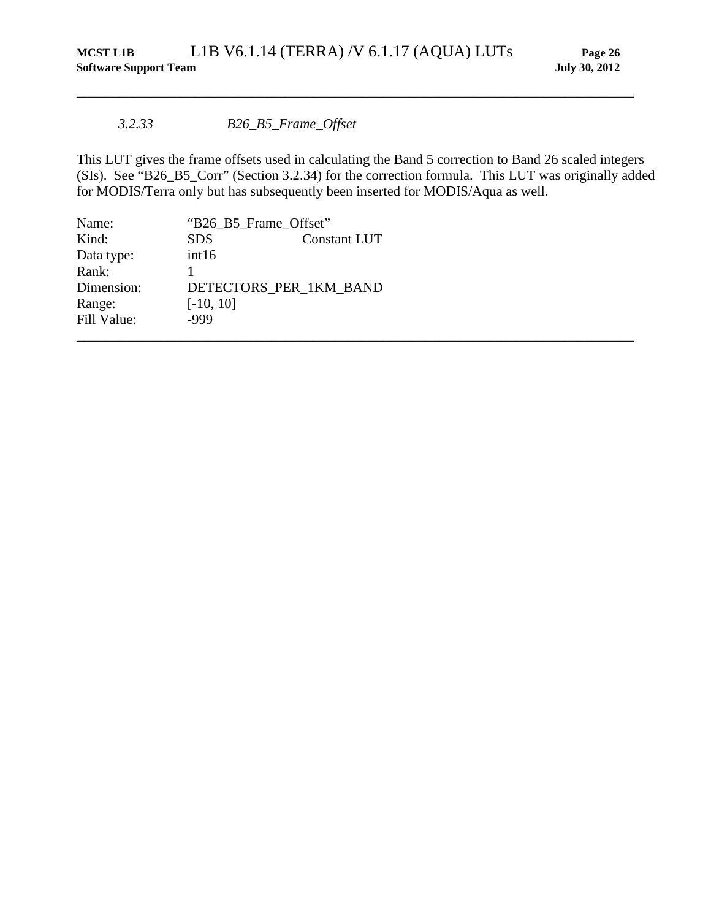### *3.2.33 B26_B5_Frame_Offset*

This LUT gives the frame offsets used in calculating the Band 5 correction to Band 26 scaled integers (SIs). See "B26_B5_Corr" (Section 3.2.34) for the correction formula. This LUT was originally added for MODIS/Terra only but has subsequently been inserted for MODIS/Aqua as well.

| | | |
|---|---|---|
| Name: | "B26_B5_Frame_Offset" | |
| Kind: | SDS | Constant LUT |
| Data type: | int16 | |
| Rank: | 1 | |
| Dimension: | DETECTORS_PER_1KM_BAND | |
| Range: | [-10, 10] | |
| Fill Value: | -999 | |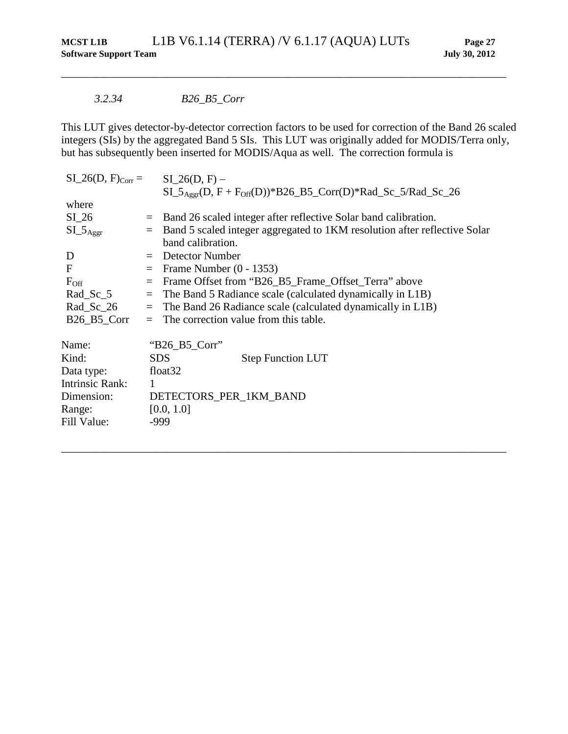### *3.2.34 B26_B5_Corr*

This LUT gives detector-by-detector correction factors to be used for correction of the Band 26 scaled integers (SIs) by the aggregated Band 5 SIs. This LUT was originally added for MODIS/Terra only, but has subsequently been inserted for MODIS/Aqua as well. The correction formula is

$$SI\_26(D, F)_{Corr} = SI\_26(D, F) - SI\_5_{Aggr}(D, F + F_{Off}(D)) * B26\_B5\_Corr(D) * Rad\_Sc\_5 / Rad\_Sc\_26$$

where

| | | |
|---|---|---|
| SI_26 | = | Band 26 scaled integer after reflective Solar band calibration. |
| $SI\_5_{Aggr}$ | = | Band 5 scaled integer aggregated to 1KM resolution after reflective Solar band calibration. |
| D | = | Detector Number |
| F | = | Frame Number (0 - 1353) |
| $F_{Off}$ | = | Frame Offset from "B26_B5_Frame_Offset_Terra" above |
| Rad_Sc_5 | = | The Band 5 Radiance scale (calculated dynamically in L1B) |
| Rad_Sc_26 | = | The Band 26 Radiance scale (calculated dynamically in L1B) |
| B26_B5_Corr | = | The correction value from this table. |

| | | |
|---|---|---|
| Name: | "B26_B5_Corr" | |
| Kind: | SDS | Step Function LUT |
| Data type: | float32 | |
| Intrinsic Rank: | 1 | |
| Dimension: | DETECTORS_PER_1KM_BAND | |
| Range: | [0.0, 1.0] | |
| Fill Value: | -999 | |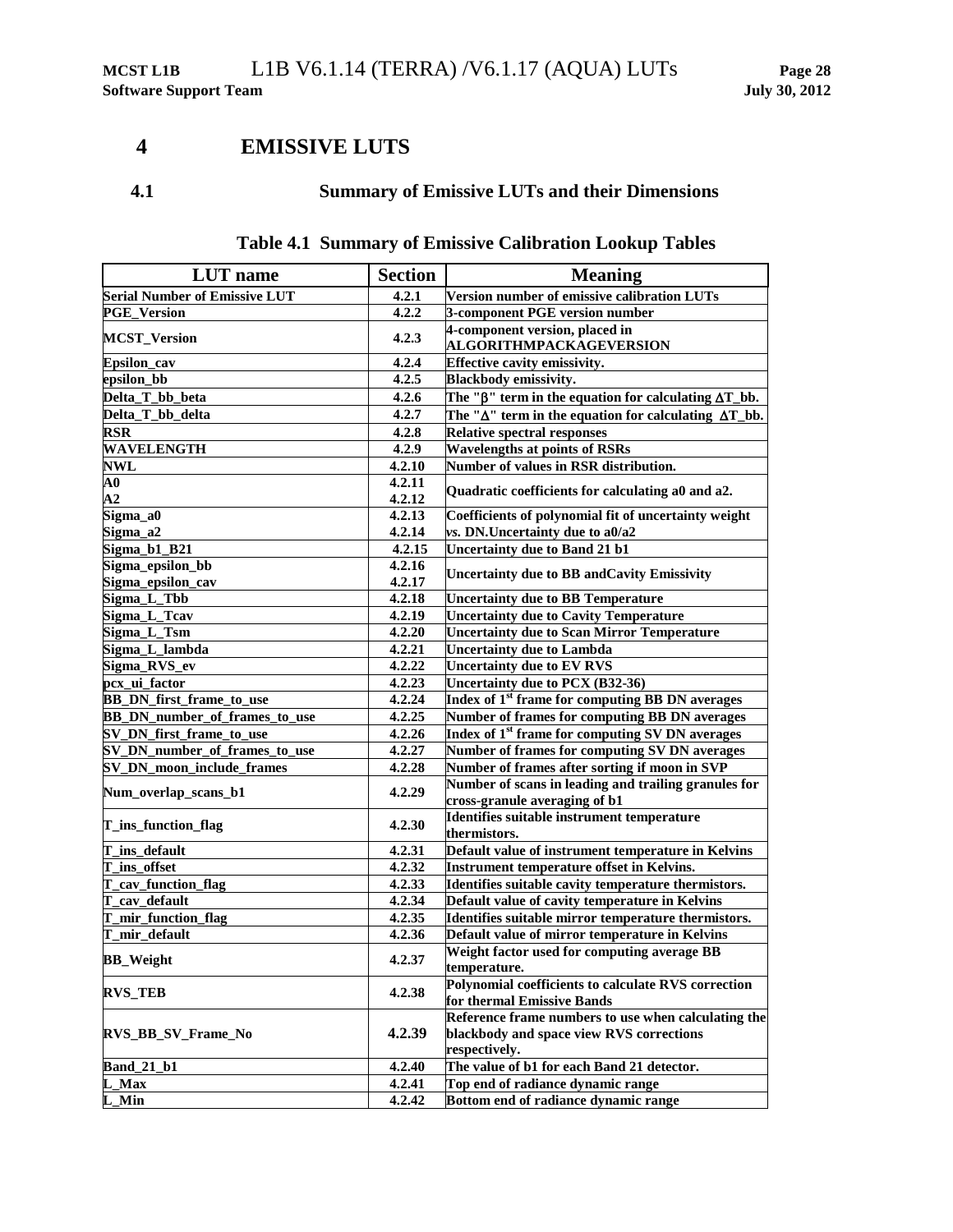# 4 EMISSIVE LUTS

## 4.1 Summary of Emissive LUTs and their Dimensions

**Table 4.1 Summary of Emissive Calibration Lookup Tables**

| LUT name | Section | Meaning |
|---|---|---|
| Serial Number of Emissive LUT | 4.2.1 | Version number of emissive calibration LUTs |
| PGE_Version | 4.2.2 | 3-component PGE version number |
| MCST_Version | 4.2.3 | 4-component version, placed in ALGORITHMPACKAGEVERSION |
| Epsilon_cav | 4.2.4 | Effective cavity emissivity. |
| epsilon_bb | 4.2.5 | Blackbody emissivity. |
| Delta_T_bb_beta | 4.2.6 | The "$\beta$" term in the equation for calculating $\Delta$T_bb. |
| Delta_T_bb_delta | 4.2.7 | The "$\Delta$" term in the equation for calculating $\Delta$T_bb. |
| RSR | 4.2.8 | Relative spectral responses |
| WAVELENGTH | 4.2.9 | Wavelengths at points of RSRs |
| NWL | 4.2.10 | Number of values in RSR distribution. |
| A0<br>A2 | 4.2.11<br>4.2.12 | Quadratic coefficients for calculating a0 and a2. |
| Sigma_a0<br>Sigma_a2 | 4.2.13<br>4.2.14 | Coefficients of polynomial fit of uncertainty weight *vs.* DN.Uncertainty due to a0/a2 |
| Sigma_b1_B21 | 4.2.15 | Uncertainty due to Band 21 b1 |
| Sigma_epsilon_bb<br>Sigma_epsilon_cav | 4.2.16<br>4.2.17 | Uncertainty due to BB andCavity Emissivity |
| Sigma_L_Tbb | 4.2.18 | Uncertainty due to BB Temperature |
| Sigma_L_Tcav | 4.2.19 | Uncertainty due to Cavity Temperature |
| Sigma_L_Tsm | 4.2.20 | Uncertainty due to Scan Mirror Temperature |
| Sigma_L_lambda | 4.2.21 | Uncertainty due to Lambda |
| Sigma_RVS_ev | 4.2.22 | Uncertainty due to EV RVS |
| pcx_ui_factor | 4.2.23 | Uncertainty due to PCX (B32-36) |
| BB_DN_first_frame_to_use | 4.2.24 | Index of 1st frame for computing BB DN averages |
| BB_DN_number_of_frames_to_use | 4.2.25 | Number of frames for computing BB DN averages |
| SV_DN_first_frame_to_use | 4.2.26 | Index of 1st frame for computing SV DN averages |
| SV_DN_number_of_frames_to_use | 4.2.27 | Number of frames for computing SV DN averages |
| SV_DN_moon_include_frames | 4.2.28 | Number of frames after sorting if moon in SVP |
| Num_overlap_scans_b1 | 4.2.29 | Number of scans in leading and trailing granules for cross-granule averaging of b1 |
| T_ins_function_flag | 4.2.30 | Identifies suitable instrument temperature thermistors. |
| T_ins_default | 4.2.31 | Default value of instrument temperature in Kelvins |
| T_ins_offset | 4.2.32 | Instrument temperature offset in Kelvins. |
| T_cav_function_flag | 4.2.33 | Identifies suitable cavity temperature thermistors. |
| T_cav_default | 4.2.34 | Default value of cavity temperature in Kelvins |
| T_mir_function_flag | 4.2.35 | Identifies suitable mirror temperature thermistors. |
| T_mir_default | 4.2.36 | Default value of mirror temperature in Kelvins |
| BB_Weight | 4.2.37 | Weight factor used for computing average BB temperature. |
| RVS_TEB | 4.2.38 | Polynomial coefficients to calculate RVS correction for thermal Emissive Bands |
| RVS_BB_SV_Frame_No | 4.2.39 | Reference frame numbers to use when calculating the blackbody and space view RVS corrections respectively. |
| Band_21_b1 | 4.2.40 | The value of b1 for each Band 21 detector. |
| L_Max | 4.2.41 | Top end of radiance dynamic range |
| L_Min | 4.2.42 | Bottom end of radiance dynamic range |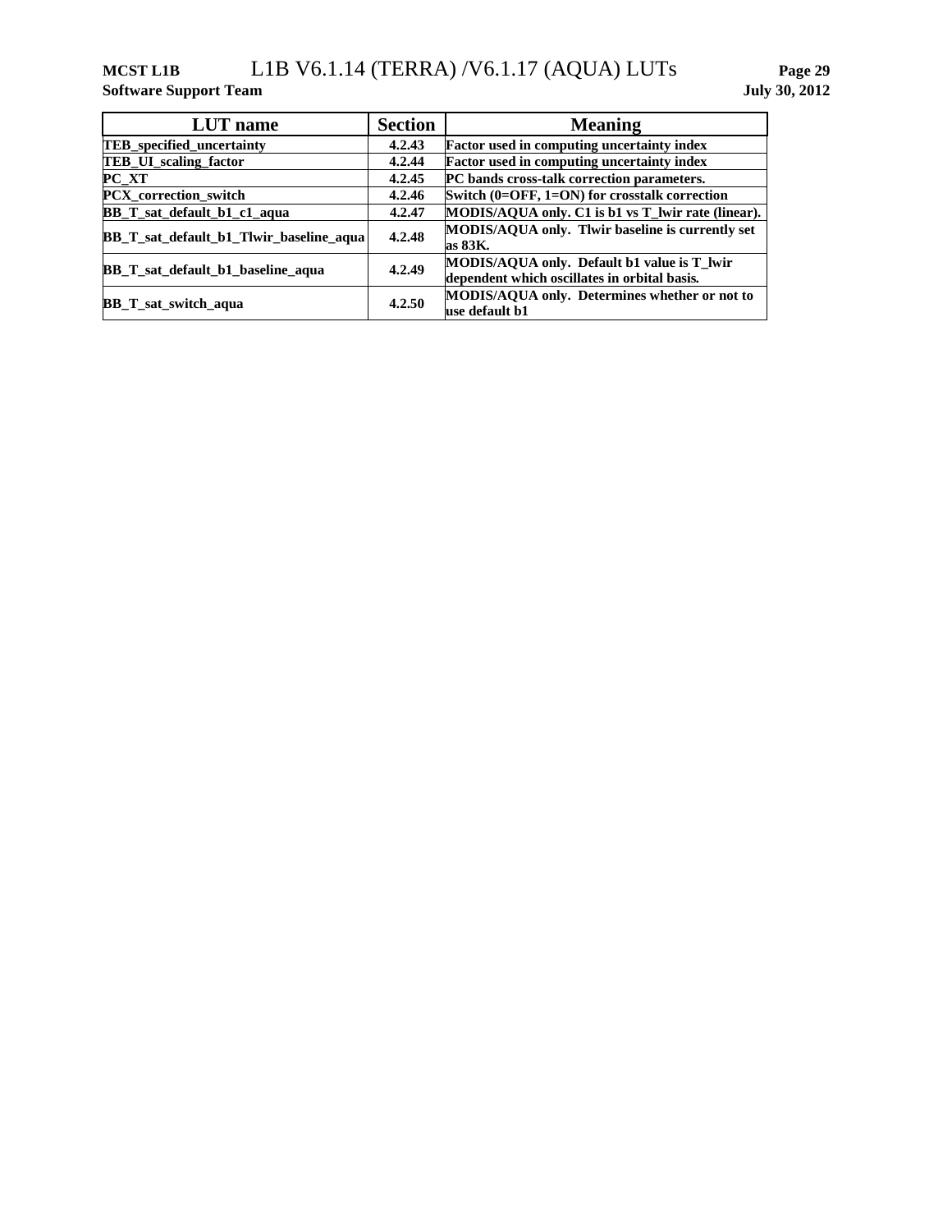| LUT name | Section | Meaning |
|---|---|---|
| **TEB_specified_uncertainty** | **4.2.43** | **Factor used in computing uncertainty index** |
| **TEB_UI_scaling_factor** | **4.2.44** | **Factor used in computing uncertainty index** |
| **PC_XT** | **4.2.45** | **PC bands cross-talk correction parameters.** |
| **PCX_correction_switch** | **4.2.46** | **Switch (0=OFF, 1=ON) for crosstalk correction** |
| **BB_T_sat_default_b1_c1_aqua** | **4.2.47** | **MODIS/AQUA only. C1 is b1 vs T_lwir rate (linear).** |
| **BB_T_sat_default_b1_Tlwir_baseline_aqua** | **4.2.48** | **MODIS/AQUA only. Tlwir baseline is currently set as 83K.** |
| **BB_T_sat_default_b1_baseline_aqua** | **4.2.49** | **MODIS/AQUA only. Default b1 value is T_lwir dependent which oscillates in orbital basis.** |
| **BB_T_sat_switch_aqua** | **4.2.50** | **MODIS/AQUA only. Determines whether or not to use default b1** |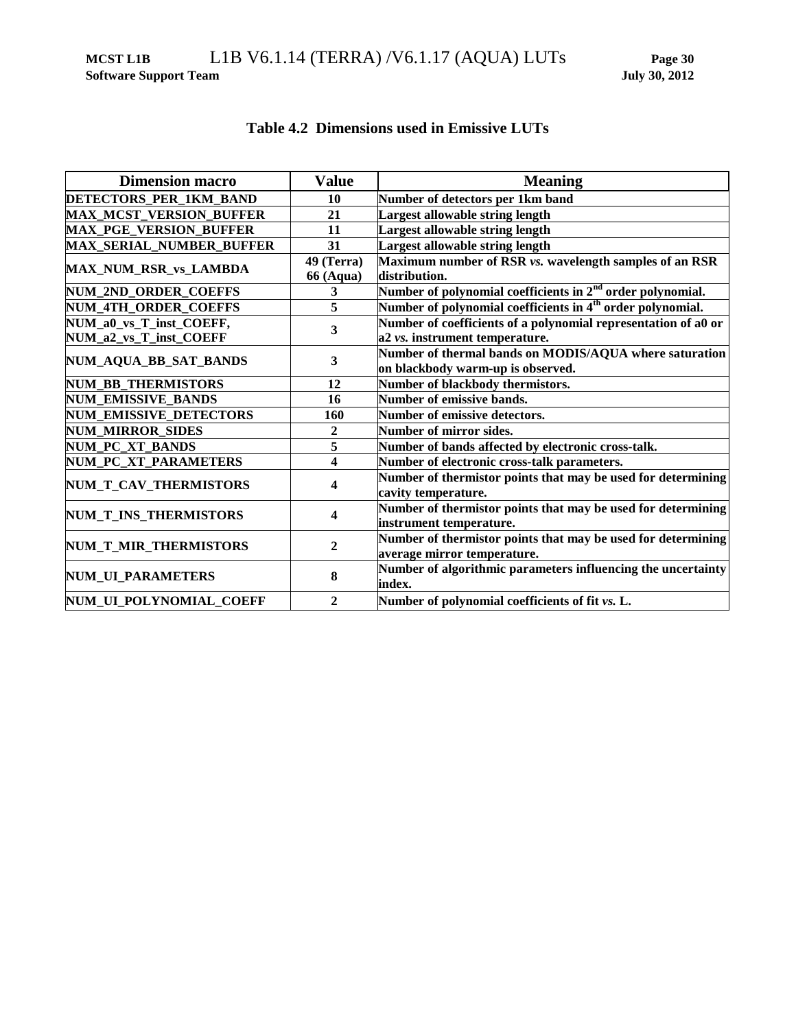**Table 4.2 Dimensions used in Emissive LUTs**

| Dimension macro | Value | Meaning |
|---|---|---|
| DETECTORS_PER_1KM_BAND | 10 | Number of detectors per 1km band |
| MAX_MCST_VERSION_BUFFER | 21 | Largest allowable string length |
| MAX_PGE_VERSION_BUFFER | 11 | Largest allowable string length |
| MAX_SERIAL_NUMBER_BUFFER | 31 | Largest allowable string length |
| MAX_NUM_RSR_vs_LAMBDA | 49 (Terra) 66 (Aqua) | Maximum number of RSR *vs.* wavelength samples of an RSR distribution. |
| NUM_2ND_ORDER_COEFFS | 3 | Number of polynomial coefficients in 2nd order polynomial. |
| NUM_4TH_ORDER_COEFFS | 5 | Number of polynomial coefficients in 4th order polynomial. |
| NUM_a0_vs_T_inst_COEFF, NUM_a2_vs_T_inst_COEFF | 3 | Number of coefficients of a polynomial representation of a0 or a2 *vs.* instrument temperature. |
| NUM_AQUA_BB_SAT_BANDS | 3 | Number of thermal bands on MODIS/AQUA where saturation on blackbody warm-up is observed. |
| NUM_BB_THERMISTORS | 12 | Number of blackbody thermistors. |
| NUM_EMISSIVE_BANDS | 16 | Number of emissive bands. |
| NUM_EMISSIVE_DETECTORS | 160 | Number of emissive detectors. |
| NUM_MIRROR_SIDES | 2 | Number of mirror sides. |
| NUM_PC_XT_BANDS | 5 | Number of bands affected by electronic cross-talk. |
| NUM_PC_XT_PARAMETERS | 4 | Number of electronic cross-talk parameters. |
| NUM_T_CAV_THERMISTORS | 4 | Number of thermistor points that may be used for determining cavity temperature. |
| NUM_T_INS_THERMISTORS | 4 | Number of thermistor points that may be used for determining instrument temperature. |
| NUM_T_MIR_THERMISTORS | 2 | Number of thermistor points that may be used for determining average mirror temperature. |
| NUM_UI_PARAMETERS | 8 | Number of algorithmic parameters influencing the uncertainty index. |
| NUM_UI_POLYNOMIAL_COEFF | 2 | Number of polynomial coefficients of fit *vs.* L. |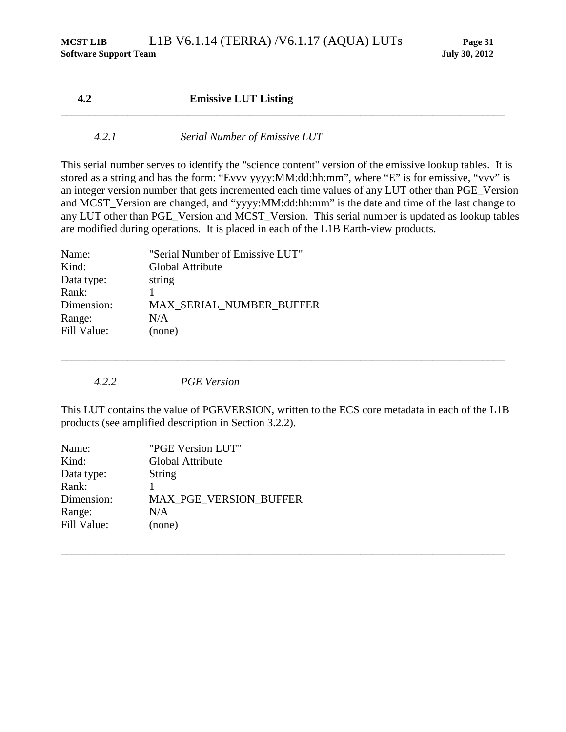## 4.2 Emissive LUT Listing

---

### *4.2.1 Serial Number of Emissive LUT*

This serial number serves to identify the "science content" version of the emissive lookup tables. It is stored as a string and has the form: “Evvv yyyy:MM:dd:hh:mm”, where “E” is for emissive, “vvv” is an integer version number that gets incremented each time values of any LUT other than PGE_Version and MCST_Version are changed, and “yyyy:MM:dd:hh:mm” is the date and time of the last change to any LUT other than PGE_Version and MCST_Version. This serial number is updated as lookup tables are modified during operations. It is placed in each of the L1B Earth-view products.

| | |
|---|---|
| Name: | "Serial Number of Emissive LUT" |
| Kind: | Global Attribute |
| Data type: | string |
| Rank: | 1 |
| Dimension: | MAX_SERIAL_NUMBER_BUFFER |
| Range: | N/A |
| Fill Value: | (none) |

---

### *4.2.2 PGE Version*

This LUT contains the value of PGEVERSION, written to the ECS core metadata in each of the L1B products (see amplified description in Section 3.2.2).

| | |
|---|---|
| Name: | "PGE Version LUT" |
| Kind: | Global Attribute |
| Data type: | String |
| Rank: | 1 |
| Dimension: | MAX_PGE_VERSION_BUFFER |
| Range: | N/A |
| Fill Value: | (none) |

---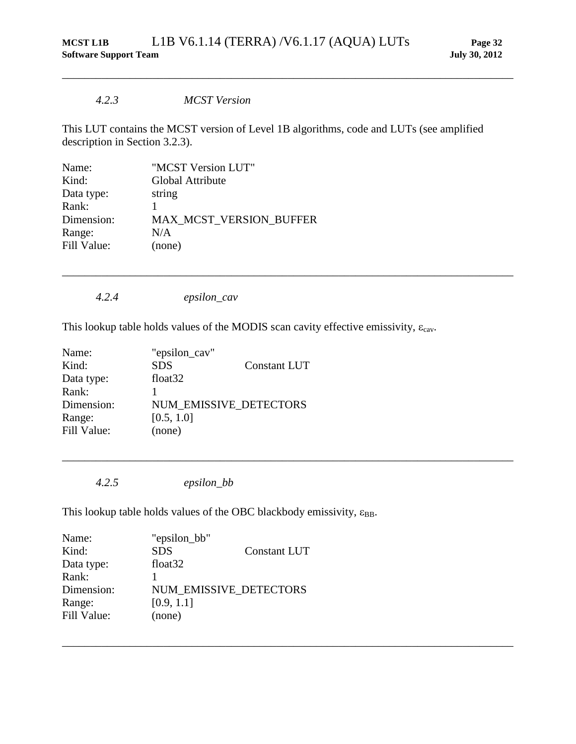#### *4.2.3 MCST Version*

This LUT contains the MCST version of Level 1B algorithms, code and LUTs (see amplified description in Section 3.2.3).

| | |
|---|---|
| Name: | "MCST Version LUT" |
| Kind: | Global Attribute |
| Data type: | string |
| Rank: | 1 |
| Dimension: | MAX_MCST_VERSION_BUFFER |
| Range: | N/A |
| Fill Value: | (none) |

---

#### *4.2.4 epsilon_cav*

This lookup table holds values of the MODIS scan cavity effective emissivity, $\varepsilon_{cav}$.

| | | |
|---|---|---|
| Name: | "epsilon_cav" | |
| Kind: | SDS | Constant LUT |
| Data type: | float32 | |
| Rank: | 1 | |
| Dimension: | NUM_EMISSIVE_DETECTORS | |
| Range: | [0.5, 1.0] | |
| Fill Value: | (none) | |

---

#### *4.2.5 epsilon_bb*

This lookup table holds values of the OBC blackbody emissivity, $\varepsilon_{BB}$.

| | | |
|---|---|---|
| Name: | "epsilon_bb" | |
| Kind: | SDS | Constant LUT |
| Data type: | float32 | |
| Rank: | 1 | |
| Dimension: | NUM_EMISSIVE_DETECTORS | |
| Range: | [0.9, 1.1] | |
| Fill Value: | (none) | |

---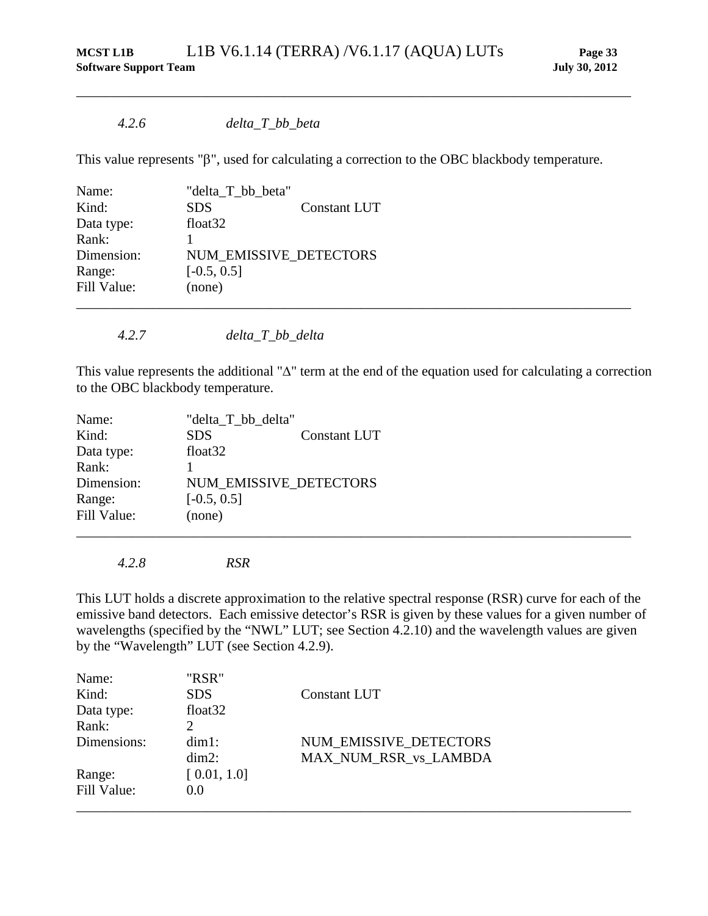#### *4.2.6 delta_T_bb_beta*

This value represents "β", used for calculating a correction to the OBC blackbody temperature.

| | | |
|---|---|---|
| Name: | "delta_T_bb_beta" | |
| Kind: | SDS | Constant LUT |
| Data type: | float32 | |
| Rank: | 1 | |
| Dimension: | NUM_EMISSIVE_DETECTORS | |
| Range: | [-0.5, 0.5] | |
| Fill Value: | (none) | |

---

#### *4.2.7 delta_T_bb_delta*

This value represents the additional "Δ" term at the end of the equation used for calculating a correction to the OBC blackbody temperature.

| | | |
|---|---|---|
| Name: | "delta_T_bb_delta" | |
| Kind: | SDS | Constant LUT |
| Data type: | float32 | |
| Rank: | 1 | |
| Dimension: | NUM_EMISSIVE_DETECTORS | |
| Range: | [-0.5, 0.5] | |
| Fill Value: | (none) | |

---

#### *4.2.8 RSR*

This LUT holds a discrete approximation to the relative spectral response (RSR) curve for each of the emissive band detectors. Each emissive detector's RSR is given by these values for a given number of wavelengths (specified by the "NWL" LUT; see Section 4.2.10) and the wavelength values are given by the "Wavelength" LUT (see Section 4.2.9).

| | | |
|---|---|---|
| Name: | "RSR" | |
| Kind: | SDS | Constant LUT |
| Data type: | float32 | |
| Rank: | 2 | |
| Dimensions: | dim1: | NUM_EMISSIVE_DETECTORS |
| | dim2: | MAX_NUM_RSR_vs_LAMBDA |
| Range: | [ 0.01, 1.0] | |
| Fill Value: | 0.0 | |

---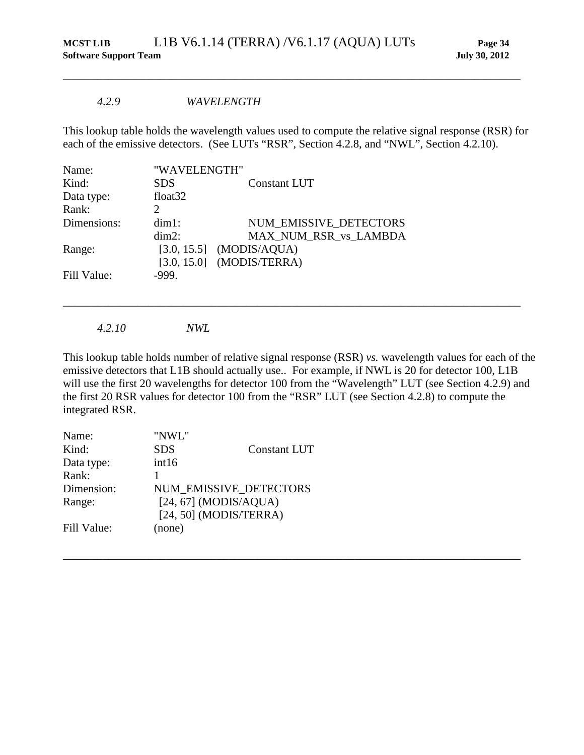#### *4.2.9 WAVELENGTH*

This lookup table holds the wavelength values used to compute the relative signal response (RSR) for each of the emissive detectors. (See LUTs "RSR", Section 4.2.8, and "NWL", Section 4.2.10).

| | | |
|---|---|---|
| Name: | "WAVELENGTH" | |
| Kind: | SDS | Constant LUT |
| Data type: | float32 | |
| Rank: | 2 | |
| Dimensions: | dim1: | NUM_EMISSIVE_DETECTORS |
| | dim2: | MAX_NUM_RSR_vs_LAMBDA |
| Range: | [3.0, 15.5] | (MODIS/AQUA) |
| | [3.0, 15.0] | (MODIS/TERRA) |
| Fill Value: | -999. | |

---

#### *4.2.10 NWL*

This lookup table holds number of relative signal response (RSR) *vs.* wavelength values for each of the emissive detectors that L1B should actually use.. For example, if NWL is 20 for detector 100, L1B will use the first 20 wavelengths for detector 100 from the "Wavelength" LUT (see Section 4.2.9) and the first 20 RSR values for detector 100 from the "RSR" LUT (see Section 4.2.8) to compute the integrated RSR.

| | | |
|---|---|---|
| Name: | "NWL" | |
| Kind: | SDS | Constant LUT |
| Data type: | int16 | |
| Rank: | 1 | |
| Dimension: | NUM_EMISSIVE_DETECTORS | |
| Range: | [24, 67] (MODIS/AQUA) | |
| | [24, 50] (MODIS/TERRA) | |
| Fill Value: | (none) | |

---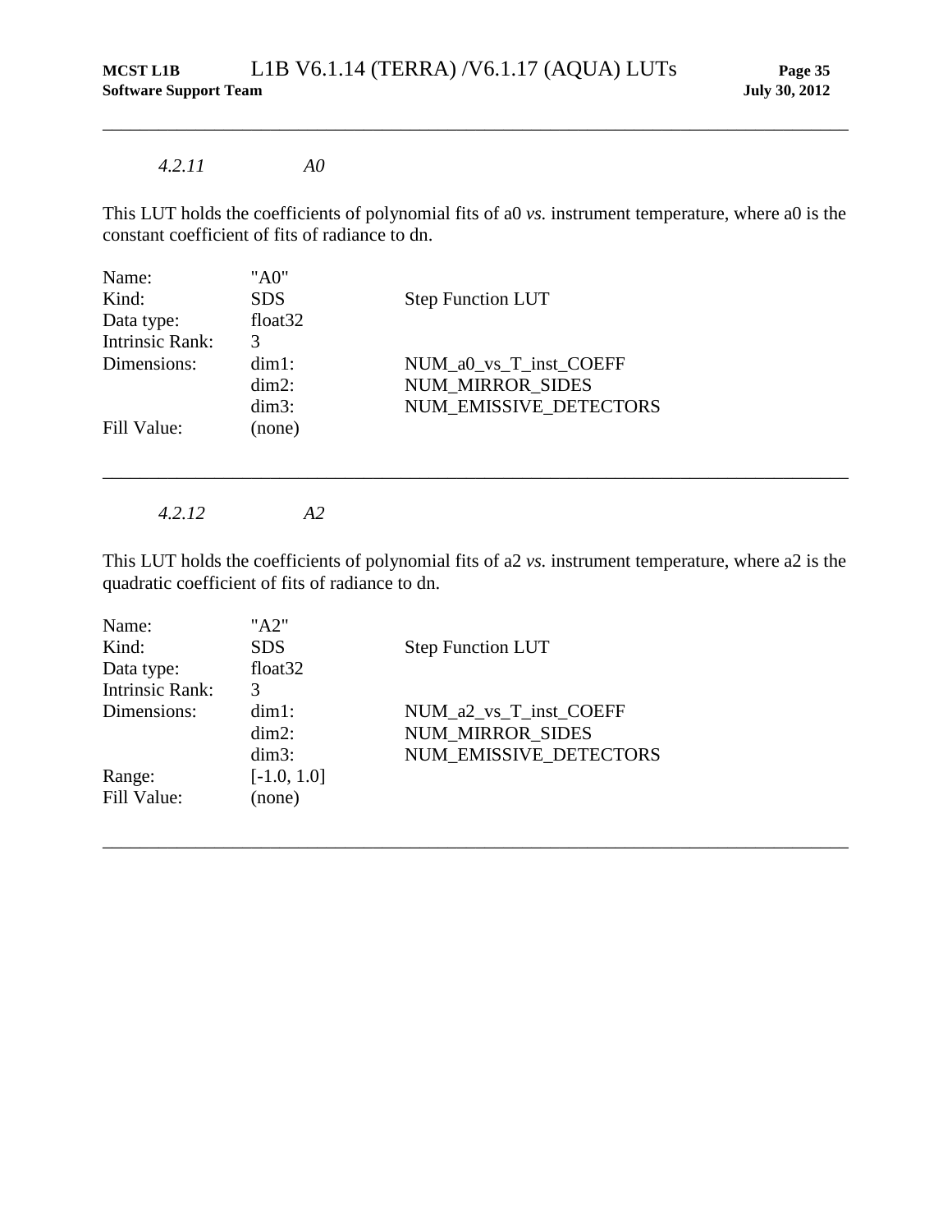#### *4.2.11 A0*

This LUT holds the coefficients of polynomial fits of a0 *vs.* instrument temperature, where a0 is the constant coefficient of fits of radiance to dn.

| | | |
|---|---|---|
| Name: | "A0" | |
| Kind: | SDS | Step Function LUT |
| Data type: | float32 | |
| Intrinsic Rank: | 3 | |
| Dimensions: | dim1: | NUM_a0_vs_T_inst_COEFF |
| | dim2: | NUM_MIRROR_SIDES |
| | dim3: | NUM_EMISSIVE_DETECTORS |
| Fill Value: | (none) | |

---

#### *4.2.12 A2*

This LUT holds the coefficients of polynomial fits of a2 *vs.* instrument temperature, where a2 is the quadratic coefficient of fits of radiance to dn.

| | | |
|---|---|---|
| Name: | "A2" | |
| Kind: | SDS | Step Function LUT |
| Data type: | float32 | |
| Intrinsic Rank: | 3 | |
| Dimensions: | dim1: | NUM_a2_vs_T_inst_COEFF |
| | dim2: | NUM_MIRROR_SIDES |
| | dim3: | NUM_EMISSIVE_DETECTORS |
| Range: | [-1.0, 1.0] | |
| Fill Value: | (none) | |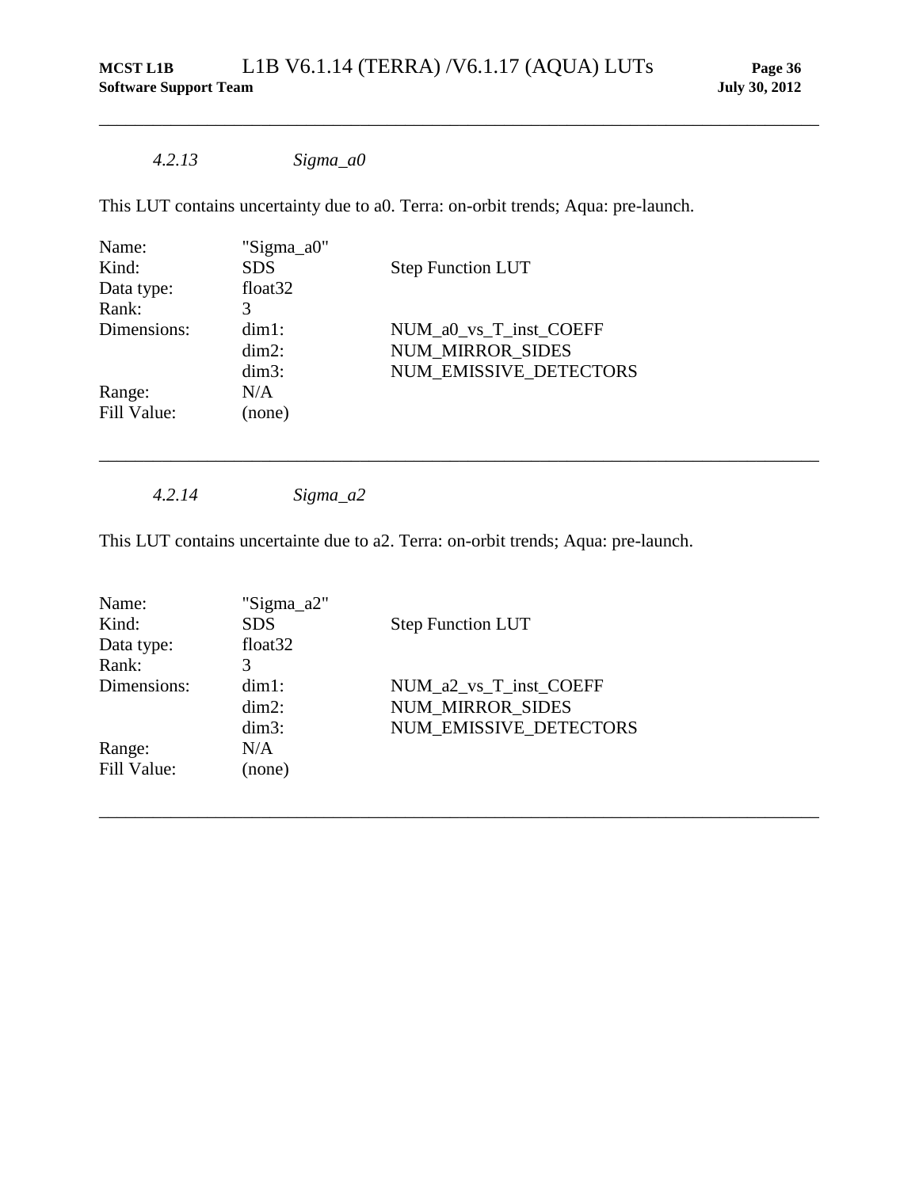#### *4.2.13 Sigma_a0*

This LUT contains uncertainty due to a0. Terra: on-orbit trends; Aqua: pre-launch.

| | | |
|---|---|---|
| Name: | "Sigma_a0" | |
| Kind: | SDS | Step Function LUT |
| Data type: | float32 | |
| Rank: | 3 | |
| Dimensions: | dim1: | NUM_a0_vs_T_inst_COEFF |
| | dim2: | NUM_MIRROR_SIDES |
| | dim3: | NUM_EMISSIVE_DETECTORS |
| Range: | N/A | |
| Fill Value: | (none) | |

---

#### *4.2.14 Sigma_a2*

This LUT contains uncertainte due to a2. Terra: on-orbit trends; Aqua: pre-launch.

| | | |
|---|---|---|
| Name: | "Sigma_a2" | |
| Kind: | SDS | Step Function LUT |
| Data type: | float32 | |
| Rank: | 3 | |
| Dimensions: | dim1: | NUM_a2_vs_T_inst_COEFF |
| | dim2: | NUM_MIRROR_SIDES |
| | dim3: | NUM_EMISSIVE_DETECTORS |
| Range: | N/A | |
| Fill Value: | (none) | |

---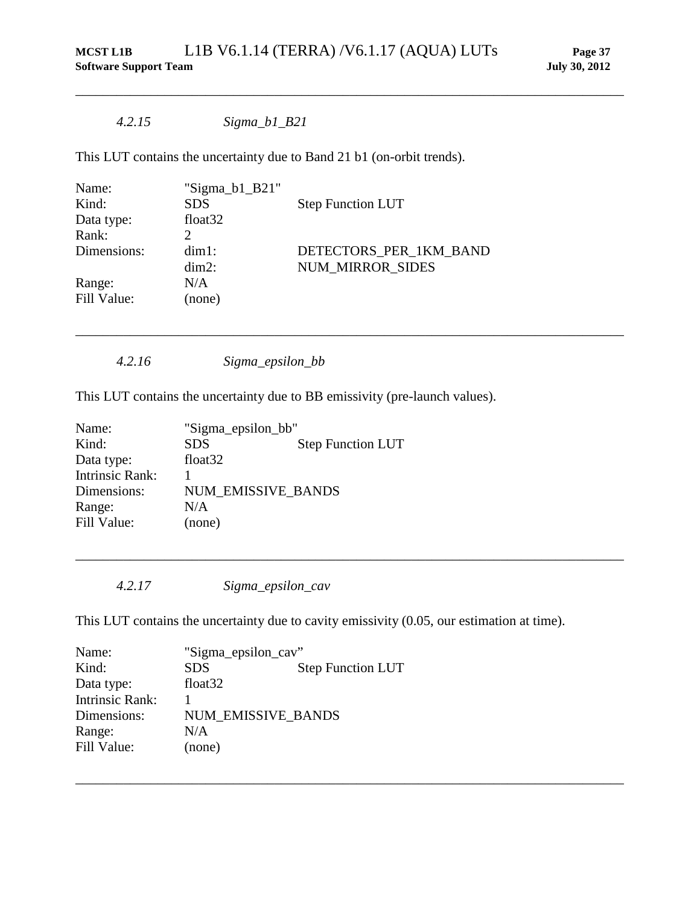#### *4.2.15 Sigma_b1_B21*

This LUT contains the uncertainty due to Band 21 b1 (on-orbit trends).

| | | |
|---|---|---|
| Name: | "Sigma_b1_B21" | |
| Kind: | SDS | Step Function LUT |
| Data type: | float32 | |
| Rank: | 2 | |
| Dimensions: | dim1: | DETECTORS_PER_1KM_BAND |
| | dim2: | NUM_MIRROR_SIDES |
| Range: | N/A | |
| Fill Value: | (none) | |

---

#### *4.2.16 Sigma_epsilon_bb*

This LUT contains the uncertainty due to BB emissivity (pre-launch values).

| | | |
|---|---|---|
| Name: | "Sigma_epsilon_bb" | |
| Kind: | SDS | Step Function LUT |
| Data type: | float32 | |
| Intrinsic Rank: | 1 | |
| Dimensions: | NUM_EMISSIVE_BANDS | |
| Range: | N/A | |
| Fill Value: | (none) | |

---

#### *4.2.17 Sigma_epsilon_cav*

This LUT contains the uncertainty due to cavity emissivity (0.05, our estimation at time).

| | | |
|---|---|---|
| Name: | "Sigma_epsilon_cav" | |
| Kind: | SDS | Step Function LUT |
| Data type: | float32 | |
| Intrinsic Rank: | 1 | |
| Dimensions: | NUM_EMISSIVE_BANDS | |
| Range: | N/A | |
| Fill Value: | (none) | |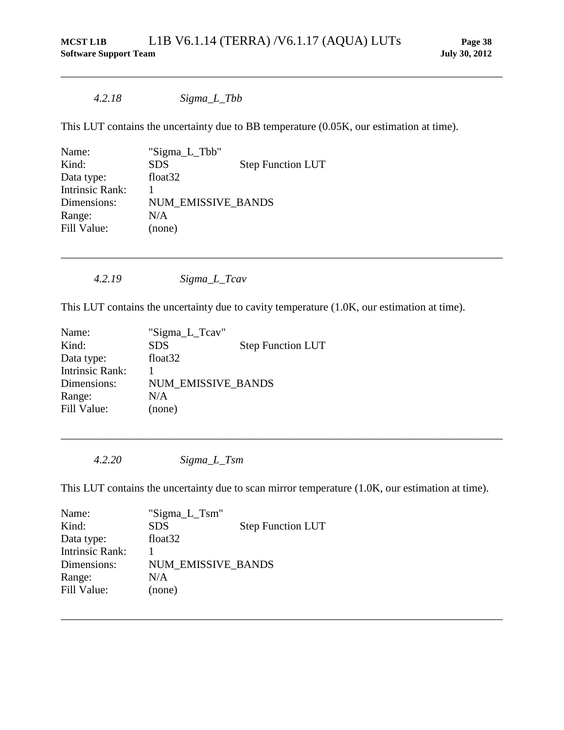#### *4.2.18 Sigma_L_Tbb*

This LUT contains the uncertainty due to BB temperature (0.05K, our estimation at time).

| | | |
|---|---|---|
| Name: | "Sigma_L_Tbb" | |
| Kind: | SDS | Step Function LUT |
| Data type: | float32 | |
| Intrinsic Rank: | 1 | |
| Dimensions: | NUM_EMISSIVE_BANDS | |
| Range: | N/A | |
| Fill Value: | (none) | |

---

#### *4.2.19 Sigma_L_Tcav*

This LUT contains the uncertainty due to cavity temperature (1.0K, our estimation at time).

| | | |
|---|---|---|
| Name: | "Sigma_L_Tcav" | |
| Kind: | SDS | Step Function LUT |
| Data type: | float32 | |
| Intrinsic Rank: | 1 | |
| Dimensions: | NUM_EMISSIVE_BANDS | |
| Range: | N/A | |
| Fill Value: | (none) | |

---

#### *4.2.20 Sigma_L_Tsm*

This LUT contains the uncertainty due to scan mirror temperature (1.0K, our estimation at time).

| | | |
|---|---|---|
| Name: | "Sigma_L_Tsm" | |
| Kind: | SDS | Step Function LUT |
| Data type: | float32 | |
| Intrinsic Rank: | 1 | |
| Dimensions: | NUM_EMISSIVE_BANDS | |
| Range: | N/A | |
| Fill Value: | (none) | |

---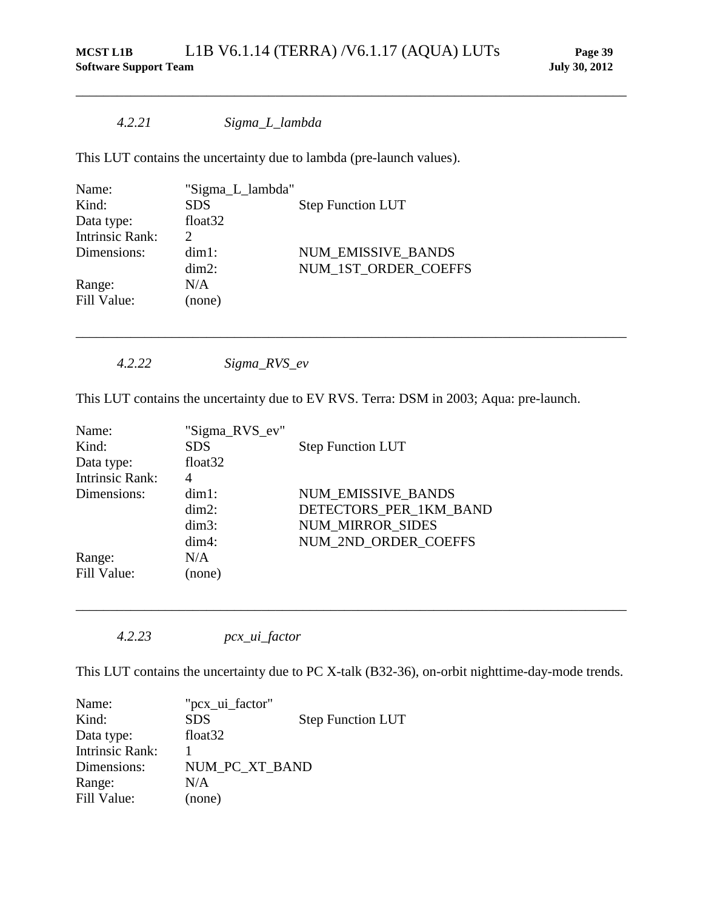#### *4.2.21 Sigma_L_lambda*

This LUT contains the uncertainty due to lambda (pre-launch values).

| | | |
|---|---|---|
| Name: | "Sigma_L_lambda" | |
| Kind: | SDS | Step Function LUT |
| Data type: | float32 | |
| Intrinsic Rank: | 2 | |
| Dimensions: | dim1: | NUM_EMISSIVE_BANDS |
| | dim2: | NUM_1ST_ORDER_COEFFS |
| Range: | N/A | |
| Fill Value: | (none) | |

---

#### *4.2.22 Sigma_RVS_ev*

This LUT contains the uncertainty due to EV RVS. Terra: DSM in 2003; Aqua: pre-launch.

| | | |
|---|---|---|
| Name: | "Sigma_RVS_ev" | |
| Kind: | SDS | Step Function LUT |
| Data type: | float32 | |
| Intrinsic Rank: | 4 | |
| Dimensions: | dim1: | NUM_EMISSIVE_BANDS |
| | dim2: | DETECTORS_PER_1KM_BAND |
| | dim3: | NUM_MIRROR_SIDES |
| | dim4: | NUM_2ND_ORDER_COEFFS |
| Range: | N/A | |
| Fill Value: | (none) | |

---

#### *4.2.23 pcx_ui_factor*

This LUT contains the uncertainty due to PC X-talk (B32-36), on-orbit nighttime-day-mode trends.

| | | |
|---|---|---|
| Name: | "pcx_ui_factor" | |
| Kind: | SDS | Step Function LUT |
| Data type: | float32 | |
| Intrinsic Rank: | 1 | |
| Dimensions: | NUM_PC_XT_BAND | |
| Range: | N/A | |
| Fill Value: | (none) | |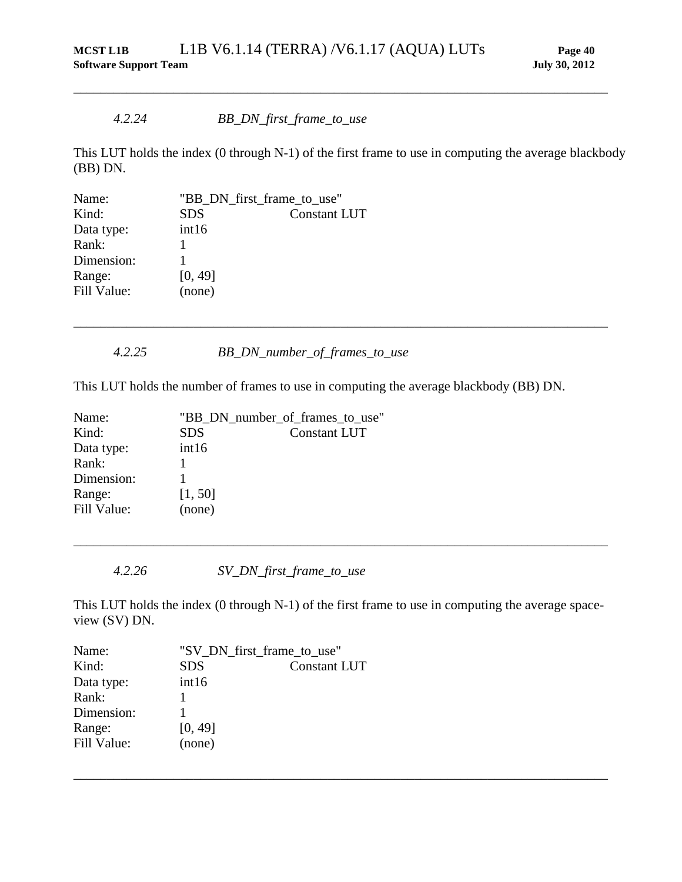### *4.2.24 BB_DN_first_frame_to_use*

This LUT holds the index (0 through N-1) of the first frame to use in computing the average blackbody (BB) DN.

| | | |
|---|---|---|
| Name: | "BB_DN_first_frame_to_use" | |
| Kind: | SDS | Constant LUT |
| Data type: | int16 | |
| Rank: | 1 | |
| Dimension: | 1 | |
| Range: | [0, 49] | |
| Fill Value: | (none) | |

---

### *4.2.25 BB_DN_number_of_frames_to_use*

This LUT holds the number of frames to use in computing the average blackbody (BB) DN.

| | | |
|---|---|---|
| Name: | "BB_DN_number_of_frames_to_use" | |
| Kind: | SDS | Constant LUT |
| Data type: | int16 | |
| Rank: | 1 | |
| Dimension: | 1 | |
| Range: | [1, 50] | |
| Fill Value: | (none) | |

---

### *4.2.26 SV_DN_first_frame_to_use*

This LUT holds the index (0 through N-1) of the first frame to use in computing the average space-view (SV) DN.

| | | |
|---|---|---|
| Name: | "SV_DN_first_frame_to_use" | |
| Kind: | SDS | Constant LUT |
| Data type: | int16 | |
| Rank: | 1 | |
| Dimension: | 1 | |
| Range: | [0, 49] | |
| Fill Value: | (none) | |

---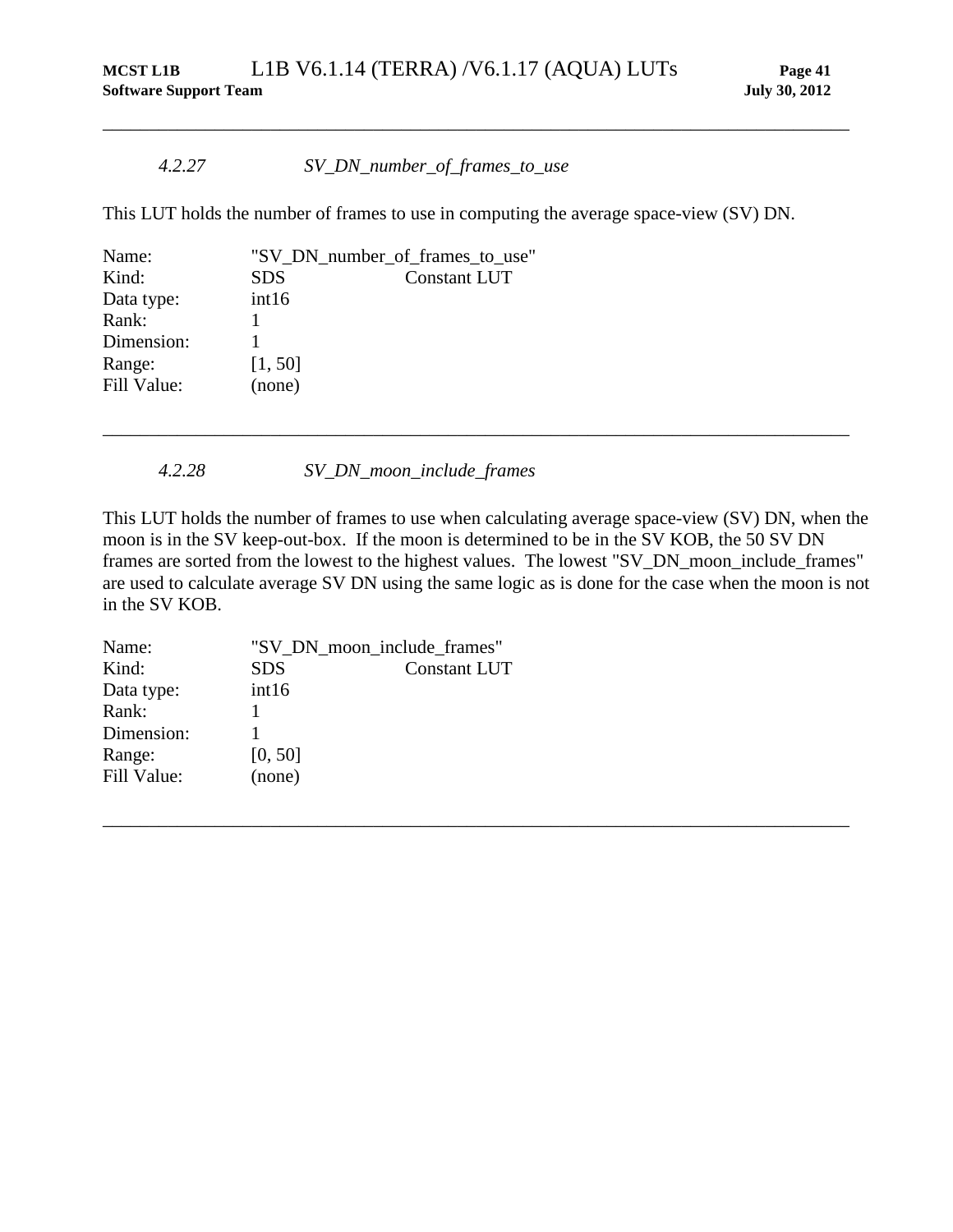#### *4.2.27 SV_DN_number_of_frames_to_use*

This LUT holds the number of frames to use in computing the average space-view (SV) DN.

| | | |
|---|---|---|
| Name: | "SV_DN_number_of_frames_to_use" | |
| Kind: | SDS | Constant LUT |
| Data type: | int16 | |
| Rank: | 1 | |
| Dimension: | 1 | |
| Range: | [1, 50] | |
| Fill Value: | (none) | |

---

#### *4.2.28 SV_DN_moon_include_frames*

This LUT holds the number of frames to use when calculating average space-view (SV) DN, when the moon is in the SV keep-out-box. If the moon is determined to be in the SV KOB, the 50 SV DN frames are sorted from the lowest to the highest values. The lowest "SV_DN_moon_include_frames" are used to calculate average SV DN using the same logic as is done for the case when the moon is not in the SV KOB.

| | | |
|---|---|---|
| Name: | "SV_DN_moon_include_frames" | |
| Kind: | SDS | Constant LUT |
| Data type: | int16 | |
| Rank: | 1 | |
| Dimension: | 1 | |
| Range: | [0, 50] | |
| Fill Value: | (none) | |

---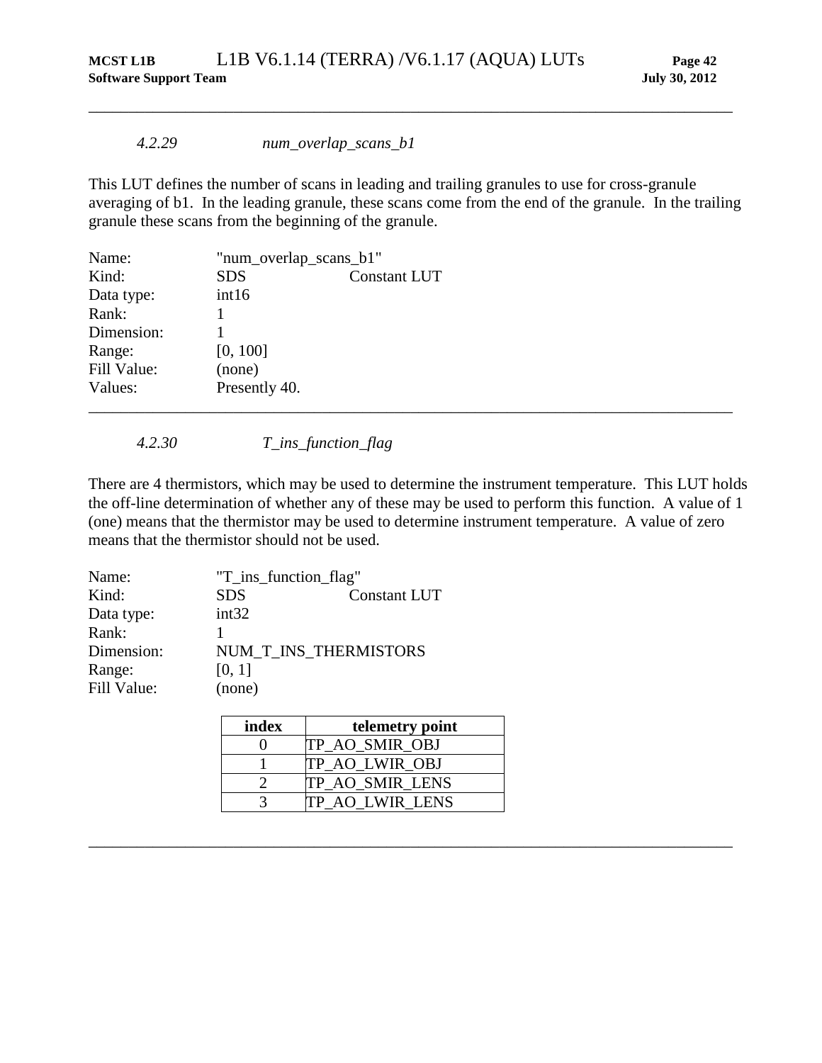#### *4.2.29 num_overlap_scans_b1*

This LUT defines the number of scans in leading and trailing granules to use for cross-granule averaging of b1. In the leading granule, these scans come from the end of the granule. In the trailing granule these scans from the beginning of the granule.

| | | |
|---|---|---|
| Name: | "num_overlap_scans_b1" | |
| Kind: | SDS | Constant LUT |
| Data type: | int16 | |
| Rank: | 1 | |
| Dimension: | 1 | |
| Range: | [0, 100] | |
| Fill Value: | (none) | |
| Values: | Presently 40. | |

---

#### *4.2.30 T_ins_function_flag*

There are 4 thermistors, which may be used to determine the instrument temperature. This LUT holds the off-line determination of whether any of these may be used to perform this function. A value of 1 (one) means that the thermistor may be used to determine instrument temperature. A value of zero means that the thermistor should not be used.

| | | |
|---|---|---|
| Name: | "T_ins_function_flag" | |
| Kind: | SDS | Constant LUT |
| Data type: | int32 | |
| Rank: | 1 | |
| Dimension: | NUM_T_INS_THERMISTORS | |
| Range: | [0, 1] | |
| Fill Value: | (none) | |

| index | telemetry point |
|---|---|
| 0 | TP_AO_SMIR_OBJ |
| 1 | TP_AO_LWIR_OBJ |
| 2 | TP_AO_SMIR_LENS |
| 3 | TP_AO_LWIR_LENS |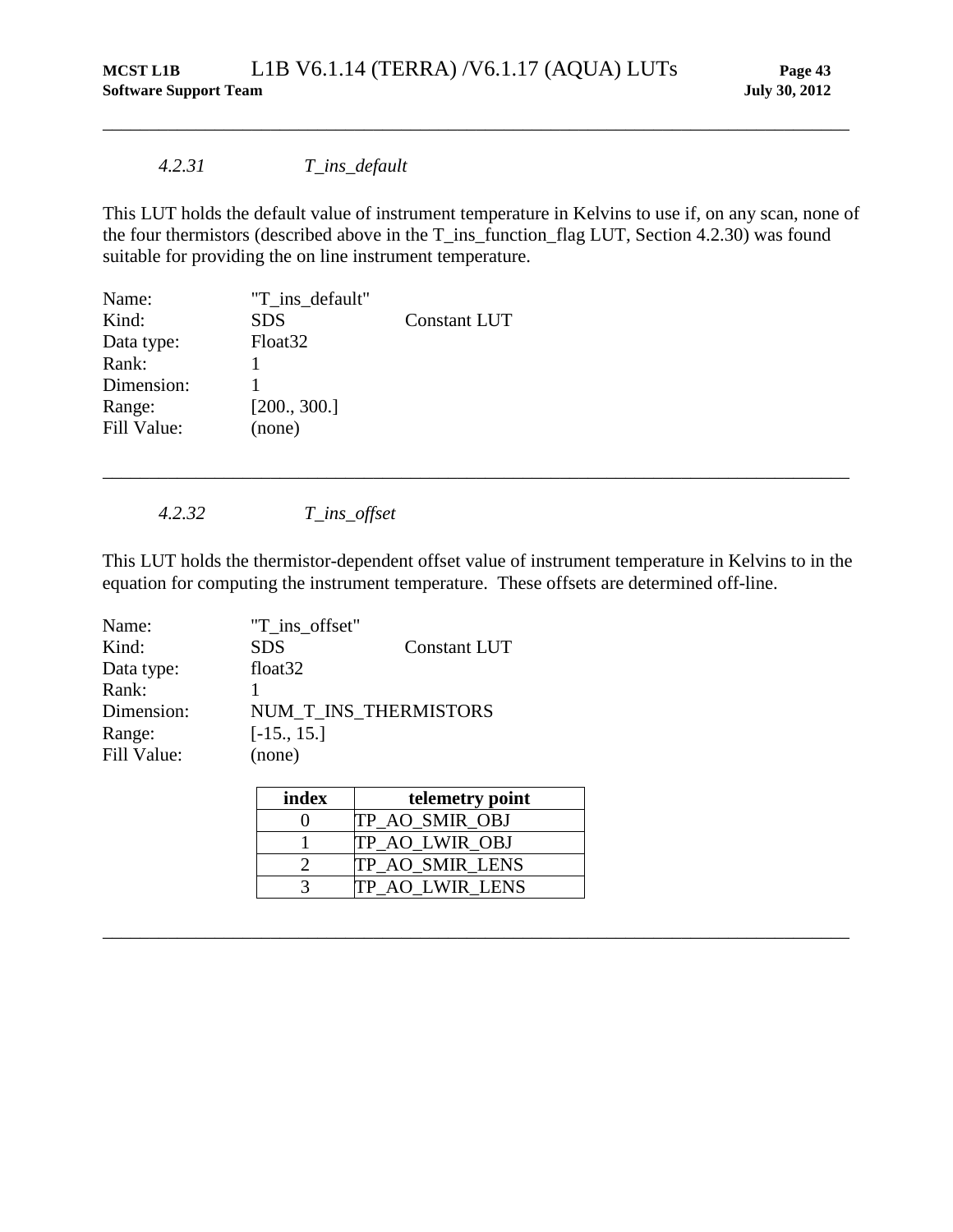#### *4.2.31 T_ins_default*

This LUT holds the default value of instrument temperature in Kelvins to use if, on any scan, none of the four thermistors (described above in the T_ins_function_flag LUT, Section 4.2.30) was found suitable for providing the on line instrument temperature.

| | | |
|---|---|---|
| Name: | "T_ins_default" | |
| Kind: | SDS | Constant LUT |
| Data type: | Float32 | |
| Rank: | 1 | |
| Dimension: | 1 | |
| Range: | [200., 300.] | |
| Fill Value: | (none) | |

---

#### *4.2.32 T_ins_offset*

This LUT holds the thermistor-dependent offset value of instrument temperature in Kelvins to in the equation for computing the instrument temperature. These offsets are determined off-line.

| | | |
|---|---|---|
| Name: | "T_ins_offset" | |
| Kind: | SDS | Constant LUT |
| Data type: | float32 | |
| Rank: | 1 | |
| Dimension: | NUM_T_INS_THERMISTORS | |
| Range: | [-15., 15.] | |
| Fill Value: | (none) | |

| index | telemetry point |
|---|---|
| 0 | TP_AO_SMIR_OBJ |
| 1 | TP_AO_LWIR_OBJ |
| 2 | TP_AO_SMIR_LENS |
| 3 | TP_AO_LWIR_LENS |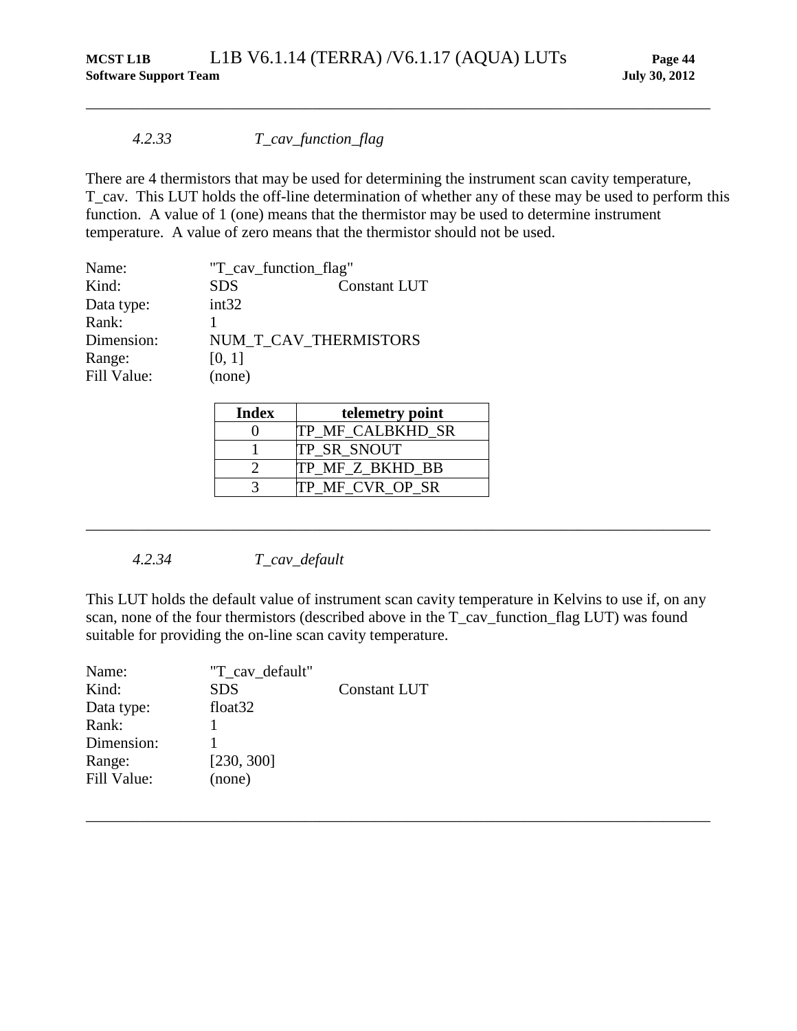#### *4.2.33 T_cav_function_flag*

There are 4 thermistors that may be used for determining the instrument scan cavity temperature, T_cav. This LUT holds the off-line determination of whether any of these may be used to perform this function. A value of 1 (one) means that the thermistor may be used to determine instrument temperature. A value of zero means that the thermistor should not be used.

| | | |
|---|---|---|
| Name: | "T_cav_function_flag" | |
| Kind: | SDS | Constant LUT |
| Data type: | int32 | |
| Rank: | 1 | |
| Dimension: | NUM_T_CAV_THERMISTORS | |
| Range: | [0, 1] | |
| Fill Value: | (none) | |

| Index | telemetry point |
|---|---|
| 0 | TP_MF_CALBKHD_SR |
| 1 | TP_SR_SNOUT |
| 2 | TP_MF_Z_BKHD_BB |
| 3 | TP_MF_CVR_OP_SR |

---

#### *4.2.34 T_cav_default*

This LUT holds the default value of instrument scan cavity temperature in Kelvins to use if, on any scan, none of the four thermistors (described above in the T_cav_function_flag LUT) was found suitable for providing the on-line scan cavity temperature.

| | | |
|---|---|---|
| Name: | "T_cav_default" | |
| Kind: | SDS | Constant LUT |
| Data type: | float32 | |
| Rank: | 1 | |
| Dimension: | 1 | |
| Range: | [230, 300] | |
| Fill Value: | (none) | |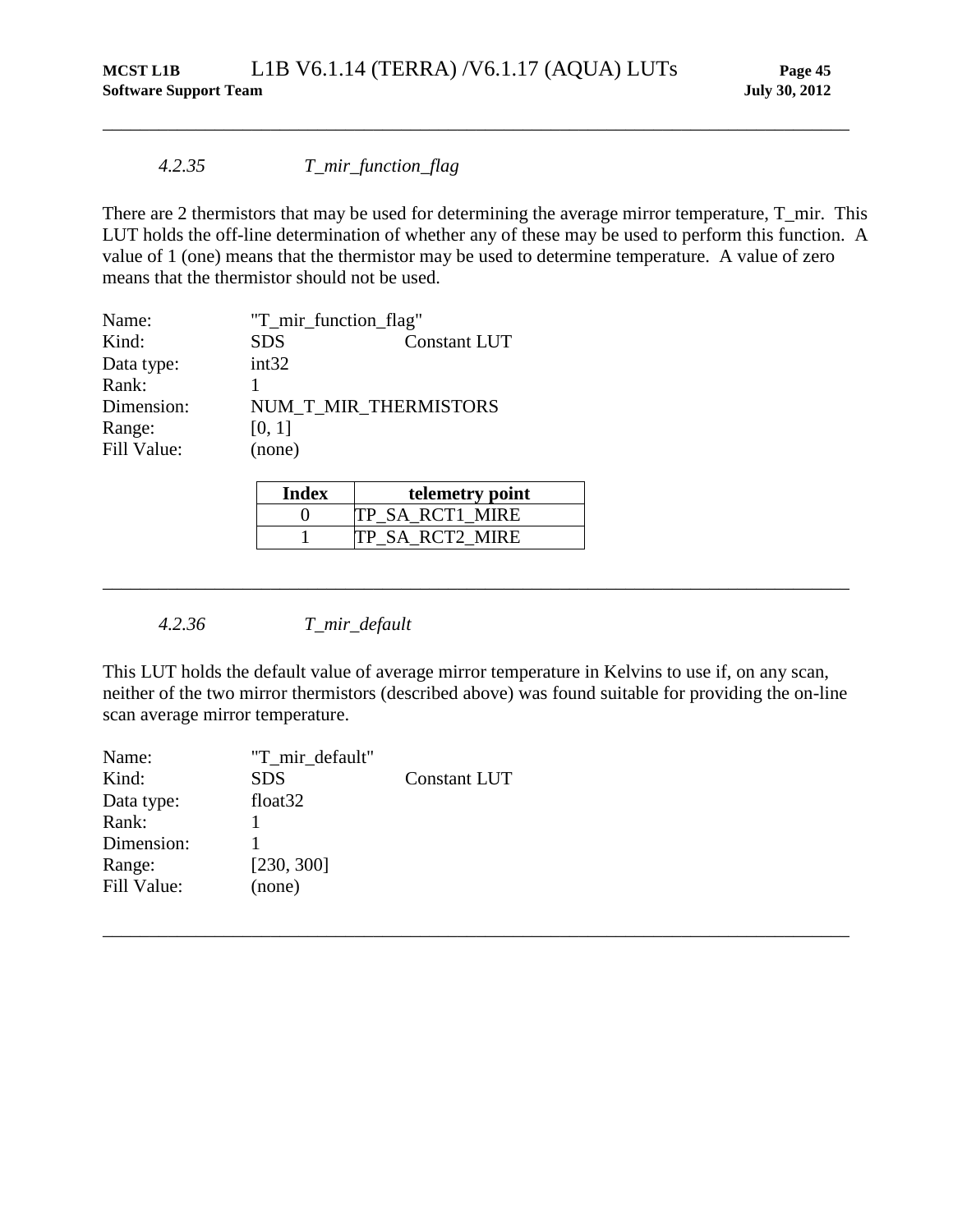#### *4.2.35 T_mir_function_flag*

There are 2 thermistors that may be used for determining the average mirror temperature, T_mir. This LUT holds the off-line determination of whether any of these may be used to perform this function. A value of 1 (one) means that the thermistor may be used to determine temperature. A value of zero means that the thermistor should not be used.

| | | |
|---|---|---|
| Name: | "T_mir_function_flag" | |
| Kind: | SDS | Constant LUT |
| Data type: | int32 | |
| Rank: | 1 | |
| Dimension: | NUM_T_MIR_THERMISTORS | |
| Range: | [0, 1] | |
| Fill Value: | (none) | |

| Index | telemetry point |
|---|---|
| 0 | TP_SA_RCT1_MIRE |
| 1 | TP_SA_RCT2_MIRE |

---

#### *4.2.36 T_mir_default*

This LUT holds the default value of average mirror temperature in Kelvins to use if, on any scan, neither of the two mirror thermistors (described above) was found suitable for providing the on-line scan average mirror temperature.

| | | |
|---|---|---|
| Name: | "T_mir_default" | |
| Kind: | SDS | Constant LUT |
| Data type: | float32 | |
| Rank: | 1 | |
| Dimension: | 1 | |
| Range: | [230, 300] | |
| Fill Value: | (none) | |

---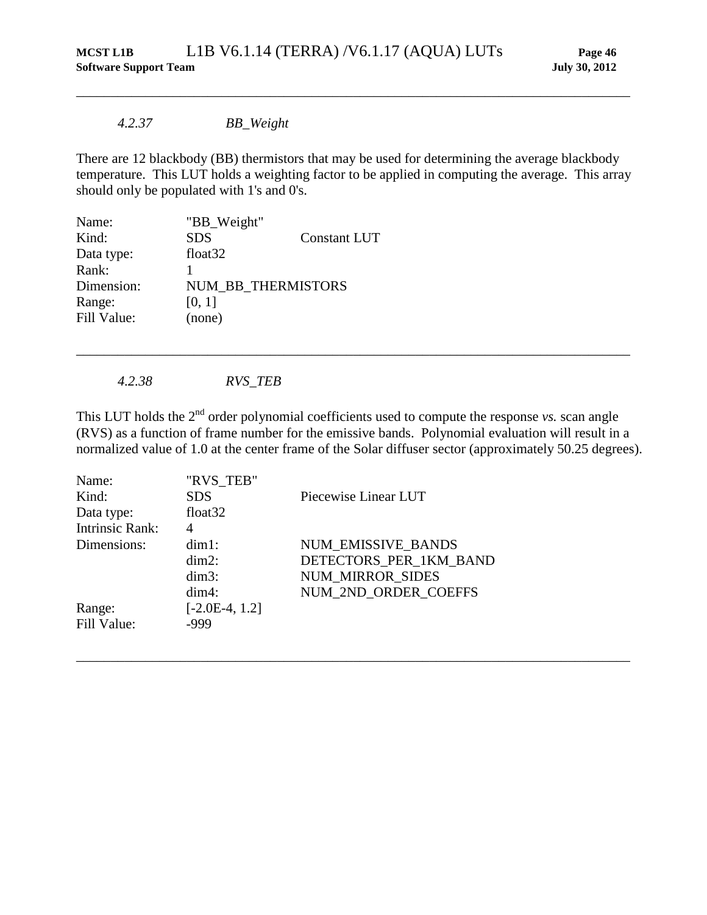#### *4.2.37 BB_Weight*

There are 12 blackbody (BB) thermistors that may be used for determining the average blackbody temperature. This LUT holds a weighting factor to be applied in computing the average. This array should only be populated with 1's and 0's.

| | | |
|---|---|---|
| Name: | "BB_Weight" | |
| Kind: | SDS | Constant LUT |
| Data type: | float32 | |
| Rank: | 1 | |
| Dimension: | NUM_BB_THERMISTORS | |
| Range: | [0, 1] | |
| Fill Value: | (none) | |

---

#### *4.2.38 RVS_TEB*

This LUT holds the 2[nd] order polynomial coefficients used to compute the response *vs.* scan angle (RVS) as a function of frame number for the emissive bands. Polynomial evaluation will result in a normalized value of 1.0 at the center frame of the Solar diffuser sector (approximately 50.25 degrees).

| | | |
|---|---|---|
| Name: | "RVS_TEB" | |
| Kind: | SDS | Piecewise Linear LUT |
| Data type: | float32 | |
| Intrinsic Rank: | 4 | |
| Dimensions: | dim1: | NUM_EMISSIVE_BANDS |
| | dim2: | DETECTORS_PER_1KM_BAND |
| | dim3: | NUM_MIRROR_SIDES |
| | dim4: | NUM_2ND_ORDER_COEFFS |
| Range: | [-2.0E-4, 1.2] | |
| Fill Value: | -999 | |

---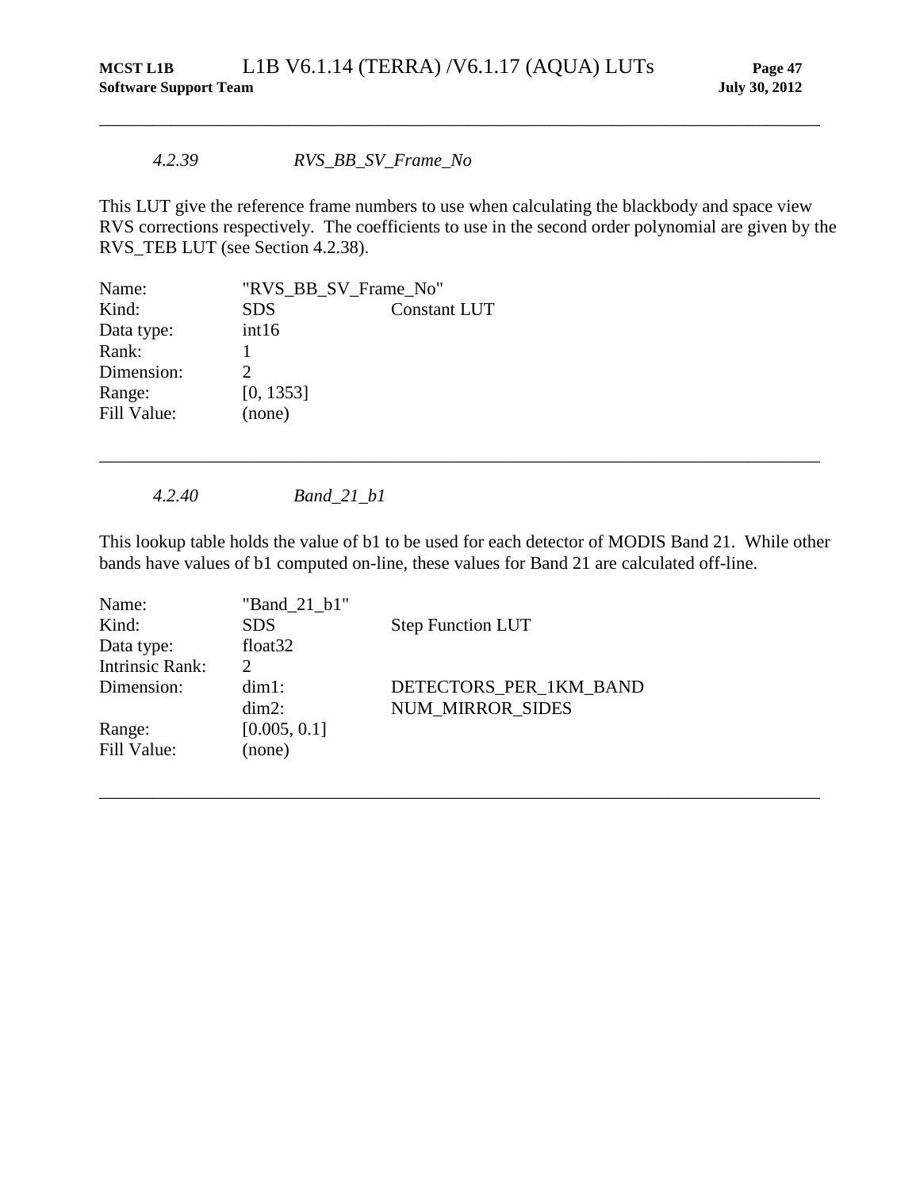#### *4.2.39 RVS_BB_SV_Frame_No*

This LUT give the reference frame numbers to use when calculating the blackbody and space view RVS corrections respectively. The coefficients to use in the second order polynomial are given by the RVS_TEB LUT (see Section 4.2.38).

| | | |
|---|---|---|
| Name: | "RVS_BB_SV_Frame_No" | |
| Kind: | SDS | Constant LUT |
| Data type: | int16 | |
| Rank: | 1 | |
| Dimension: | 2 | |
| Range: | [0, 1353] | |
| Fill Value: | (none) | |

---

#### *4.2.40 Band_21_b1*

This lookup table holds the value of b1 to be used for each detector of MODIS Band 21. While other bands have values of b1 computed on-line, these values for Band 21 are calculated off-line.

| | | |
|---|---|---|
| Name: | "Band_21_b1" | |
| Kind: | SDS | Step Function LUT |
| Data type: | float32 | |
| Intrinsic Rank: | 2 | |
| Dimension: | dim1: | DETECTORS_PER_1KM_BAND |
| | dim2: | NUM_MIRROR_SIDES |
| Range: | [0.005, 0.1] | |
| Fill Value: | (none) | |

---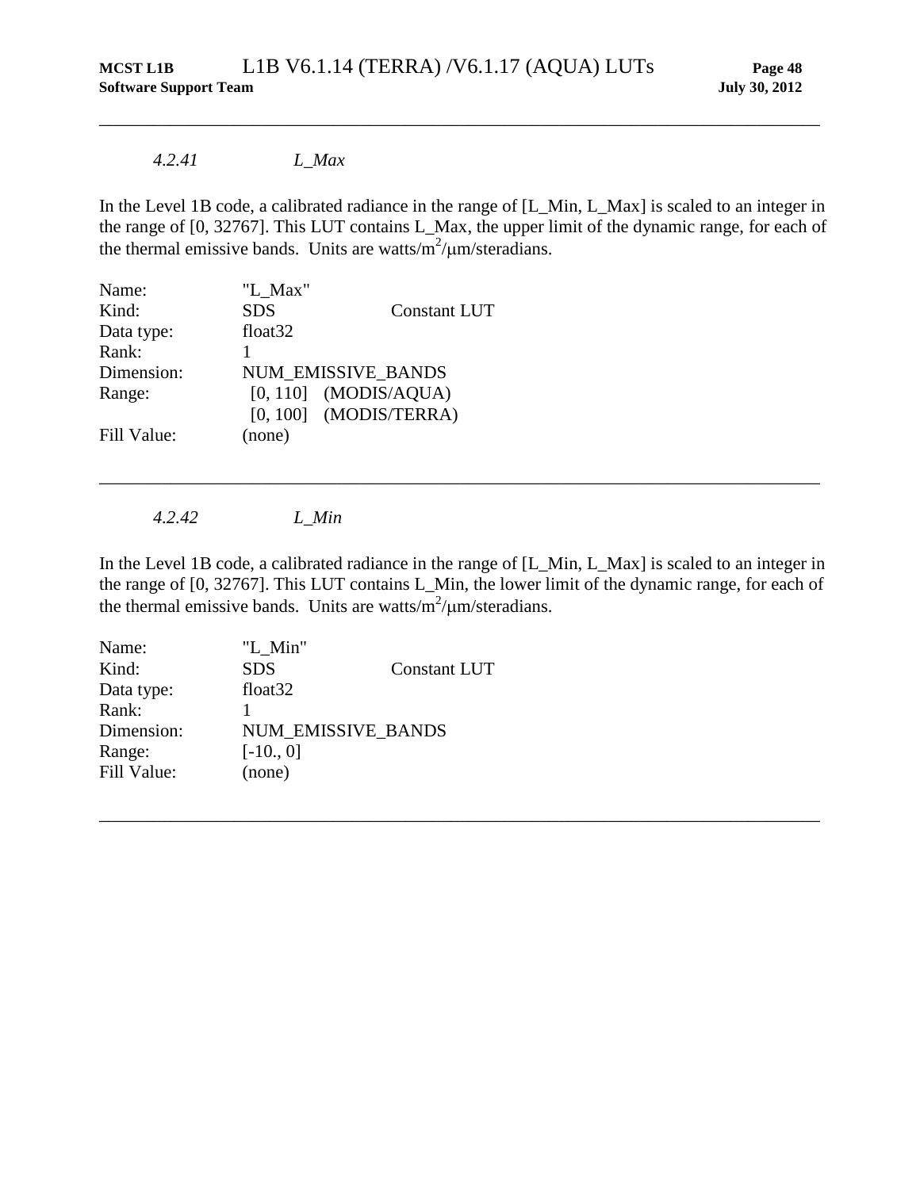### *4.2.41 L_Max*

In the Level 1B code, a calibrated radiance in the range of [L_Min, L_Max] is scaled to an integer in the range of [0, 32767]. This LUT contains L_Max, the upper limit of the dynamic range, for each of the thermal emissive bands. Units are watts/$m^2$/μm/steradians.

| | | |
|---|---|---|
| Name: | "L_Max" | |
| Kind: | SDS | Constant LUT |
| Data type: | float32 | |
| Rank: | 1 | |
| Dimension: | NUM_EMISSIVE_BANDS | |
| Range: | [0, 110] (MODIS/AQUA) | |
| | [0, 100] (MODIS/TERRA) | |
| Fill Value: | (none) | |

---

### *4.2.42 L_Min*

In the Level 1B code, a calibrated radiance in the range of [L_Min, L_Max] is scaled to an integer in the range of [0, 32767]. This LUT contains L_Min, the lower limit of the dynamic range, for each of the thermal emissive bands. Units are watts/$m^2$/μm/steradians.

| | | |
|---|---|---|
| Name: | "L_Min" | |
| Kind: | SDS | Constant LUT |
| Data type: | float32 | |
| Rank: | 1 | |
| Dimension: | NUM_EMISSIVE_BANDS | |
| Range: | [-10., 0] | |
| Fill Value: | (none) | |

---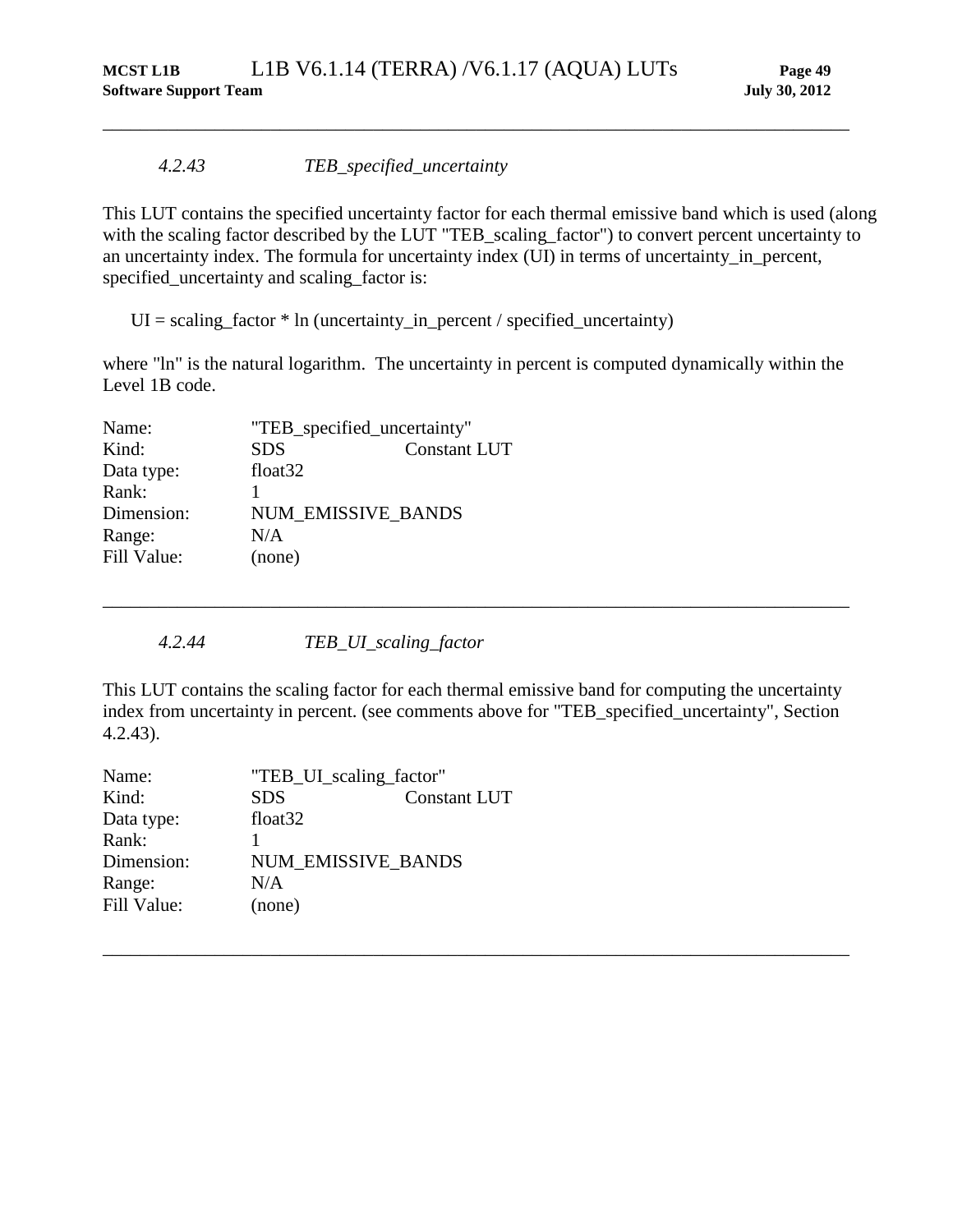#### *4.2.43 TEB_specified_uncertainty*

This LUT contains the specified uncertainty factor for each thermal emissive band which is used (along with the scaling factor described by the LUT "TEB_scaling_factor") to convert percent uncertainty to an uncertainty index. The formula for uncertainty index (UI) in terms of uncertainty_in_percent, specified_uncertainty and scaling_factor is:

UI = scaling_factor * ln (uncertainty_in_percent / specified_uncertainty)

where "ln" is the natural logarithm. The uncertainty in percent is computed dynamically within the Level 1B code.

| | | |
|---|---|---|
| Name: | "TEB_specified_uncertainty" | |
| Kind: | SDS | Constant LUT |
| Data type: | float32 | |
| Rank: | 1 | |
| Dimension: | NUM_EMISSIVE_BANDS | |
| Range: | N/A | |
| Fill Value: | (none) | |

---

#### *4.2.44 TEB_UI_scaling_factor*

This LUT contains the scaling factor for each thermal emissive band for computing the uncertainty index from uncertainty in percent. (see comments above for "TEB_specified_uncertainty", Section 4.2.43).

| | | |
|---|---|---|
| Name: | "TEB_UI_scaling_factor" | |
| Kind: | SDS | Constant LUT |
| Data type: | float32 | |
| Rank: | 1 | |
| Dimension: | NUM_EMISSIVE_BANDS | |
| Range: | N/A | |
| Fill Value: | (none) | |

---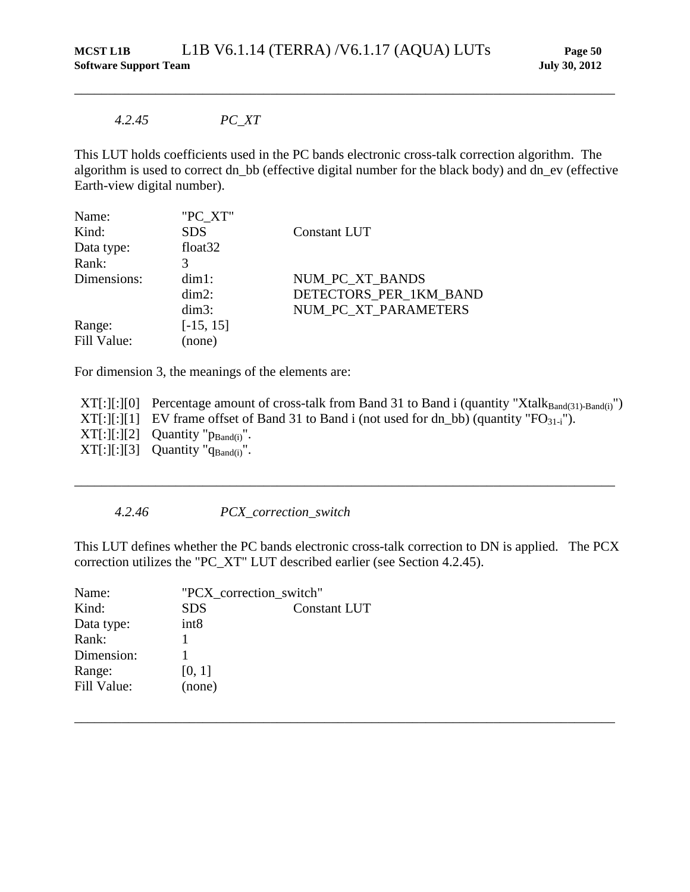#### 4.2.45 PC_XT

This LUT holds coefficients used in the PC bands electronic cross-talk correction algorithm. The algorithm is used to correct dn_bb (effective digital number for the black body) and dn_ev (effective Earth-view digital number).

| | | |
|---|---|---|
| Name: | "PC_XT" | |
| Kind: | SDS | Constant LUT |
| Data type: | float32 | |
| Rank: | 3 | |
| Dimensions: | dim1: | NUM_PC_XT_BANDS |
| | dim2: | DETECTORS_PER_1KM_BAND |
| | dim3: | NUM_PC_XT_PARAMETERS |
| Range: | [-15, 15] | |
| Fill Value: | (none) | |

For dimension 3, the meanings of the elements are:

XT[:][:][0] Percentage amount of cross-talk from Band 31 to Band i (quantity "$Xtalk_{Band(31)-Band(i)}$")
XT[:][:][1] EV frame offset of Band 31 to Band i (not used for dn_bb) (quantity "$FO_{31-i}$").
XT[:][:][2] Quantity "$p_{Band(i)}$".
XT[:][:][3] Quantity "$q_{Band(i)}$".

---

#### 4.2.46 PCX_correction_switch

This LUT defines whether the PC bands electronic cross-talk correction to DN is applied. The PCX correction utilizes the "PC_XT" LUT described earlier (see Section 4.2.45).

| | | |
|---|---|---|
| Name: | "PCX_correction_switch" | |
| Kind: | SDS | Constant LUT |
| Data type: | int8 | |
| Rank: | 1 | |
| Dimension: | 1 | |
| Range: | [0, 1] | |
| Fill Value: | (none) | |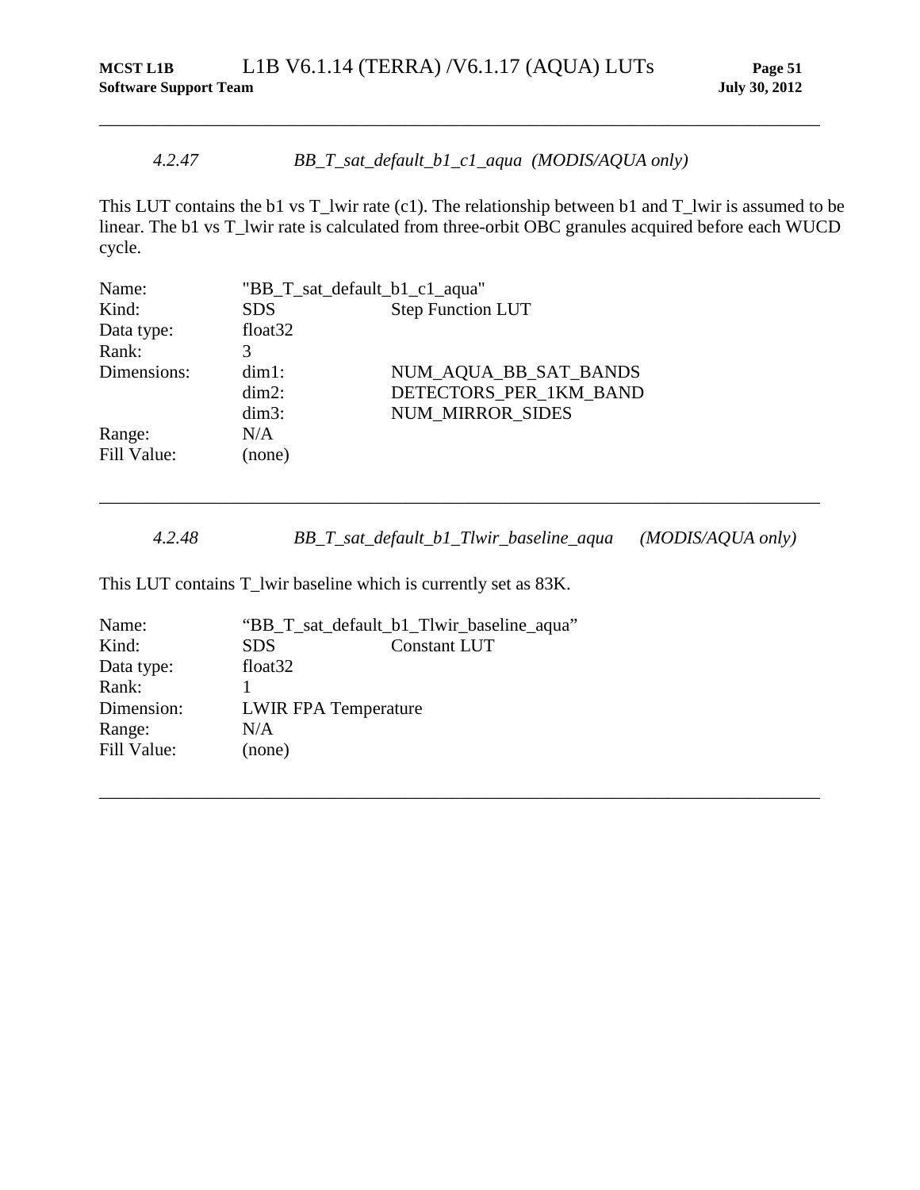#### *4.2.47 BB_T_sat_default_b1_c1_aqua (MODIS/AQUA only)*

This LUT contains the b1 vs T_lwir rate (c1). The relationship between b1 and T_lwir is assumed to be linear. The b1 vs T_lwir rate is calculated from three-orbit OBC granules acquired before each WUCD cycle.

| | | |
|---|---|---|
| Name: | "BB_T_sat_default_b1_c1_aqua" | |
| Kind: | SDS | Step Function LUT |
| Data type: | float32 | |
| Rank: | 3 | |
| Dimensions: | dim1: | NUM_AQUA_BB_SAT_BANDS |
| | dim2: | DETECTORS_PER_1KM_BAND |
| | dim3: | NUM_MIRROR_SIDES |
| Range: | N/A | |
| Fill Value: | (none) | |

---

#### *4.2.48 BB_T_sat_default_b1_Tlwir_baseline_aqua (MODIS/AQUA only)*

This LUT contains T_lwir baseline which is currently set as 83K.

| | | |
|---|---|---|
| Name: | "BB_T_sat_default_b1_Tlwir_baseline_aqua" | |
| Kind: | SDS | Constant LUT |
| Data type: | float32 | |
| Rank: | 1 | |
| Dimension: | LWIR FPA Temperature | |
| Range: | N/A | |
| Fill Value: | (none) | |

---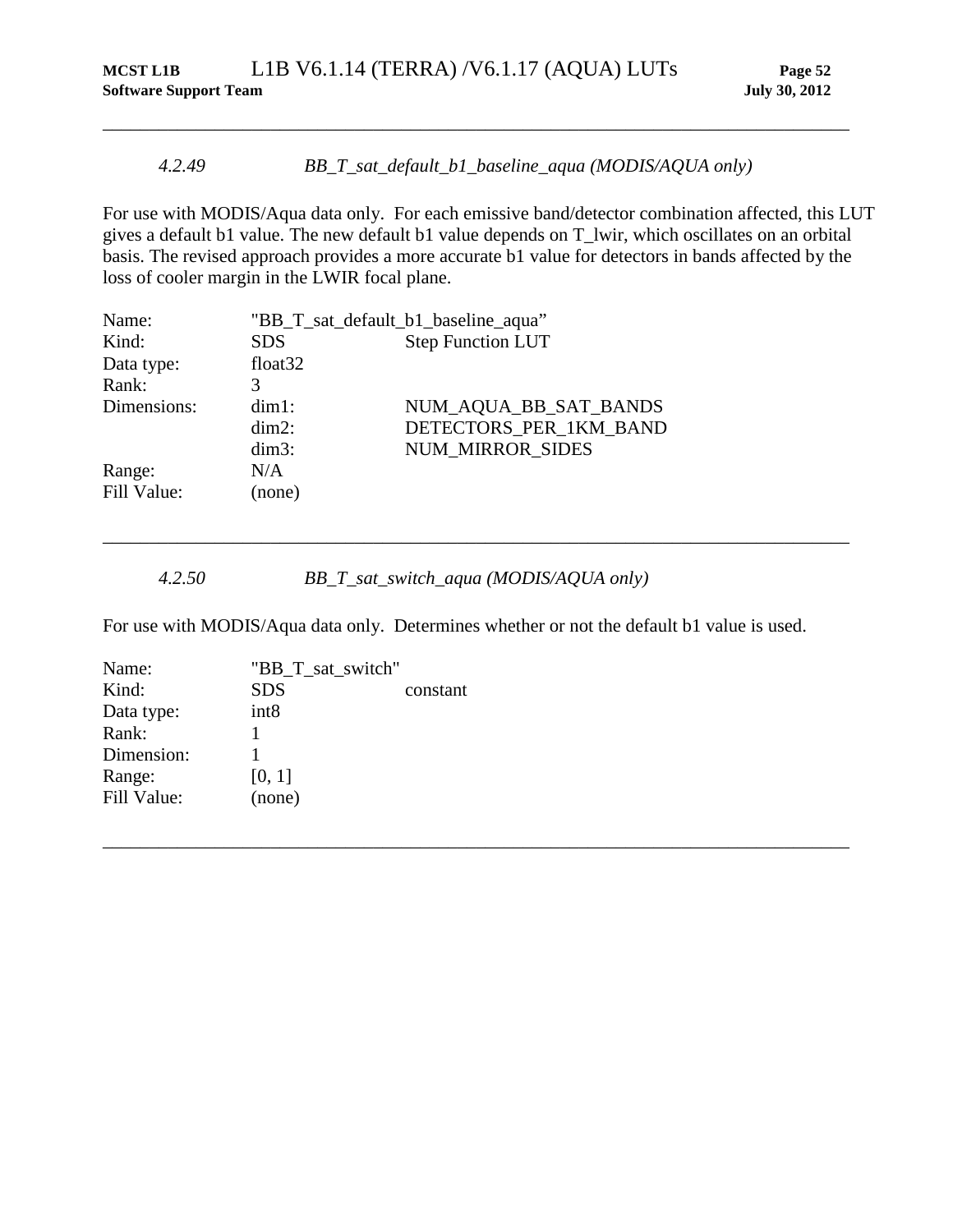### *4.2.49 BB_T_sat_default_b1_baseline_aqua (MODIS/AQUA only)*

For use with MODIS/Aqua data only. For each emissive band/detector combination affected, this LUT gives a default b1 value. The new default b1 value depends on T_lwir, which oscillates on an orbital basis. The revised approach provides a more accurate b1 value for detectors in bands affected by the loss of cooler margin in the LWIR focal plane.

| | | |
|---|---|---|
| Name: | "BB_T_sat_default_b1_baseline_aqua" | |
| Kind: | SDS | Step Function LUT |
| Data type: | float32 | |
| Rank: | 3 | |
| Dimensions: | dim1: | NUM_AQUA_BB_SAT_BANDS |
| | dim2: | DETECTORS_PER_1KM_BAND |
| | dim3: | NUM_MIRROR_SIDES |
| Range: | N/A | |
| Fill Value: | (none) | |

---

### *4.2.50 BB_T_sat_switch_aqua (MODIS/AQUA only)*

For use with MODIS/Aqua data only. Determines whether or not the default b1 value is used.

| | | |
|---|---|---|
| Name: | "BB_T_sat_switch" | |
| Kind: | SDS | constant |
| Data type: | int8 | |
| Rank: | 1 | |
| Dimension: | 1 | |
| Range: | [0, 1] | |
| Fill Value: | (none) | |

---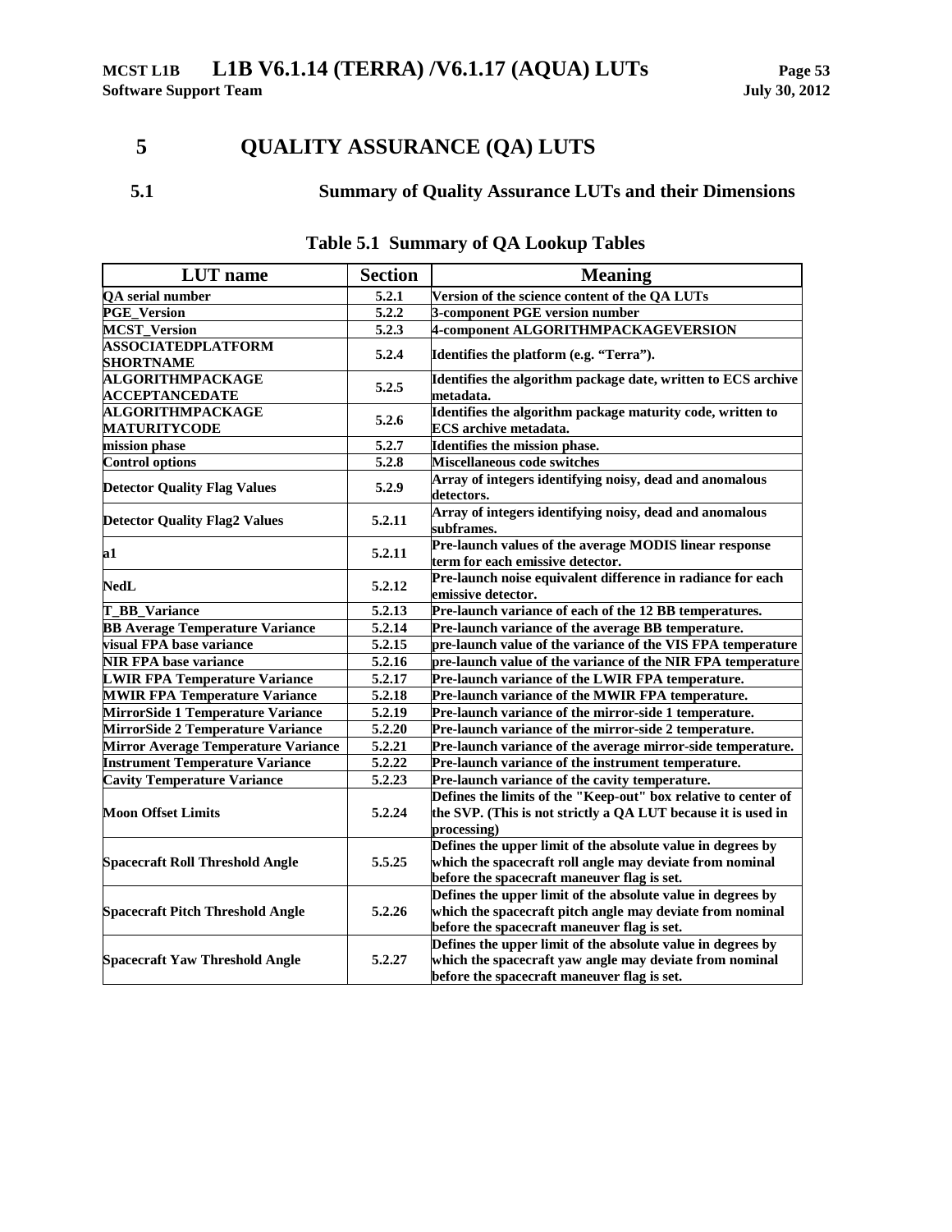# 5 QUALITY ASSURANCE (QA) LUTS

## 5.1 Summary of Quality Assurance LUTs and their Dimensions

**Table 5.1 Summary of QA Lookup Tables**

| LUT name | Section | Meaning |
|---|---|---|
| QA serial number | 5.2.1 | Version of the science content of the QA LUTs |
| PGE_Version | 5.2.2 | 3-component PGE version number |
| MCST_Version | 5.2.3 | 4-component ALGORITHMPACKAGEVERSION |
| ASSOCIATEDPLATFORM SHORTNAME | 5.2.4 | Identifies the platform (e.g. "Terra"). |
| ALGORITHMPACKAGE ACCEPTANCEDATE | 5.2.5 | Identifies the algorithm package date, written to ECS archive metadata. |
| ALGORITHMPACKAGE MATURITYCODE | 5.2.6 | Identifies the algorithm package maturity code, written to ECS archive metadata. |
| mission phase | 5.2.7 | Identifies the mission phase. |
| Control options | 5.2.8 | Miscellaneous code switches |
| Detector Quality Flag Values | 5.2.9 | Array of integers identifying noisy, dead and anomalous detectors. |
| Detector Quality Flag2 Values | 5.2.11 | Array of integers identifying noisy, dead and anomalous subframes. |
| a1 | 5.2.11 | Pre-launch values of the average MODIS linear response term for each emissive detector. |
| NedL | 5.2.12 | Pre-launch noise equivalent difference in radiance for each emissive detector. |
| T_BB_Variance | 5.2.13 | Pre-launch variance of each of the 12 BB temperatures. |
| BB Average Temperature Variance | 5.2.14 | Pre-launch variance of the average BB temperature. |
| visual FPA base variance | 5.2.15 | pre-launch value of the variance of the VIS FPA temperature |
| NIR FPA base variance | 5.2.16 | pre-launch value of the variance of the NIR FPA temperature |
| LWIR FPA Temperature Variance | 5.2.17 | Pre-launch variance of the LWIR FPA temperature. |
| MWIR FPA Temperature Variance | 5.2.18 | Pre-launch variance of the MWIR FPA temperature. |
| MirrorSide 1 Temperature Variance | 5.2.19 | Pre-launch variance of the mirror-side 1 temperature. |
| MirrorSide 2 Temperature Variance | 5.2.20 | Pre-launch variance of the mirror-side 2 temperature. |
| Mirror Average Temperature Variance | 5.2.21 | Pre-launch variance of the average mirror-side temperature. |
| Instrument Temperature Variance | 5.2.22 | Pre-launch variance of the instrument temperature. |
| Cavity Temperature Variance | 5.2.23 | Pre-launch variance of the cavity temperature. |
| Moon Offset Limits | 5.2.24 | Defines the limits of the "Keep-out" box relative to center of the SVP. (This is not strictly a QA LUT because it is used in processing) |
| Spacecraft Roll Threshold Angle | 5.5.25 | Defines the upper limit of the absolute value in degrees by which the spacecraft roll angle may deviate from nominal before the spacecraft maneuver flag is set. |
| Spacecraft Pitch Threshold Angle | 5.2.26 | Defines the upper limit of the absolute value in degrees by which the spacecraft pitch angle may deviate from nominal before the spacecraft maneuver flag is set. |
| Spacecraft Yaw Threshold Angle | 5.2.27 | Defines the upper limit of the absolute value in degrees by which the spacecraft yaw angle may deviate from nominal before the spacecraft maneuver flag is set. |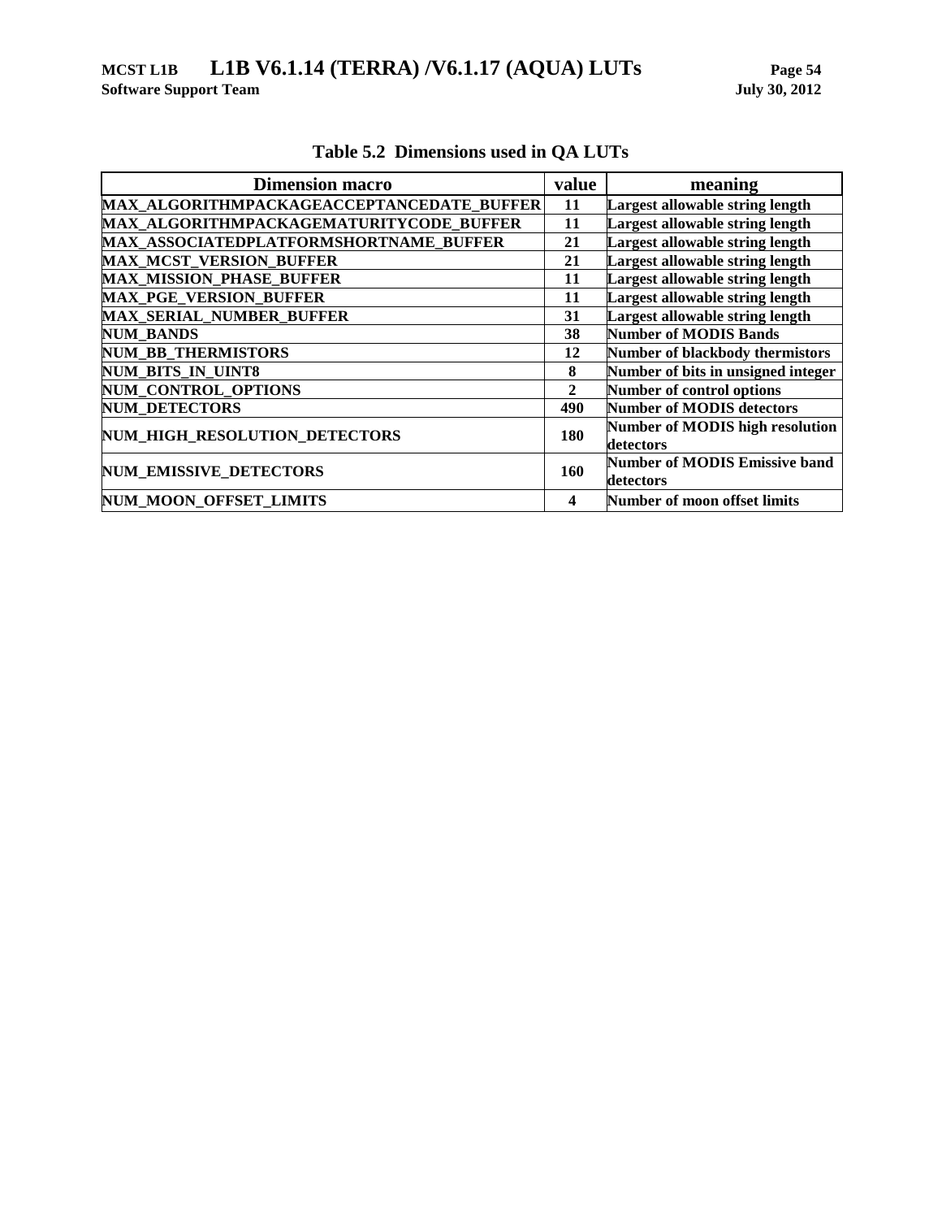**Table 5.2 Dimensions used in QA LUTs**

| Dimension macro | value | meaning |
|---|---|---|
| MAX_ALGORITHMPACKAGEACCEPTANCEDATE_BUFFER | 11 | Largest allowable string length |
| MAX_ALGORITHMPACKAGEMATURITYCODE_BUFFER | 11 | Largest allowable string length |
| MAX_ASSOCIATEDPLATFORMSHORTNAME_BUFFER | 21 | Largest allowable string length |
| MAX_MCST_VERSION_BUFFER | 21 | Largest allowable string length |
| MAX_MISSION_PHASE_BUFFER | 11 | Largest allowable string length |
| MAX_PGE_VERSION_BUFFER | 11 | Largest allowable string length |
| MAX_SERIAL_NUMBER_BUFFER | 31 | Largest allowable string length |
| NUM_BANDS | 38 | Number of MODIS Bands |
| NUM_BB_THERMISTORS | 12 | Number of blackbody thermistors |
| NUM_BITS_IN_UINT8 | 8 | Number of bits in unsigned integer |
| NUM_CONTROL_OPTIONS | 2 | Number of control options |
| NUM_DETECTORS | 490 | Number of MODIS detectors |
| NUM_HIGH_RESOLUTION_DETECTORS | 180 | Number of MODIS high resolution detectors |
| NUM_EMISSIVE_DETECTORS | 160 | Number of MODIS Emissive band detectors |
| NUM_MOON_OFFSET_LIMITS | 4 | Number of moon offset limits |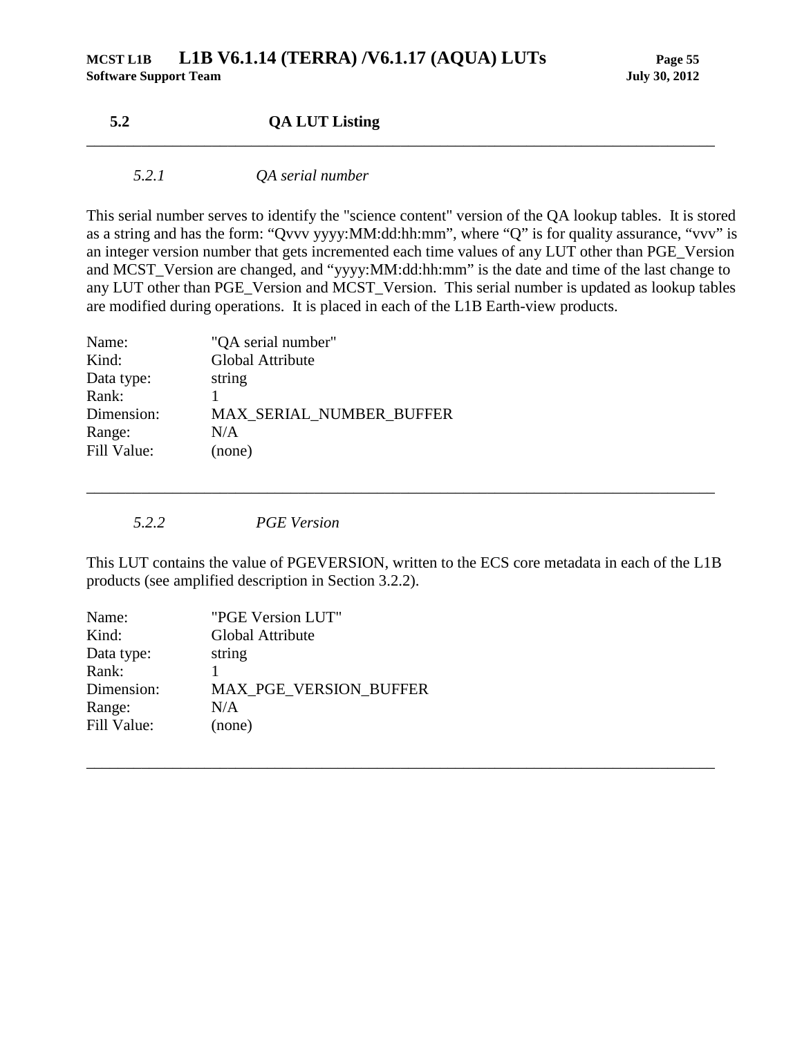## 5.2 QA LUT Listing

---

### *5.2.1 QA serial number*

This serial number serves to identify the "science content" version of the QA lookup tables. It is stored as a string and has the form: "Qvvv yyyy:MM:dd:hh:mm", where "Q" is for quality assurance, "vvv" is an integer version number that gets incremented each time values of any LUT other than PGE_Version and MCST_Version are changed, and "yyyy:MM:dd:hh:mm" is the date and time of the last change to any LUT other than PGE_Version and MCST_Version. This serial number is updated as lookup tables are modified during operations. It is placed in each of the L1B Earth-view products.

Name: "QA serial number"
Kind: Global Attribute
Data type: string
Rank: 1
Dimension: MAX_SERIAL_NUMBER_BUFFER
Range: N/A
Fill Value: (none)

---

### *5.2.2 PGE Version*

This LUT contains the value of PGEVERSION, written to the ECS core metadata in each of the L1B products (see amplified description in Section 3.2.2).

Name: "PGE Version LUT"
Kind: Global Attribute
Data type: string
Rank: 1
Dimension: MAX_PGE_VERSION_BUFFER
Range: N/A
Fill Value: (none)

---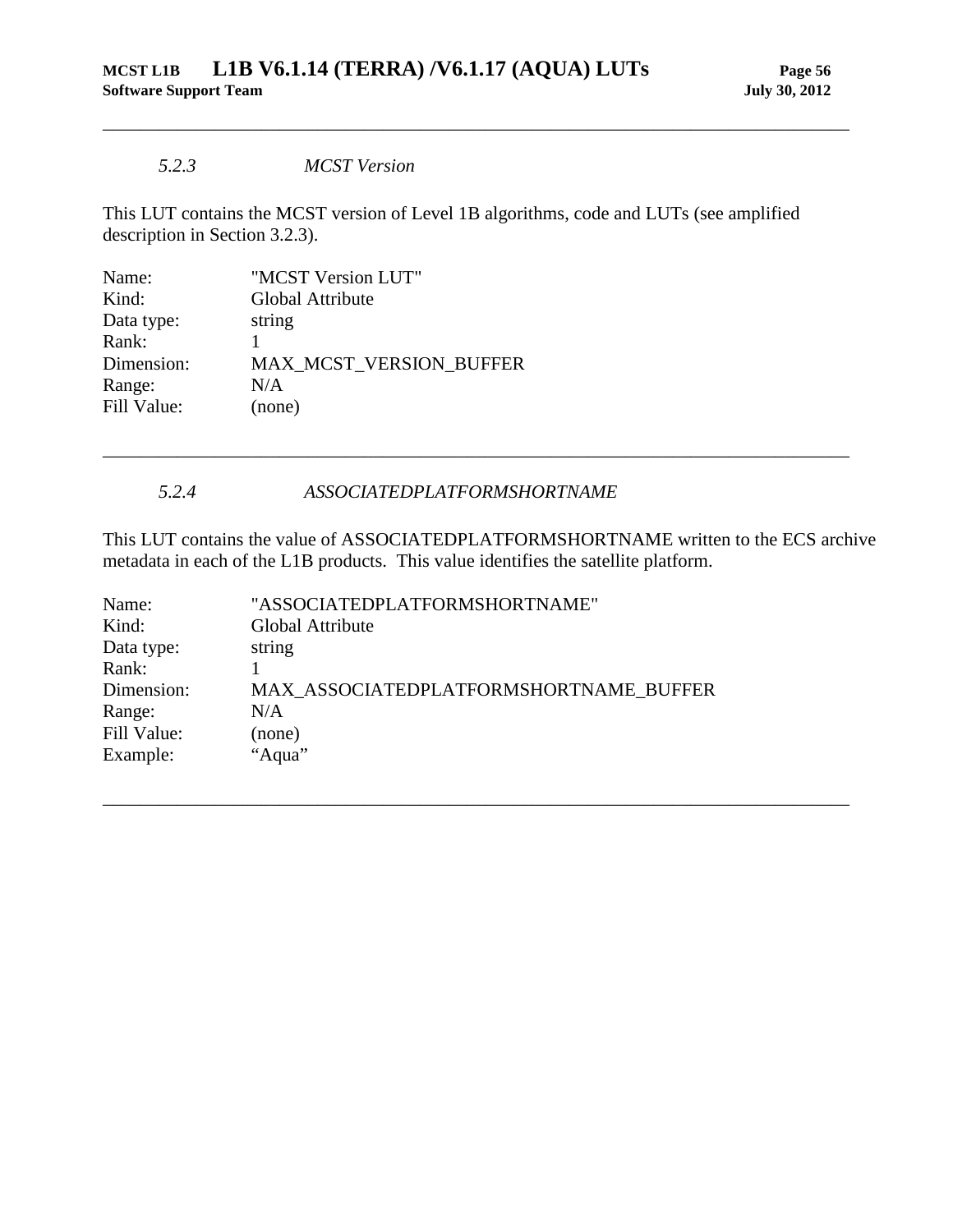### *5.2.3 MCST Version*

This LUT contains the MCST version of Level 1B algorithms, code and LUTs (see amplified description in Section 3.2.3).

| | |
|---|---|
| Name: | "MCST Version LUT" |
| Kind: | Global Attribute |
| Data type: | string |
| Rank: | 1 |
| Dimension: | MAX_MCST_VERSION_BUFFER |
| Range: | N/A |
| Fill Value: | (none) |

---

### *5.2.4 ASSOCIATEDPLATFORMSHORTNAME*

This LUT contains the value of ASSOCIATEDPLATFORMSHORTNAME written to the ECS archive metadata in each of the L1B products. This value identifies the satellite platform.

| | |
|---|---|
| Name: | "ASSOCIATEDPLATFORMSHORTNAME" |
| Kind: | Global Attribute |
| Data type: | string |
| Rank: | 1 |
| Dimension: | MAX_ASSOCIATEDPLATFORMSHORTNAME_BUFFER |
| Range: | N/A |
| Fill Value: | (none) |
| Example: | "Aqua" |

---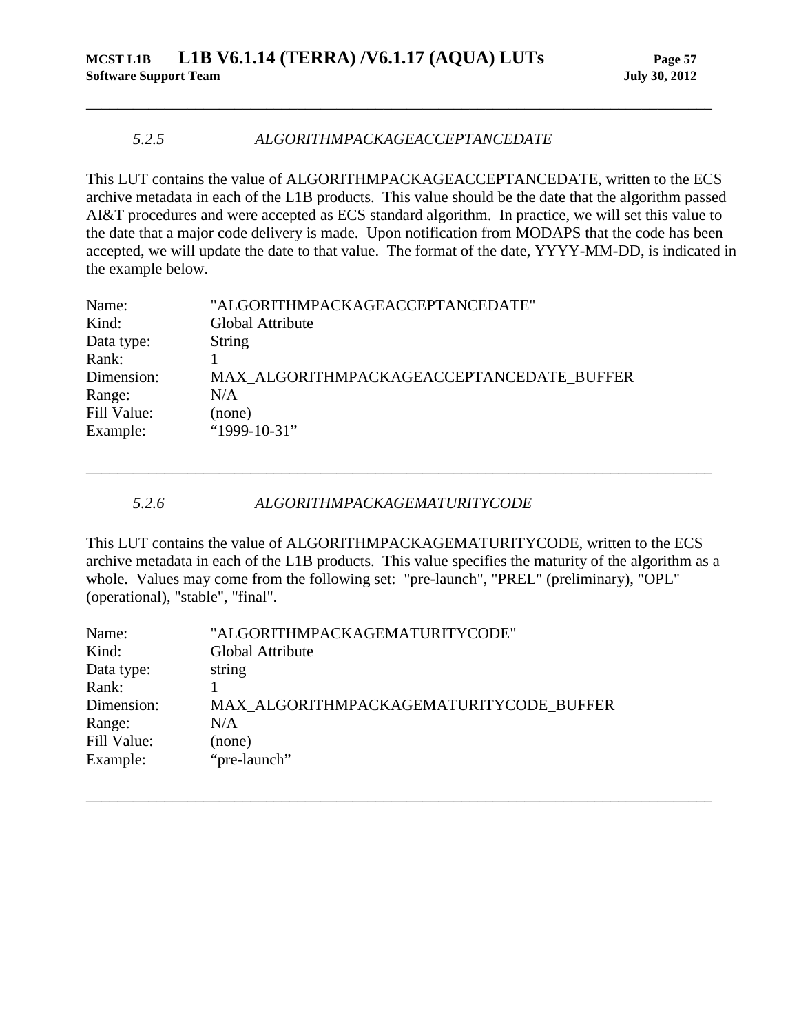### *5.2.5 ALGORITHMPACKAGEACCEPTANCEDATE*

This LUT contains the value of ALGORITHMPACKAGEACCEPTANCEDATE, written to the ECS archive metadata in each of the L1B products. This value should be the date that the algorithm passed AI&T procedures and were accepted as ECS standard algorithm. In practice, we will set this value to the date that a major code delivery is made. Upon notification from MODAPS that the code has been accepted, we will update the date to that value. The format of the date, YYYY-MM-DD, is indicated in the example below.

| | |
|---|---|
| Name: | "ALGORITHMPACKAGEACCEPTANCEDATE" |
| Kind: | Global Attribute |
| Data type: | String |
| Rank: | 1 |
| Dimension: | MAX_ALGORITHMPACKAGEACCEPTANCEDATE_BUFFER |
| Range: | N/A |
| Fill Value: | (none) |
| Example: | “1999-10-31” |

### *5.2.6 ALGORITHMPACKAGEMATURITYCODE*

This LUT contains the value of ALGORITHMPACKAGEMATURITYCODE, written to the ECS archive metadata in each of the L1B products. This value specifies the maturity of the algorithm as a whole. Values may come from the following set: "pre-launch", "PREL" (preliminary), "OPL" (operational), "stable", "final".

| | |
|---|---|
| Name: | "ALGORITHMPACKAGEMATURITYCODE" |
| Kind: | Global Attribute |
| Data type: | string |
| Rank: | 1 |
| Dimension: | MAX_ALGORITHMPACKAGEMATURITYCODE_BUFFER |
| Range: | N/A |
| Fill Value: | (none) |
| Example: | “pre-launch” |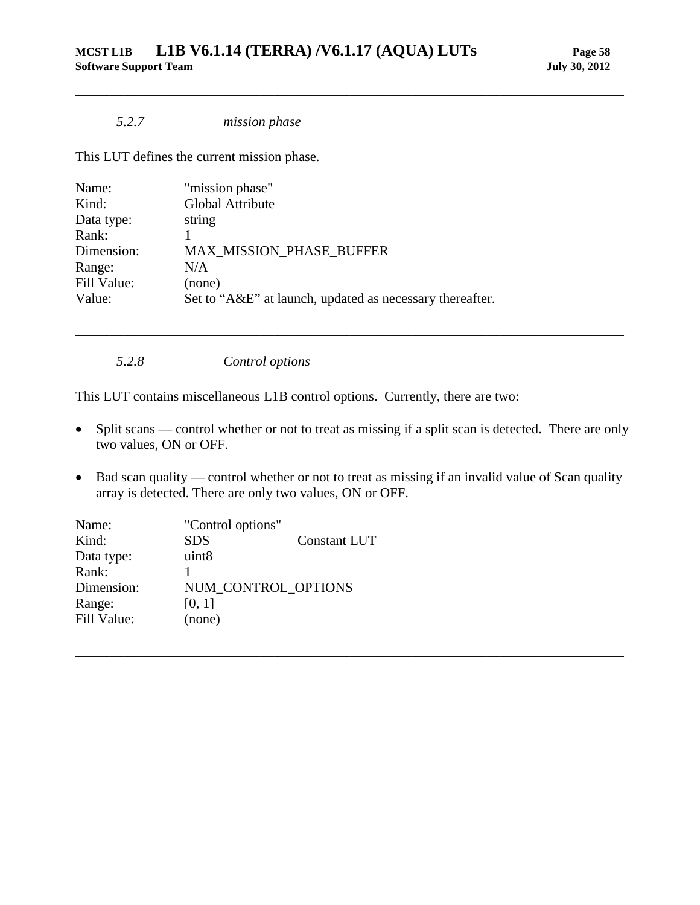### *5.2.7 mission phase*

This LUT defines the current mission phase.

| | |
|---|---|
| Name: | "mission phase" |
| Kind: | Global Attribute |
| Data type: | string |
| Rank: | 1 |
| Dimension: | MAX_MISSION_PHASE_BUFFER |
| Range: | N/A |
| Fill Value: | (none) |
| Value: | Set to "A&E" at launch, updated as necessary thereafter. |

---

### *5.2.8 Control options*

This LUT contains miscellaneous L1B control options. Currently, there are two:

- Split scans — control whether or not to treat as missing if a split scan is detected. There are only two values, ON or OFF.
- Bad scan quality — control whether or not to treat as missing if an invalid value of Scan quality array is detected. There are only two values, ON or OFF.

| | | |
|---|---|---|
| Name: | "Control options" | |
| Kind: | SDS | Constant LUT |
| Data type: | uint8 | |
| Rank: | 1 | |
| Dimension: | NUM_CONTROL_OPTIONS | |
| Range: | [0, 1] | |
| Fill Value: | (none) | |

---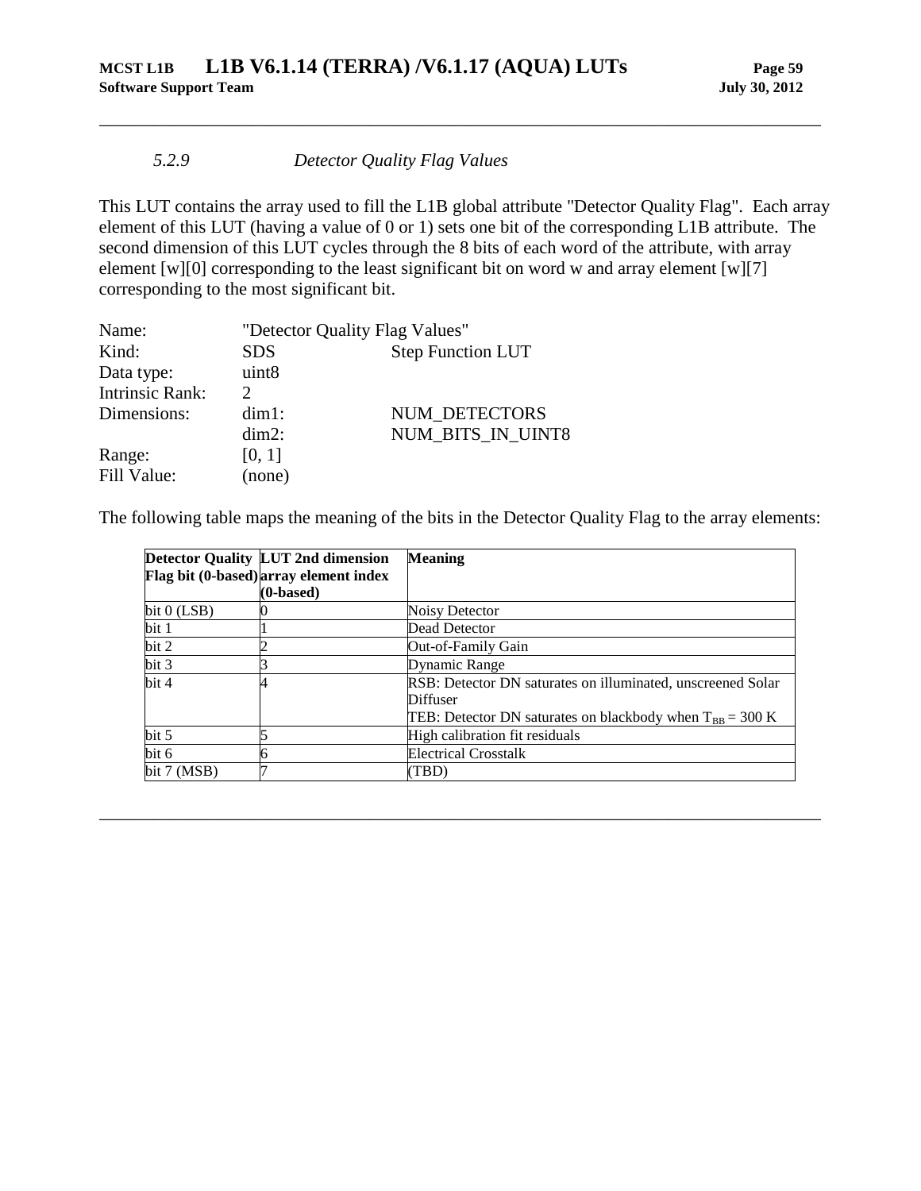### *5.2.9 Detector Quality Flag Values*

This LUT contains the array used to fill the L1B global attribute "Detector Quality Flag". Each array element of this LUT (having a value of 0 or 1) sets one bit of the corresponding L1B attribute. The second dimension of this LUT cycles through the 8 bits of each word of the attribute, with array element [w][0] corresponding to the least significant bit on word w and array element [w][7] corresponding to the most significant bit.

| | | |
|---|---|---|
| Name: | "Detector Quality Flag Values" | |
| Kind: | SDS | Step Function LUT |
| Data type: | uint8 | |
| Intrinsic Rank: | 2 | |
| Dimensions: | dim1: | NUM_DETECTORS |
| | dim2: | NUM_BITS_IN_UINT8 |
| Range: | [0, 1] | |
| Fill Value: | (none) | |

The following table maps the meaning of the bits in the Detector Quality Flag to the array elements:

| **Detector Quality Flag bit (0-based)** | **LUT 2nd dimension array element index (0-based)** | **Meaning** |
|---|---|---|
| bit 0 (LSB) | 0 | Noisy Detector |
| bit 1 | 1 | Dead Detector |
| bit 2 | 2 | Out-of-Family Gain |
| bit 3 | 3 | Dynamic Range |
| bit 4 | 4 | RSB: Detector DN saturates on illuminated, unscreened Solar Diffuser<br>TEB: Detector DN saturates on blackbody when $T_{BB}$ = 300 K |
| bit 5 | 5 | High calibration fit residuals |
| bit 6 | 6 | Electrical Crosstalk |
| bit 7 (MSB) | 7 | (TBD) |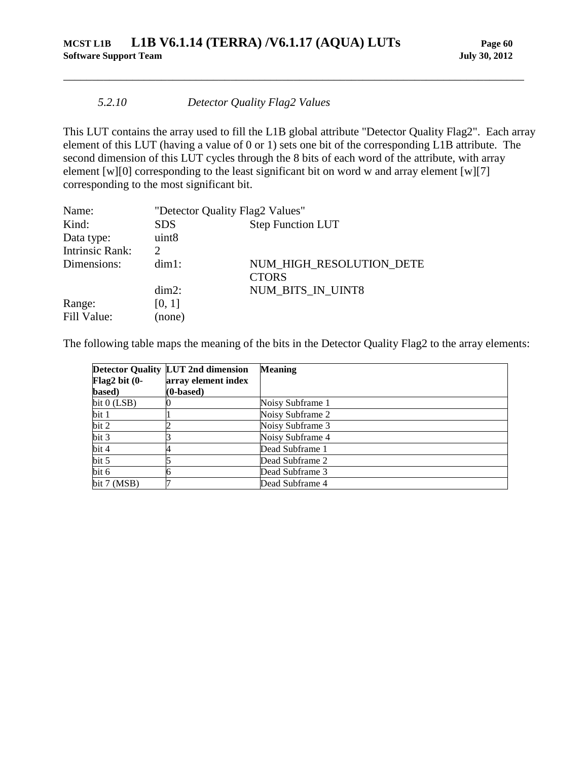### *5.2.10 Detector Quality Flag2 Values*

This LUT contains the array used to fill the L1B global attribute "Detector Quality Flag2". Each array element of this LUT (having a value of 0 or 1) sets one bit of the corresponding L1B attribute. The second dimension of this LUT cycles through the 8 bits of each word of the attribute, with array element [w][0] corresponding to the least significant bit on word w and array element [w][7] corresponding to the most significant bit.

| | | |
|---|---|---|
| Name: | "Detector Quality Flag2 Values" | |
| Kind: | SDS | Step Function LUT |
| Data type: | uint8 | |
| Intrinsic Rank: | 2 | |
| Dimensions: | dim1: | NUM_HIGH_RESOLUTION_DETECTORS |
| | dim2: | NUM_BITS_IN_UINT8 |
| Range: | [0, 1] | |
| Fill Value: | (none) | |

The following table maps the meaning of the bits in the Detector Quality Flag2 to the array elements:

| Detector Quality Flag2 bit (0-based) | LUT 2nd dimension array element index (0-based) | Meaning |
|---|---|---|
| bit 0 (LSB) | 0 | Noisy Subframe 1 |
| bit 1 | 1 | Noisy Subframe 2 |
| bit 2 | 2 | Noisy Subframe 3 |
| bit 3 | 3 | Noisy Subframe 4 |
| bit 4 | 4 | Dead Subframe 1 |
| bit 5 | 5 | Dead Subframe 2 |
| bit 6 | 6 | Dead Subframe 3 |
| bit 7 (MSB) | 7 | Dead Subframe 4 |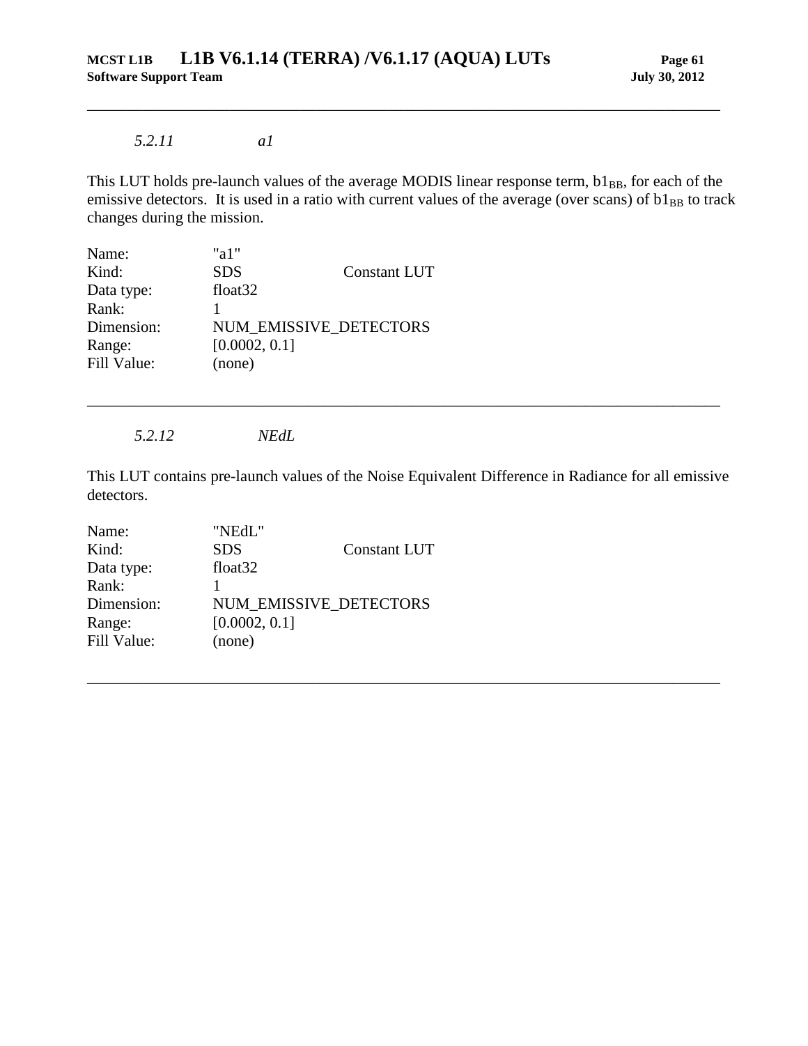### *5.2.11 a1*

This LUT holds pre-launch values of the average MODIS linear response term, $b1_{BB}$, for each of the emissive detectors. It is used in a ratio with current values of the average (over scans) of $b1_{BB}$ to track changes during the mission.

| | | |
|---|---|---|
| Name: | "a1" | |
| Kind: | SDS | Constant LUT |
| Data type: | float32 | |
| Rank: | 1 | |
| Dimension: | NUM_EMISSIVE_DETECTORS | |
| Range: | [0.0002, 0.1] | |
| Fill Value: | (none) | |

---

### *5.2.12 NEdL*

This LUT contains pre-launch values of the Noise Equivalent Difference in Radiance for all emissive detectors.

| | | |
|---|---|---|
| Name: | "NEdL" | |
| Kind: | SDS | Constant LUT |
| Data type: | float32 | |
| Rank: | 1 | |
| Dimension: | NUM_EMISSIVE_DETECTORS | |
| Range: | [0.0002, 0.1] | |
| Fill Value: | (none) | |

---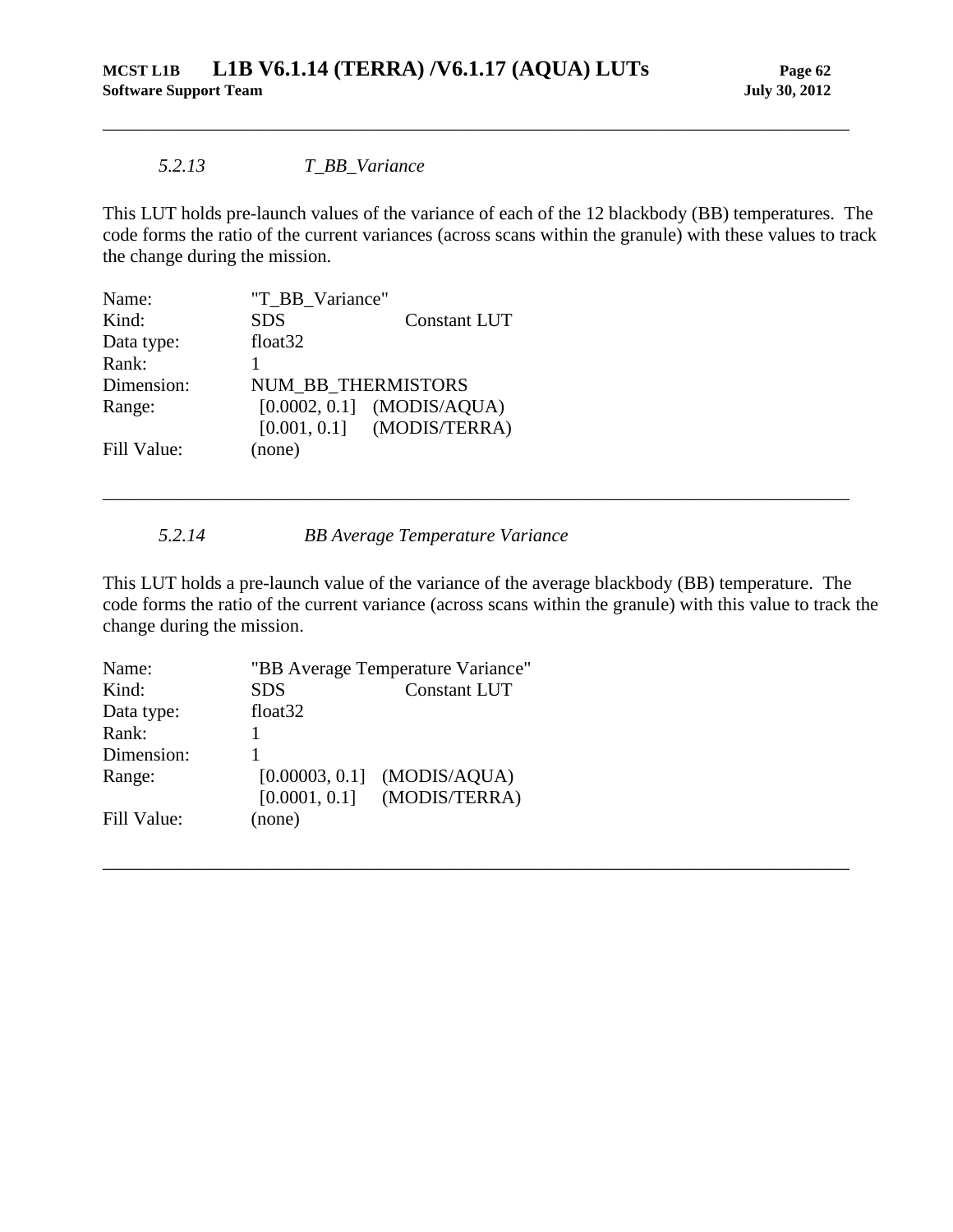#### *5.2.13 T_BB_Variance*

This LUT holds pre-launch values of the variance of each of the 12 blackbody (BB) temperatures. The code forms the ratio of the current variances (across scans within the granule) with these values to track the change during the mission.

| | | |
|---|---|---|
| Name: | "T_BB_Variance" | |
| Kind: | SDS | Constant LUT |
| Data type: | float32 | |
| Rank: | 1 | |
| Dimension: | NUM_BB_THERMISTORS | |
| Range: | [0.0002, 0.1] | (MODIS/AQUA) |
| | [0.001, 0.1] | (MODIS/TERRA) |
| Fill Value: | (none) | |

---

#### *5.2.14 BB Average Temperature Variance*

This LUT holds a pre-launch value of the variance of the average blackbody (BB) temperature. The code forms the ratio of the current variance (across scans within the granule) with this value to track the change during the mission.

| | | |
|---|---|---|
| Name: | "BB Average Temperature Variance" | |
| Kind: | SDS | Constant LUT |
| Data type: | float32 | |
| Rank: | 1 | |
| Dimension: | 1 | |
| Range: | [0.00003, 0.1] | (MODIS/AQUA) |
| | [0.0001, 0.1] | (MODIS/TERRA) |
| Fill Value: | (none) | |

---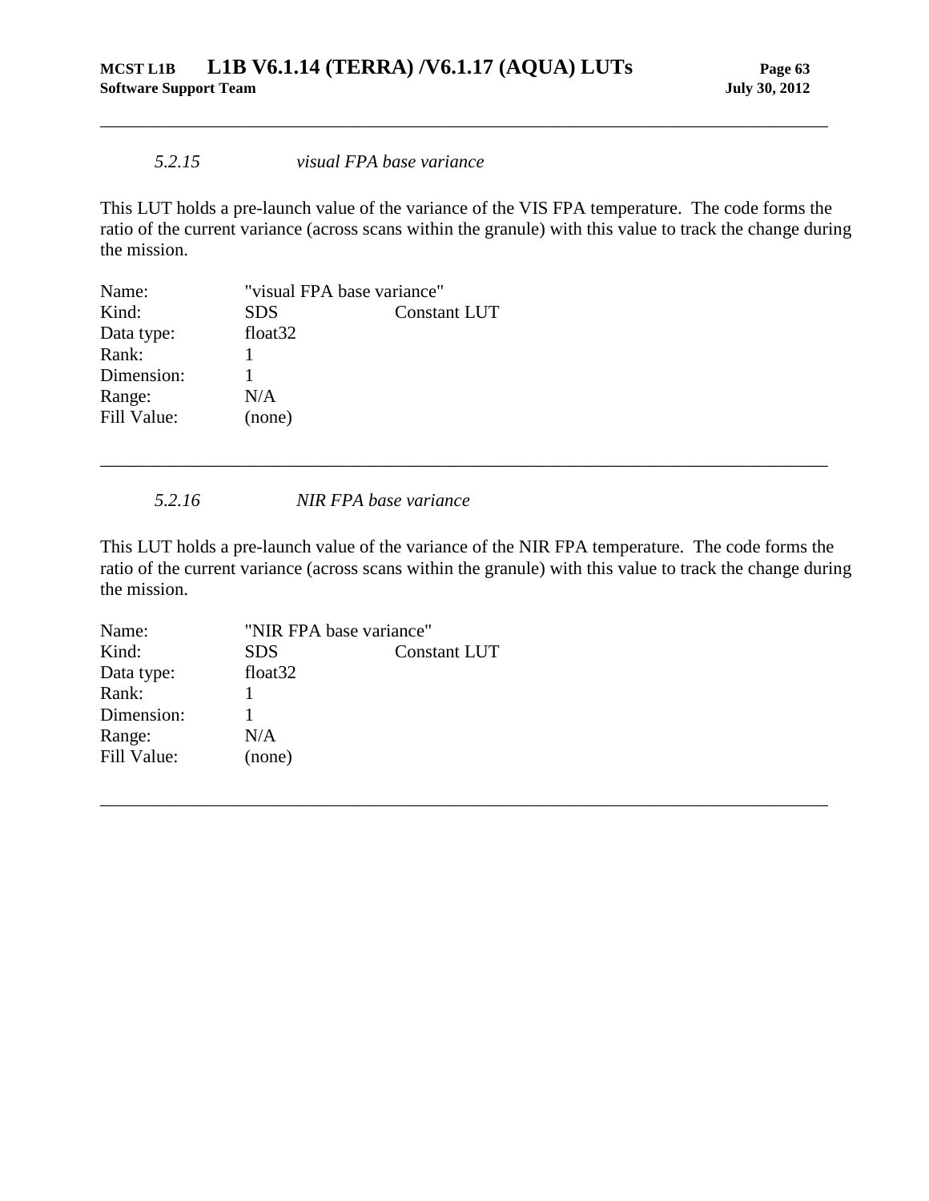#### *5.2.15 visual FPA base variance*

This LUT holds a pre-launch value of the variance of the VIS FPA temperature. The code forms the ratio of the current variance (across scans within the granule) with this value to track the change during the mission.

| | | |
|---|---|---|
| Name: | "visual FPA base variance" | |
| Kind: | SDS | Constant LUT |
| Data type: | float32 | |
| Rank: | 1 | |
| Dimension: | 1 | |
| Range: | N/A | |
| Fill Value: | (none) | |

---

#### *5.2.16 NIR FPA base variance*

This LUT holds a pre-launch value of the variance of the NIR FPA temperature. The code forms the ratio of the current variance (across scans within the granule) with this value to track the change during the mission.

| | | |
|---|---|---|
| Name: | "NIR FPA base variance" | |
| Kind: | SDS | Constant LUT |
| Data type: | float32 | |
| Rank: | 1 | |
| Dimension: | 1 | |
| Range: | N/A | |
| Fill Value: | (none) | |

---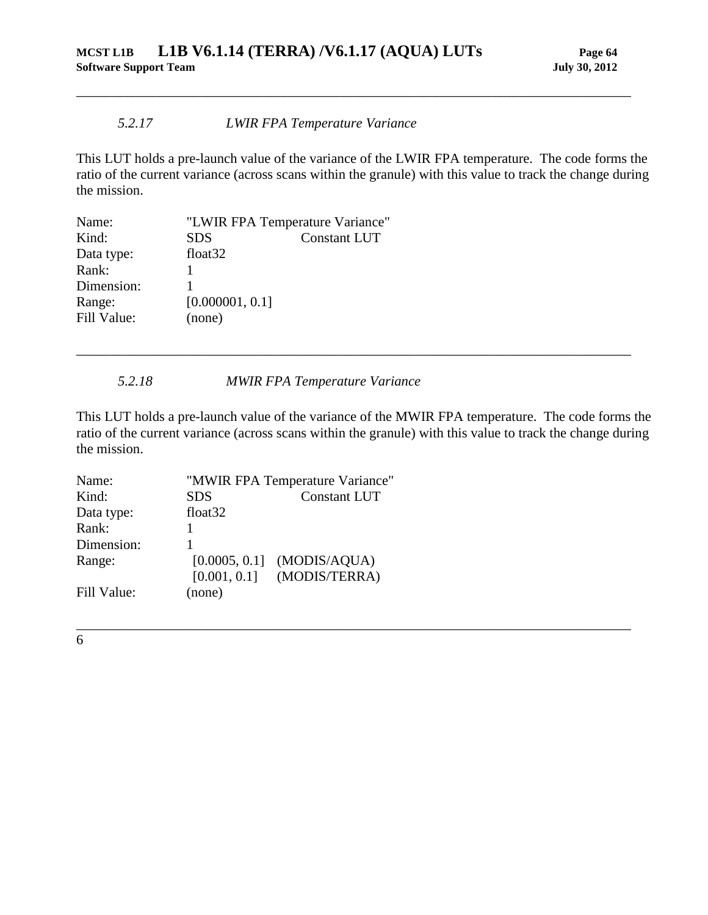#### 5.2.17 LWIR FPA Temperature Variance

This LUT holds a pre-launch value of the variance of the LWIR FPA temperature. The code forms the ratio of the current variance (across scans within the granule) with this value to track the change during the mission.

| | | |
|---|---|---|
| Name: | "LWIR FPA Temperature Variance" | |
| Kind: | SDS | Constant LUT |
| Data type: | float32 | |
| Rank: | 1 | |
| Dimension: | 1 | |
| Range: | [0.000001, 0.1] | |
| Fill Value: | (none) | |

---

#### 5.2.18 MWIR FPA Temperature Variance

This LUT holds a pre-launch value of the variance of the MWIR FPA temperature. The code forms the ratio of the current variance (across scans within the granule) with this value to track the change during the mission.

| | | |
|---|---|---|
| Name: | "MWIR FPA Temperature Variance" | |
| Kind: | SDS | Constant LUT |
| Data type: | float32 | |
| Rank: | 1 | |
| Dimension: | 1 | |
| Range: | [0.0005, 0.1] | (MODIS/AQUA) |
| | [0.001, 0.1] | (MODIS/TERRA) |
| Fill Value: | (none) | |

---

6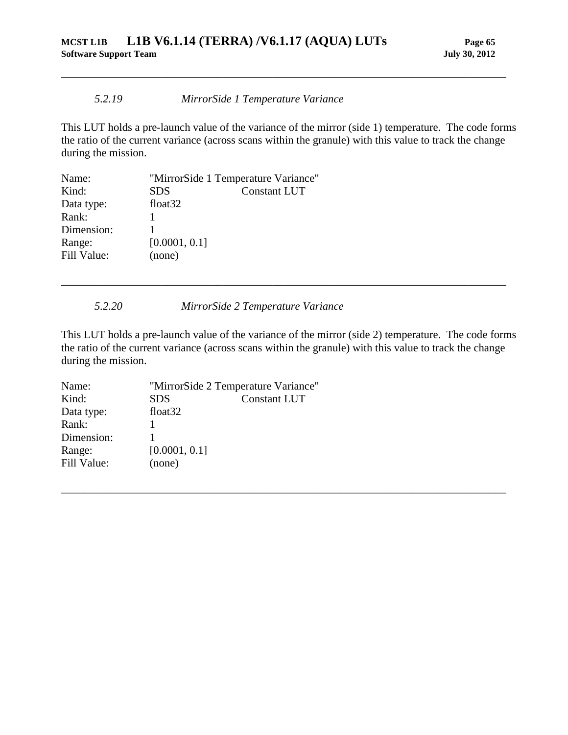### *5.2.19 MirrorSide 1 Temperature Variance*

This LUT holds a pre-launch value of the variance of the mirror (side 1) temperature. The code forms the ratio of the current variance (across scans within the granule) with this value to track the change during the mission.

| | | |
|---|---|---|
| Name: | "MirrorSide 1 Temperature Variance" | |
| Kind: | SDS | Constant LUT |
| Data type: | float32 | |
| Rank: | 1 | |
| Dimension: | 1 | |
| Range: | [0.0001, 0.1] | |
| Fill Value: | (none) | |

---

### *5.2.20 MirrorSide 2 Temperature Variance*

This LUT holds a pre-launch value of the variance of the mirror (side 2) temperature. The code forms the ratio of the current variance (across scans within the granule) with this value to track the change during the mission.

| | | |
|---|---|---|
| Name: | "MirrorSide 2 Temperature Variance" | |
| Kind: | SDS | Constant LUT |
| Data type: | float32 | |
| Rank: | 1 | |
| Dimension: | 1 | |
| Range: | [0.0001, 0.1] | |
| Fill Value: | (none) | |

---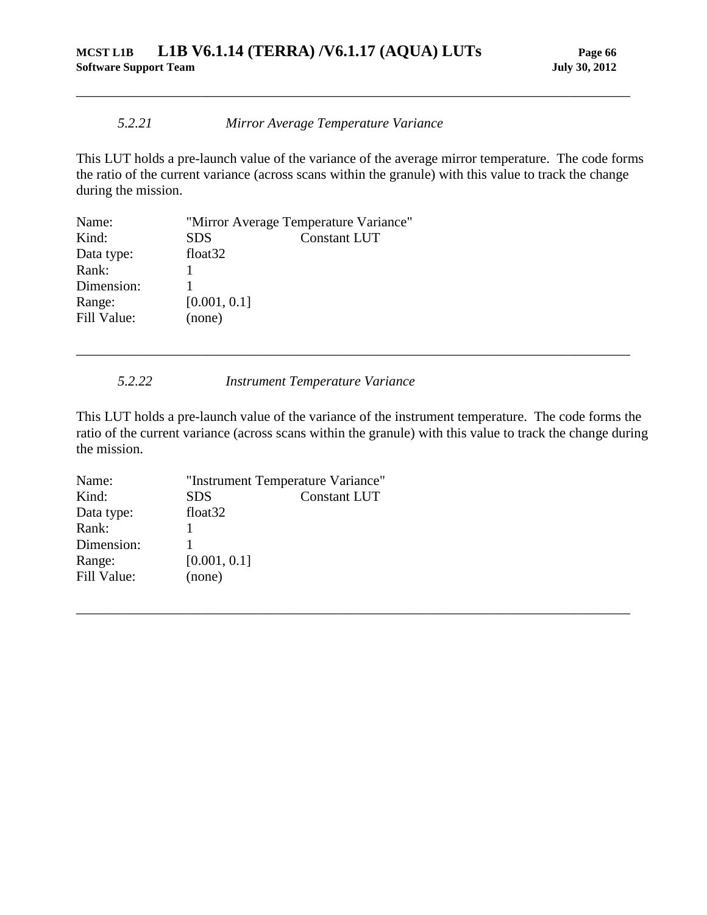#### 5.2.21 *Mirror Average Temperature Variance*

This LUT holds a pre-launch value of the variance of the average mirror temperature. The code forms the ratio of the current variance (across scans within the granule) with this value to track the change during the mission.

| | | |
|---|---|---|
| Name: | "Mirror Average Temperature Variance" | |
| Kind: | SDS | Constant LUT |
| Data type: | float32 | |
| Rank: | 1 | |
| Dimension: | 1 | |
| Range: | [0.001, 0.1] | |
| Fill Value: | (none) | |

---

#### 5.2.22 *Instrument Temperature Variance*

This LUT holds a pre-launch value of the variance of the instrument temperature. The code forms the ratio of the current variance (across scans within the granule) with this value to track the change during the mission.

| | | |
|---|---|---|
| Name: | "Instrument Temperature Variance" | |
| Kind: | SDS | Constant LUT |
| Data type: | float32 | |
| Rank: | 1 | |
| Dimension: | 1 | |
| Range: | [0.001, 0.1] | |
| Fill Value: | (none) | |

---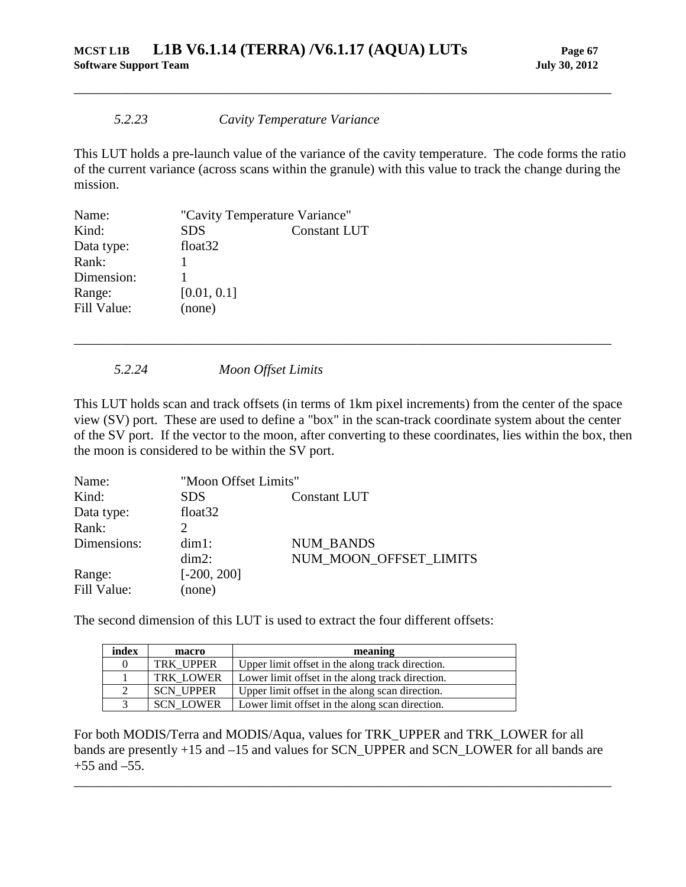### *5.2.23 Cavity Temperature Variance*

This LUT holds a pre-launch value of the variance of the cavity temperature. The code forms the ratio of the current variance (across scans within the granule) with this value to track the change during the mission.

| | | |
|---|---|---|
| Name: | "Cavity Temperature Variance" | |
| Kind: | SDS | Constant LUT |
| Data type: | float32 | |
| Rank: | 1 | |
| Dimension: | 1 | |
| Range: | [0.01, 0.1] | |
| Fill Value: | (none) | |

---

### *5.2.24 Moon Offset Limits*

This LUT holds scan and track offsets (in terms of 1km pixel increments) from the center of the space view (SV) port. These are used to define a "box" in the scan-track coordinate system about the center of the SV port. If the vector to the moon, after converting to these coordinates, lies within the box, then the moon is considered to be within the SV port.

| | | |
|---|---|---|
| Name: | "Moon Offset Limits" | |
| Kind: | SDS | Constant LUT |
| Data type: | float32 | |
| Rank: | 2 | |
| Dimensions: | dim1: | NUM_BANDS |
| | dim2: | NUM_MOON_OFFSET_LIMITS |
| Range: | [-200, 200] | |
| Fill Value: | (none) | |

The second dimension of this LUT is used to extract the four different offsets:

| index | macro | meaning |
|---|---|---|
| 0 | TRK_UPPER | Upper limit offset in the along track direction. |
| 1 | TRK_LOWER | Lower limit offset in the along track direction. |
| 2 | SCN_UPPER | Upper limit offset in the along scan direction. |
| 3 | SCN_LOWER | Lower limit offset in the along scan direction. |

For both MODIS/Terra and MODIS/Aqua, values for TRK_UPPER and TRK_LOWER for all bands are presently +15 and –15 and values for SCN_UPPER and SCN_LOWER for all bands are +55 and –55.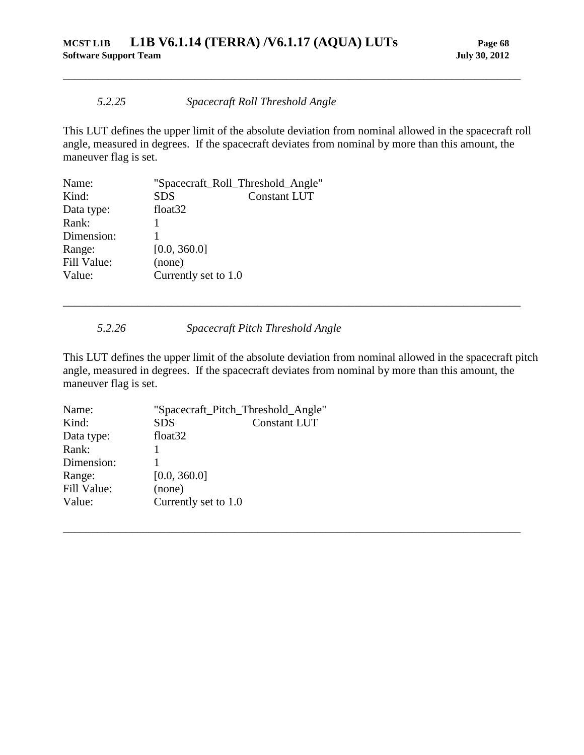### *5.2.25 Spacecraft Roll Threshold Angle*

This LUT defines the upper limit of the absolute deviation from nominal allowed in the spacecraft roll angle, measured in degrees. If the spacecraft deviates from nominal by more than this amount, the maneuver flag is set.

| | | |
|---|---|---|
| Name: | "Spacecraft_Roll_Threshold_Angle" | |
| Kind: | SDS | Constant LUT |
| Data type: | float32 | |
| Rank: | 1 | |
| Dimension: | 1 | |
| Range: | [0.0, 360.0] | |
| Fill Value: | (none) | |
| Value: | Currently set to 1.0 | |

---

### *5.2.26 Spacecraft Pitch Threshold Angle*

This LUT defines the upper limit of the absolute deviation from nominal allowed in the spacecraft pitch angle, measured in degrees. If the spacecraft deviates from nominal by more than this amount, the maneuver flag is set.

| | | |
|---|---|---|
| Name: | "Spacecraft_Pitch_Threshold_Angle" | |
| Kind: | SDS | Constant LUT |
| Data type: | float32 | |
| Rank: | 1 | |
| Dimension: | 1 | |
| Range: | [0.0, 360.0] | |
| Fill Value: | (none) | |
| Value: | Currently set to 1.0 | |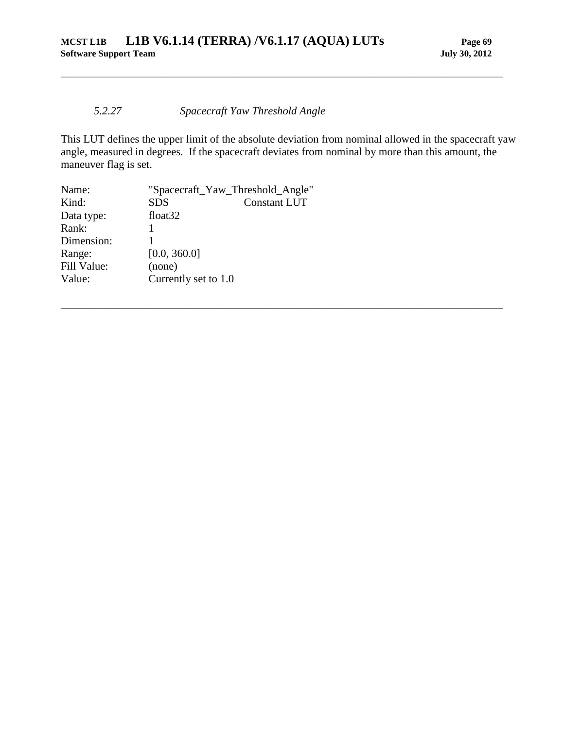### 5.2.27 *Spacecraft Yaw Threshold Angle*

This LUT defines the upper limit of the absolute deviation from nominal allowed in the spacecraft yaw angle, measured in degrees. If the spacecraft deviates from nominal by more than this amount, the maneuver flag is set.

| | | |
|---|---|---|
| Name: | "Spacecraft_Yaw_Threshold_Angle" | |
| Kind: | SDS | Constant LUT |
| Data type: | float32 | |
| Rank: | 1 | |
| Dimension: | 1 | |
| Range: | [0.0, 360.0] | |
| Fill Value: | (none) | |
| Value: | Currently set to 1.0 | |